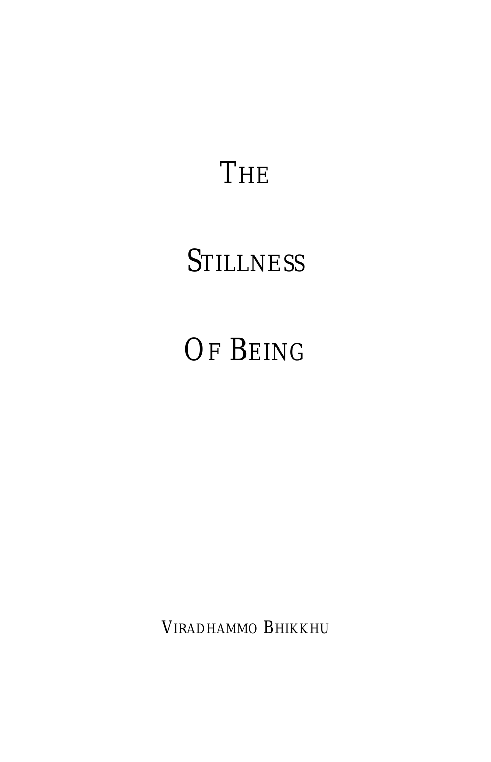# The Stillness Of Being

Viradhammo Bhikkhu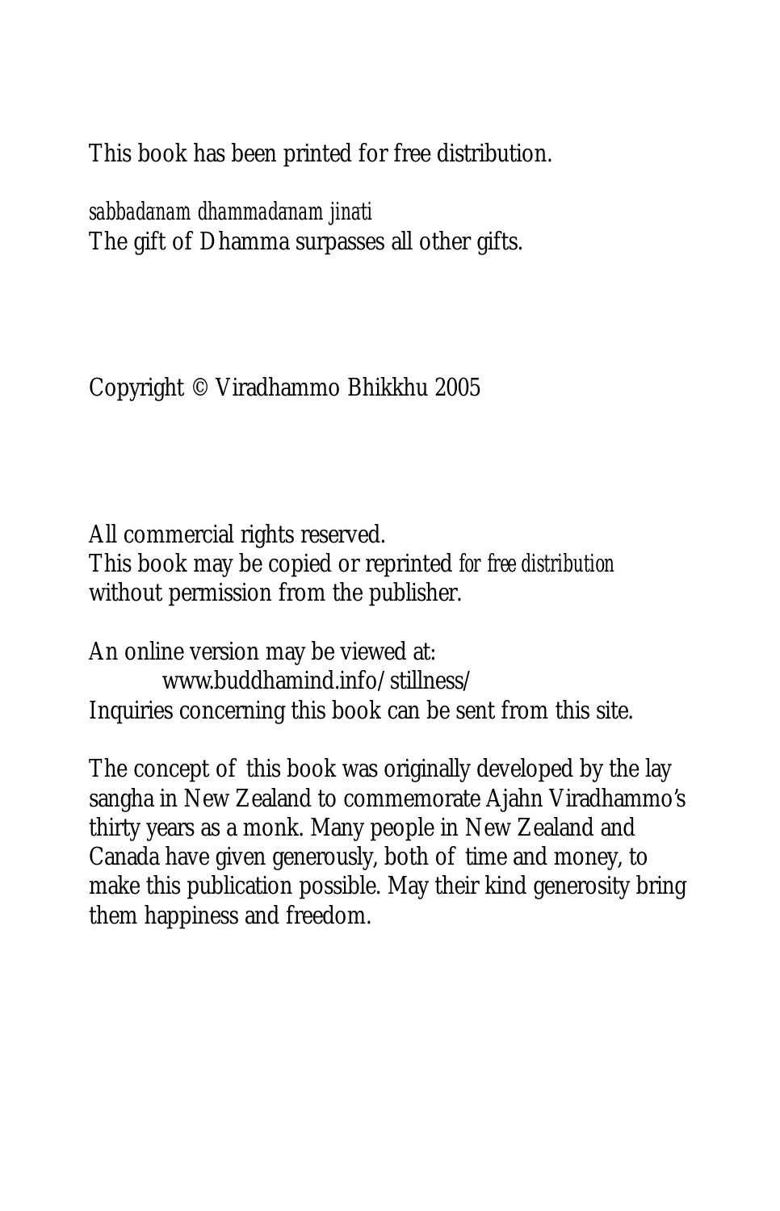This book has been printed for free distribution.

*sabbadanam dhammadanam jinati*
The gift of Dhamma surpasses all other gifts.

Copyright © Viradhammo Bhikkhu 2005

All commercial rights reserved.
This book may be copied or reprinted *for free distribution* without permission from the publisher.

An online version may be viewed at:
www.buddhamind.info/stillness/
Inquiries concerning this book can be sent from this site.

The concept of this book was originally developed by the lay sangha in New Zealand to commemorate Ajahn Viradhammo's thirty years as a monk. Many people in New Zealand and Canada have given generously, both of time and money, to make this publication possible. May their kind generosity bring them happiness and freedom.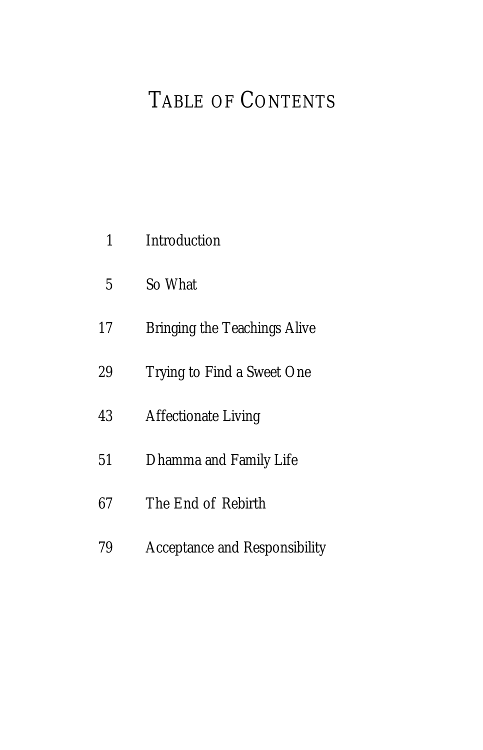# Table of Contents

| | |
|---|---|
| 1 | Introduction |
| 5 | So What |
| 17 | Bringing the Teachings Alive |
| 29 | Trying to Find a Sweet One |
| 43 | Affectionate Living |
| 51 | Dhamma and Family Life |
| 67 | The End of Rebirth |
| 79 | Acceptance and Responsibility |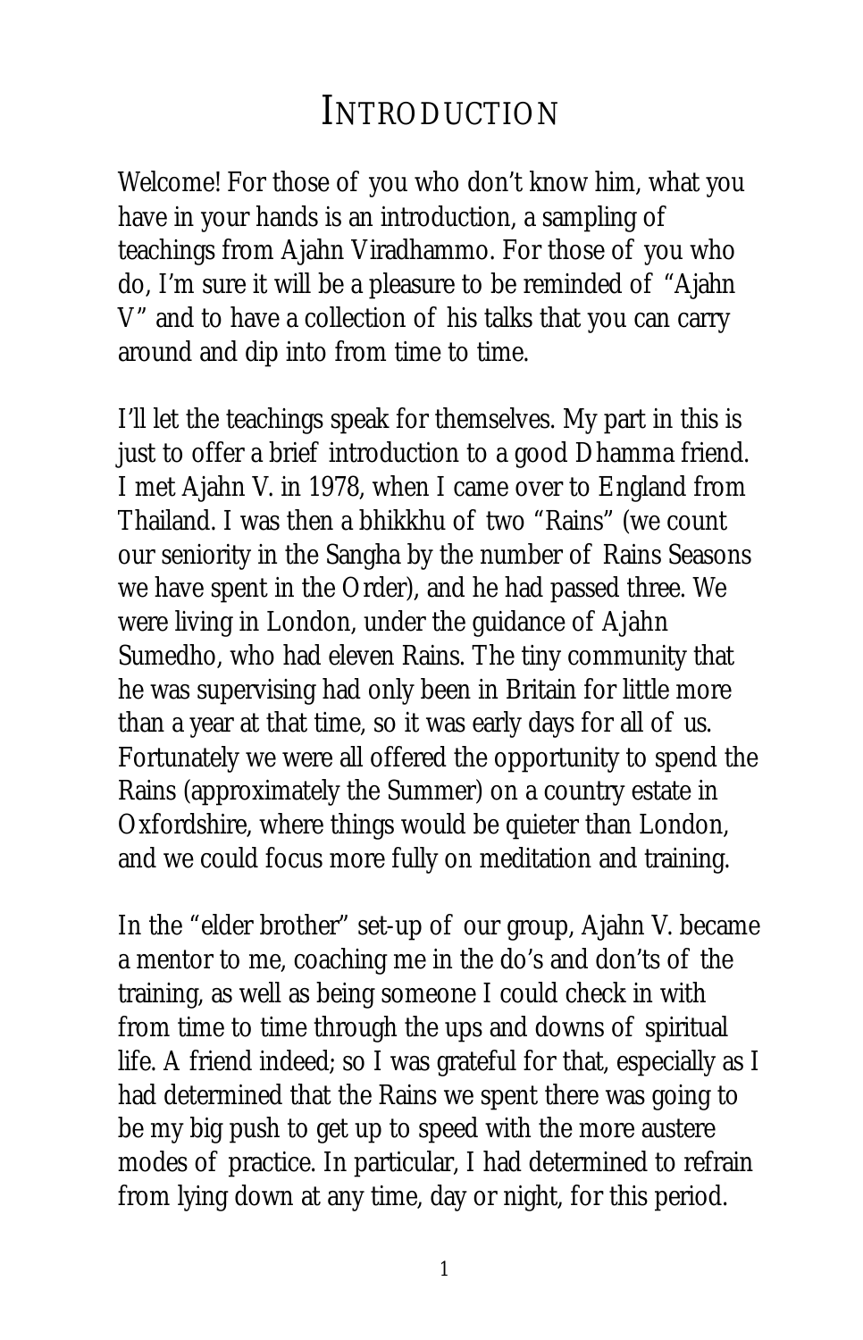# Introduction

Welcome! For those of you who don't know him, what you have in your hands is an introduction, a sampling of teachings from Ajahn Viradhammo. For those of you who do, I'm sure it will be a pleasure to be reminded of "Ajahn V" and to have a collection of his talks that you can carry around and dip into from time to time.

I'll let the teachings speak for themselves. My part in this is just to offer a brief introduction to a good Dhamma friend. I met Ajahn V. in 1978, when I came over to England from Thailand. I was then a bhikkhu of two "Rains" (we count our seniority in the Sangha by the number of Rains Seasons we have spent in the Order), and he had passed three. We were living in London, under the guidance of Ajahn Sumedho, who had eleven Rains. The tiny community that he was supervising had only been in Britain for little more than a year at that time, so it was early days for all of us. Fortunately we were all offered the opportunity to spend the Rains (approximately the Summer) on a country estate in Oxfordshire, where things would be quieter than London, and we could focus more fully on meditation and training.

In the "elder brother" set-up of our group, Ajahn V. became a mentor to me, coaching me in the do's and don'ts of the training, as well as being someone I could check in with from time to time through the ups and downs of spiritual life. A friend indeed; so I was grateful for that, especially as I had determined that the Rains we spent there was going to be my big push to get up to speed with the more austere modes of practice. In particular, I had determined to refrain from lying down at any time, day or night, for this period.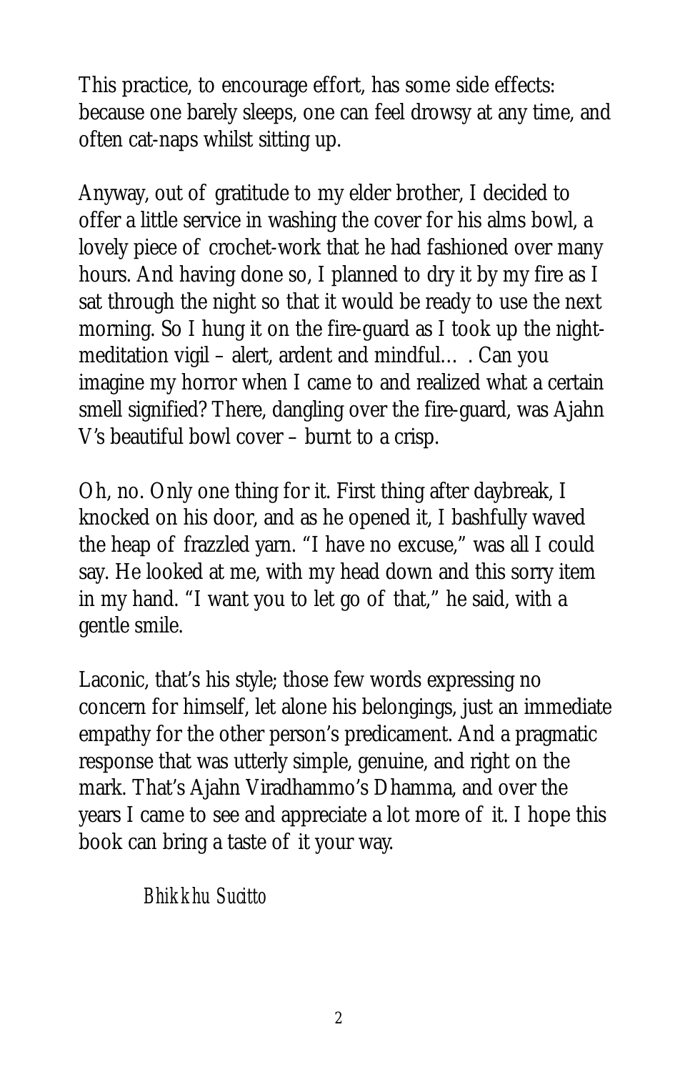This practice, to encourage effort, has some side effects: because one barely sleeps, one can feel drowsy at any time, and often cat-naps whilst sitting up.

Anyway, out of gratitude to my elder brother, I decided to offer a little service in washing the cover for his alms bowl, a lovely piece of crochet-work that he had fashioned over many hours. And having done so, I planned to dry it by my fire as I sat through the night so that it would be ready to use the next morning. So I hung it on the fire-guard as I took up the night-meditation vigil – alert, ardent and mindful… . Can you imagine my horror when I came to and realized what a certain smell signified? There, dangling over the fire-guard, was Ajahn V's beautiful bowl cover – burnt to a crisp.

Oh, no. Only one thing for it. First thing after daybreak, I knocked on his door, and as he opened it, I bashfully waved the heap of frazzled yarn. "I have no excuse," was all I could say. He looked at me, with my head down and this sorry item in my hand. "I want you to let go of that," he said, with a gentle smile.

Laconic, that's his style; those few words expressing no concern for himself, let alone his belongings, just an immediate empathy for the other person's predicament. And a pragmatic response that was utterly simple, genuine, and right on the mark. That's Ajahn Viradhammo's Dhamma, and over the years I came to see and appreciate a lot more of it. I hope this book can bring a taste of it your way.

*Bhikkhu Sucitto*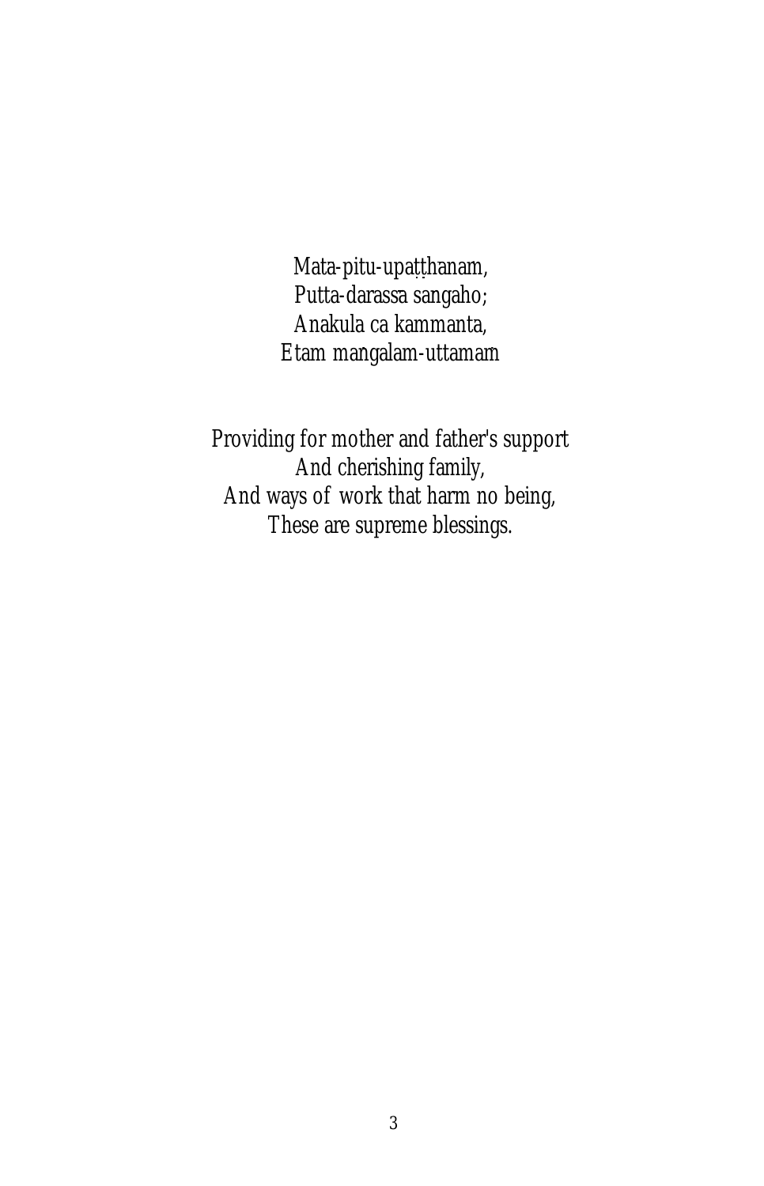Mata-pitu-upaṭṭhanam,  
Putta-darassa sangaho;  
Anakula ca kammanta,  
Etam mangalam-uttamam

Providing for mother and father's support  
And cherishing family,  
And ways of work that harm no being,  
These are supreme blessings.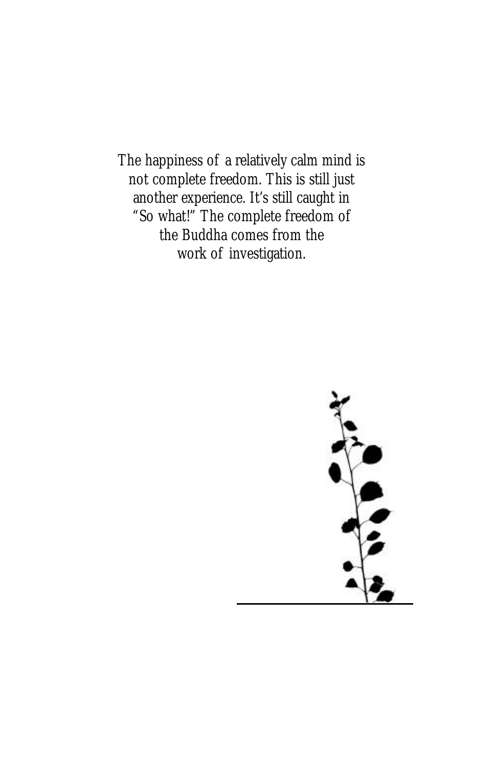The happiness of a relatively calm mind is not complete freedom. This is still just another experience. It's still caught in "So what!" The complete freedom of the Buddha comes from the work of investigation.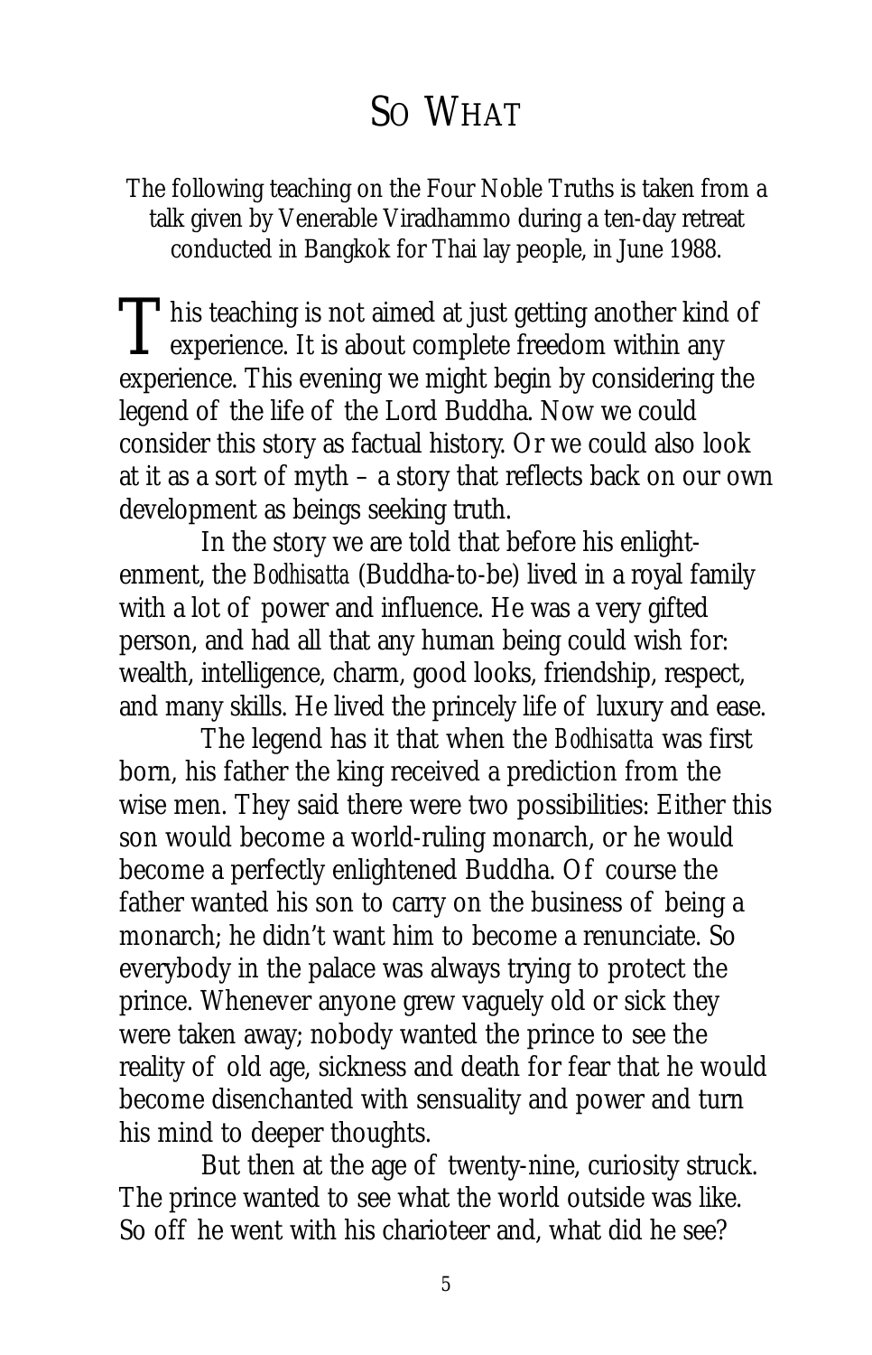# So What

*The following teaching on the Four Noble Truths is taken from a talk given by Venerable Viradhammo during a ten-day retreat conducted in Bangkok for Thai lay people, in June 1988.*

This teaching is not aimed at just getting another kind of experience. It is about complete freedom within any experience. This evening we might begin by considering the legend of the life of the Lord Buddha. Now we could consider this story as factual history. Or we could also look at it as a sort of myth – a story that reflects back on our own development as beings seeking truth.

In the story we are told that before his enlightenment, the *Bodhisatta* (Buddha-to-be) lived in a royal family with a lot of power and influence. He was a very gifted person, and had all that any human being could wish for: wealth, intelligence, charm, good looks, friendship, respect, and many skills. He lived the princely life of luxury and ease.

The legend has it that when the *Bodhisatta* was first born, his father the king received a prediction from the wise men. They said there were two possibilities: Either this son would become a world-ruling monarch, or he would become a perfectly enlightened Buddha. Of course the father wanted his son to carry on the business of being a monarch; he didn't want him to become a renunciate. So everybody in the palace was always trying to protect the prince. Whenever anyone grew vaguely old or sick they were taken away; nobody wanted the prince to see the reality of old age, sickness and death for fear that he would become disenchanted with sensuality and power and turn his mind to deeper thoughts.

But then at the age of twenty-nine, curiosity struck. The prince wanted to see what the world outside was like. So off he went with his charioteer and, what did he see?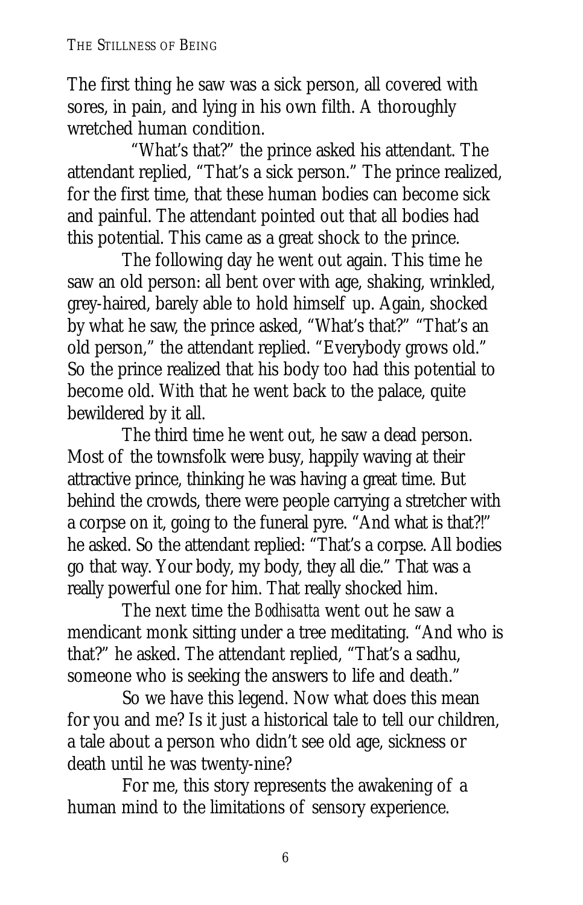The first thing he saw was a sick person, all covered with sores, in pain, and lying in his own filth. A thoroughly wretched human condition.

"What's that?" the prince asked his attendant. The attendant replied, "That's a sick person." The prince realized, for the first time, that these human bodies can become sick and painful. The attendant pointed out that all bodies had this potential. This came as a great shock to the prince.

The following day he went out again. This time he saw an old person: all bent over with age, shaking, wrinkled, grey-haired, barely able to hold himself up. Again, shocked by what he saw, the prince asked, "What's that?" "That's an old person," the attendant replied. "Everybody grows old." So the prince realized that his body too had this potential to become old. With that he went back to the palace, quite bewildered by it all.

The third time he went out, he saw a dead person. Most of the townsfolk were busy, happily waving at their attractive prince, thinking he was having a great time. But behind the crowds, there were people carrying a stretcher with a corpse on it, going to the funeral pyre. "And what is that?!" he asked. So the attendant replied: "That's a corpse. All bodies go that way. Your body, my body, they all die." That was a really powerful one for him. That really shocked him.

The next time the *Bodhisatta* went out he saw a mendicant monk sitting under a tree meditating. "And who is that?" he asked. The attendant replied, "That's a sadhu, someone who is seeking the answers to life and death."

So we have this legend. Now what does this mean for you and me? Is it just a historical tale to tell our children, a tale about a person who didn't see old age, sickness or death until he was twenty-nine?

For me, this story represents the awakening of a human mind to the limitations of sensory experience.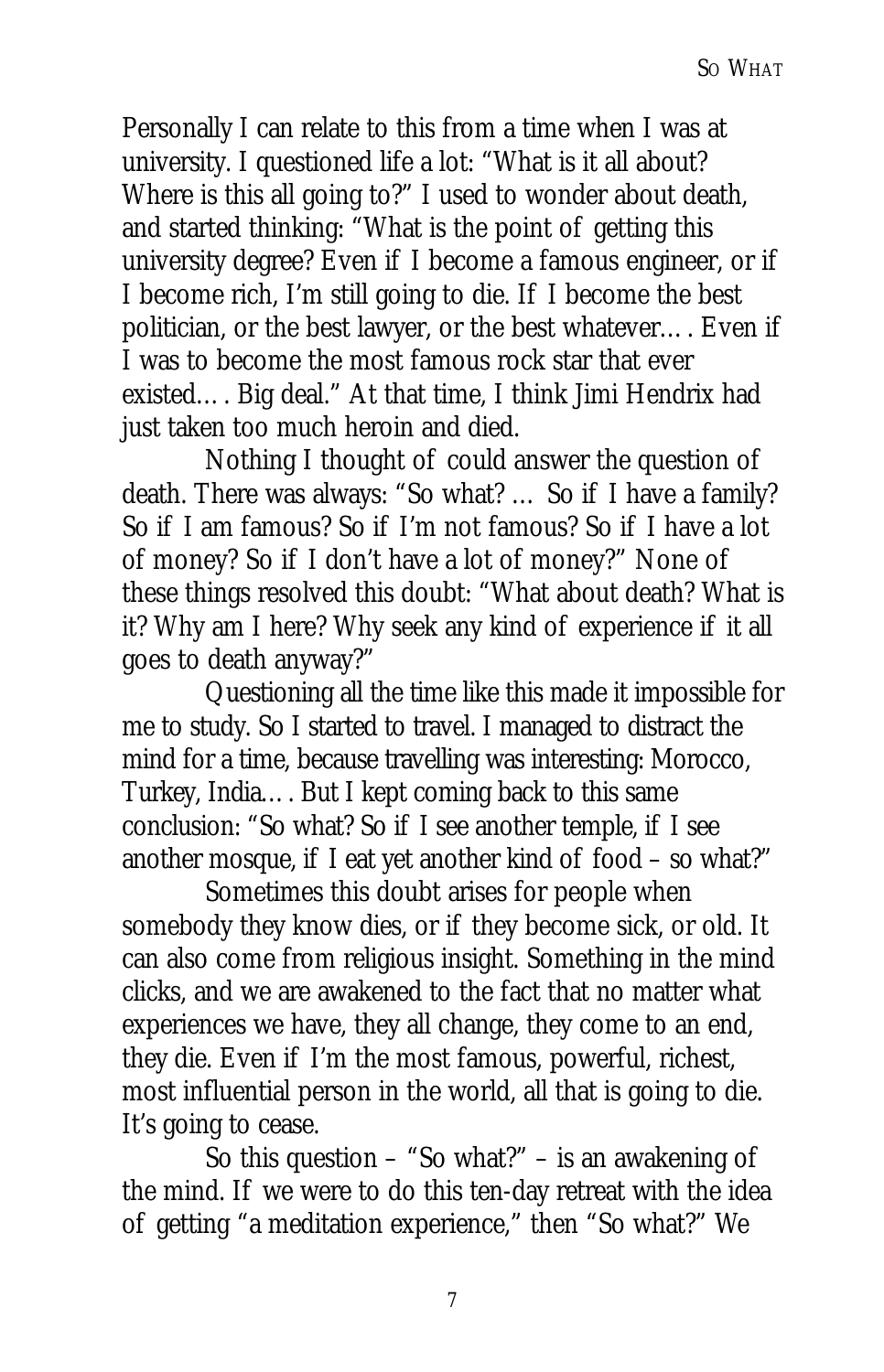Personally I can relate to this from a time when I was at university. I questioned life a lot: "What is it all about? Where is this all going to?" I used to wonder about death, and started thinking: "What is the point of getting this university degree? Even if I become a famous engineer, or if I become rich, I'm still going to die. If I become the best politician, or the best lawyer, or the best whatever…. Even if I was to become the most famous rock star that ever existed…. Big deal." At that time, I think Jimi Hendrix had just taken too much heroin and died.

Nothing I thought of could answer the question of death. There was always: "So what? … So if I have a family? So if I am famous? So if I'm not famous? So if I have a lot of money? So if I don't have a lot of money?" None of these things resolved this doubt: "What about death? What is it? Why am I here? Why seek any kind of experience if it all goes to death anyway?"

Questioning all the time like this made it impossible for me to study. So I started to travel. I managed to distract the mind for a time, because travelling was interesting: Morocco, Turkey, India…. But I kept coming back to this same conclusion: "So what? So if I see another temple, if I see another mosque, if I eat yet another kind of food – so what?"

Sometimes this doubt arises for people when somebody they know dies, or if they become sick, or old. It can also come from religious insight. Something in the mind clicks, and we are awakened to the fact that no matter what experiences we have, they all change, they come to an end, they die. Even if I'm the most famous, powerful, richest, most influential person in the world, all that is going to die. It's going to cease.

So this question – "So what?" – is an awakening of the mind. If we were to do this ten-day retreat with the idea of getting "a meditation experience," then "So what?" We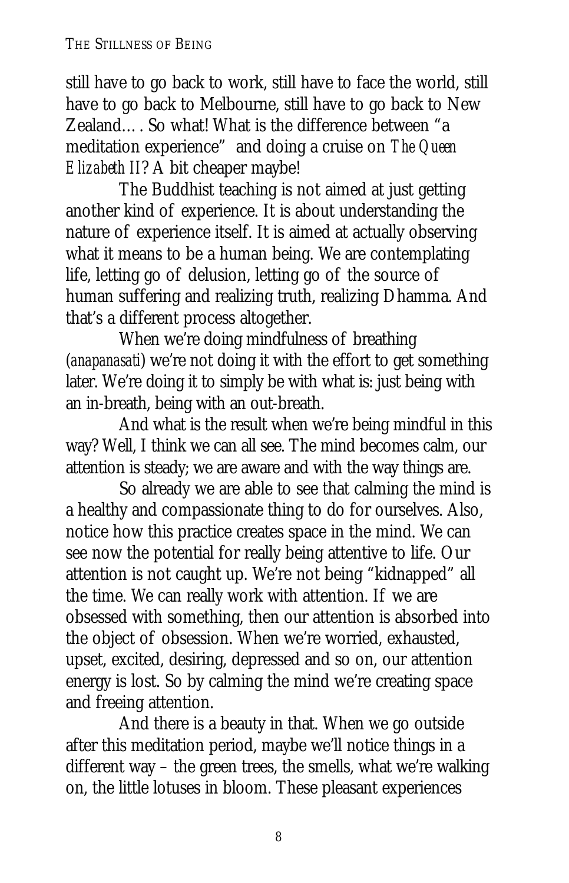still have to go back to work, still have to face the world, still have to go back to Melbourne, still have to go back to New Zealand…. So what! What is the difference between "a meditation experience" and doing a cruise on *The Queen Elizabeth II*? A bit cheaper maybe!

The Buddhist teaching is not aimed at just getting another kind of experience. It is about understanding the nature of experience itself. It is aimed at actually observing what it means to be a human being. We are contemplating life, letting go of delusion, letting go of the source of human suffering and realizing truth, realizing Dhamma. And that's a different process altogether.

When we're doing mindfulness of breathing (*anapanasati*) we're not doing it with the effort to get something later. We're doing it to simply be with what is: just being with an in-breath, being with an out-breath.

And what is the result when we're being mindful in this way? Well, I think we can all see. The mind becomes calm, our attention is steady; we are aware and with the way things are.

So already we are able to see that calming the mind is a healthy and compassionate thing to do for ourselves. Also, notice how this practice creates space in the mind. We can see now the potential for really being attentive to life. Our attention is not caught up. We're not being "kidnapped" all the time. We can really work with attention. If we are obsessed with something, then our attention is absorbed into the object of obsession. When we're worried, exhausted, upset, excited, desiring, depressed and so on, our attention energy is lost. So by calming the mind we're creating space and freeing attention.

And there is a beauty in that. When we go outside after this meditation period, maybe we'll notice things in a different way – the green trees, the smells, what we're walking on, the little lotuses in bloom. These pleasant experiences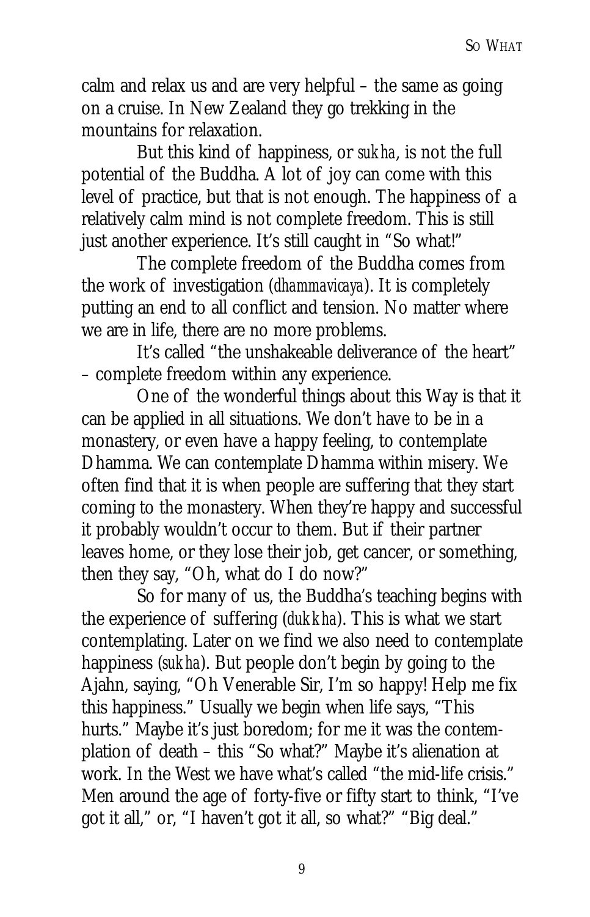calm and relax us and are very helpful – the same as going on a cruise. In New Zealand they go trekking in the mountains for relaxation.

But this kind of happiness, or *sukha*, is not the full potential of the Buddha. A lot of joy can come with this level of practice, but that is not enough. The happiness of a relatively calm mind is not complete freedom. This is still just another experience. It's still caught in "So what!"

The complete freedom of the Buddha comes from the work of investigation (*dhammavicaya*). It is completely putting an end to all conflict and tension. No matter where we are in life, there are no more problems.

It's called "the unshakeable deliverance of the heart" – complete freedom within any experience.

One of the wonderful things about this Way is that it can be applied in all situations. We don't have to be in a monastery, or even have a happy feeling, to contemplate Dhamma. We can contemplate Dhamma within misery. We often find that it is when people are suffering that they start coming to the monastery. When they're happy and successful it probably wouldn't occur to them. But if their partner leaves home, or they lose their job, get cancer, or something, then they say, "Oh, what do I do now?"

So for many of us, the Buddha's teaching begins with the experience of suffering (*dukkha*). This is what we start contemplating. Later on we find we also need to contemplate happiness (*sukha*). But people don't begin by going to the Ajahn, saying, "Oh Venerable Sir, I'm so happy! Help me fix this happiness." Usually we begin when life says, "This hurts." Maybe it's just boredom; for me it was the contemplation of death – this "So what?" Maybe it's alienation at work. In the West we have what's called "the mid-life crisis." Men around the age of forty-five or fifty start to think, "I've got it all," or, "I haven't got it all, so what?" "Big deal."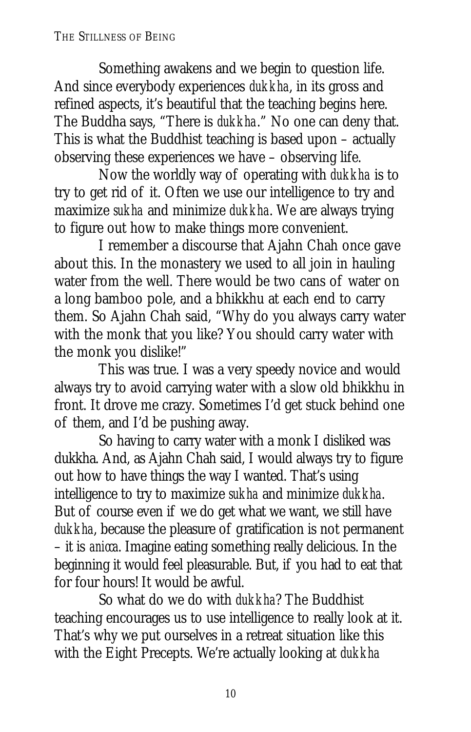Something awakens and we begin to question life. And since everybody experiences *dukkha*, in its gross and refined aspects, it's beautiful that the teaching begins here. The Buddha says, "There is *dukkha*." No one can deny that. This is what the Buddhist teaching is based upon – actually observing these experiences we have – observing life.

Now the worldly way of operating with *dukkha* is to try to get rid of it. Often we use our intelligence to try and maximize *sukha* and minimize *dukkha*. We are always trying to figure out how to make things more convenient.

I remember a discourse that Ajahn Chah once gave about this. In the monastery we used to all join in hauling water from the well. There would be two cans of water on a long bamboo pole, and a bhikkhu at each end to carry them. So Ajahn Chah said, "Why do you always carry water with the monk that you like? You should carry water with the monk you dislike!"

This was true. I was a very speedy novice and would always try to avoid carrying water with a slow old bhikkhu in front. It drove me crazy. Sometimes I'd get stuck behind one of them, and I'd be pushing away.

So having to carry water with a monk I disliked was dukkha. And, as Ajahn Chah said, I would always try to figure out how to have things the way I wanted. That's using intelligence to try to maximize *sukha* and minimize *dukkha*. But of course even if we do get what we want, we still have *dukkha*, because the pleasure of gratification is not permanent – it is *anicca*. Imagine eating something really delicious. In the beginning it would feel pleasurable. But, if you had to eat that for four hours! It would be awful.

So what do we do with *dukkha*? The Buddhist teaching encourages us to use intelligence to really look at it. That's why we put ourselves in a retreat situation like this with the Eight Precepts. We're actually looking at *dukkha*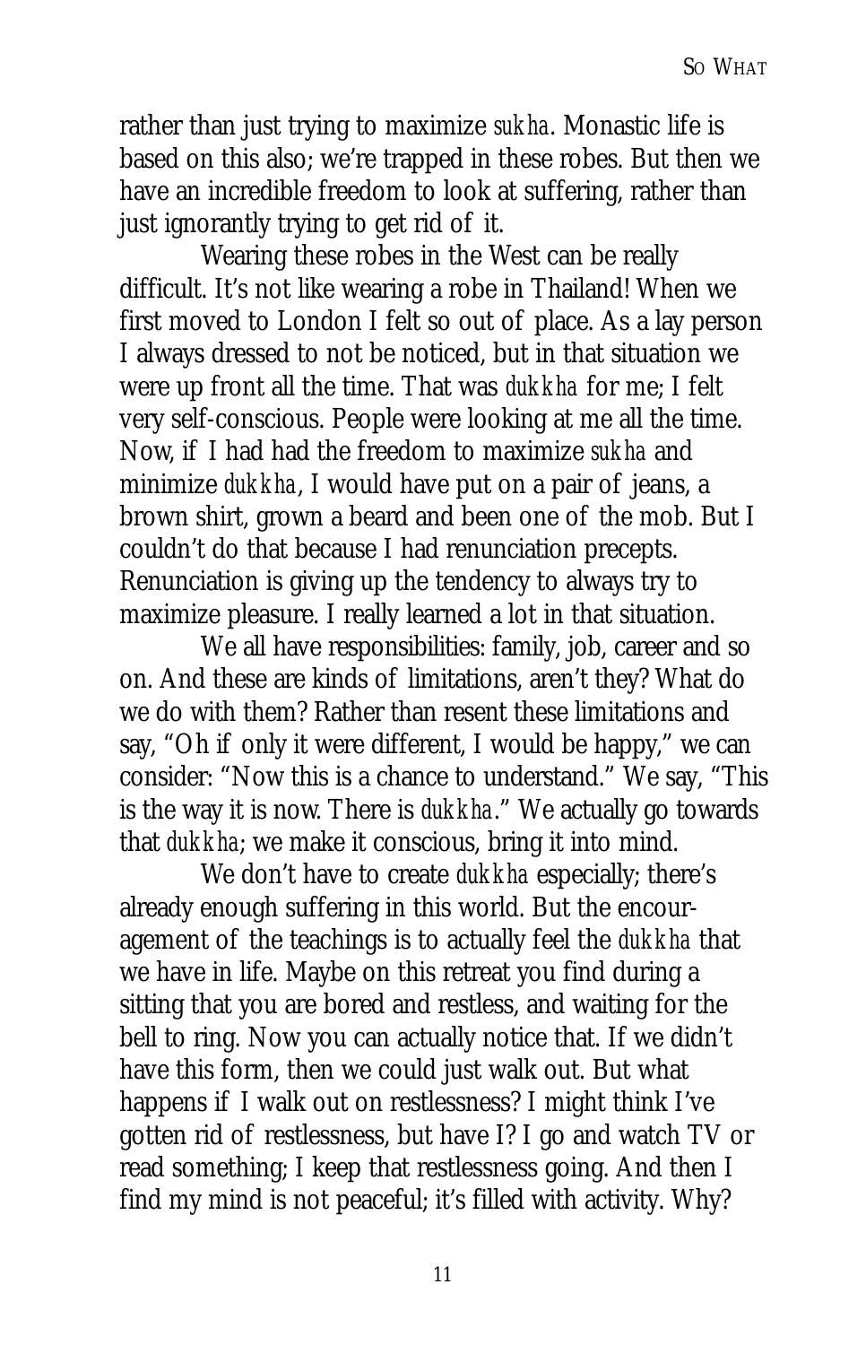rather than just trying to maximize *sukha*. Monastic life is based on this also; we're trapped in these robes. But then we have an incredible freedom to look at suffering, rather than just ignorantly trying to get rid of it.

Wearing these robes in the West can be really difficult. It's not like wearing a robe in Thailand! When we first moved to London I felt so out of place. As a lay person I always dressed to not be noticed, but in that situation we were up front all the time. That was *dukkha* for me; I felt very self-conscious. People were looking at me all the time. Now, if I had had the freedom to maximize *sukha* and minimize *dukkha*, I would have put on a pair of jeans, a brown shirt, grown a beard and been one of the mob. But I couldn't do that because I had renunciation precepts. Renunciation is giving up the tendency to always try to maximize pleasure. I really learned a lot in that situation.

We all have responsibilities: family, job, career and so on. And these are kinds of limitations, aren't they? What do we do with them? Rather than resent these limitations and say, "Oh if only it were different, I would be happy," we can consider: "Now this is a chance to understand." We say, "This is the way it is now. There is *dukkha*." We actually go towards that *dukkha*; we make it conscious, bring it into mind.

We don't have to create *dukkha* especially; there's already enough suffering in this world. But the encouragement of the teachings is to actually feel the *dukkha* that we have in life. Maybe on this retreat you find during a sitting that you are bored and restless, and waiting for the bell to ring. Now you can actually notice that. If we didn't have this form, then we could just walk out. But what happens if I walk out on restlessness? I might think I've gotten rid of restlessness, but have I? I go and watch TV or read something; I keep that restlessness going. And then I find my mind is not peaceful; it's filled with activity. Why?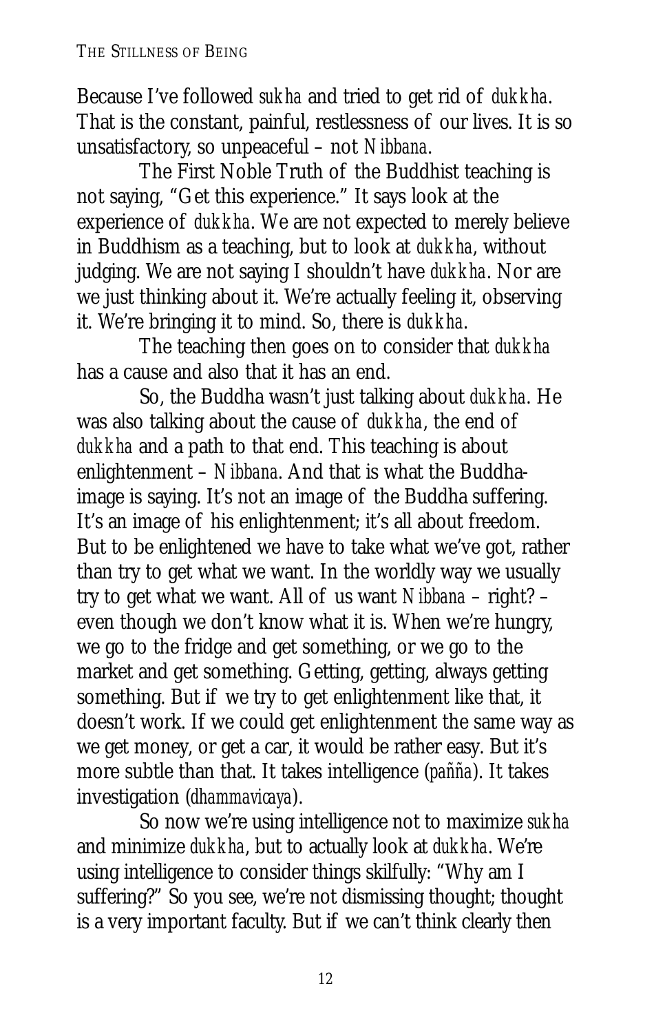Because I've followed *sukha* and tried to get rid of *dukkha*. That is the constant, painful, restlessness of our lives. It is so unsatisfactory, so unpeaceful – not *Nibbana*.

The First Noble Truth of the Buddhist teaching is not saying, "Get this experience." It says look at the experience of *dukkha*. We are not expected to merely believe in Buddhism as a teaching, but to look at *dukkha*, without judging. We are not saying I shouldn't have *dukkha*. Nor are we just thinking about it. We're actually feeling it, observing it. We're bringing it to mind. So, there is *dukkha*.

The teaching then goes on to consider that *dukkha* has a cause and also that it has an end.

So, the Buddha wasn't just talking about *dukkha*. He was also talking about the cause of *dukkha*, the end of *dukkha* and a path to that end. This teaching is about enlightenment – *Nibbana*. And that is what the Buddha-image is saying. It's not an image of the Buddha suffering. It's an image of his enlightenment; it's all about freedom. But to be enlightened we have to take what we've got, rather than try to get what we want. In the worldly way we usually try to get what we want. All of us want *Nibbana* – right? – even though we don't know what it is. When we're hungry, we go to the fridge and get something, or we go to the market and get something. Getting, getting, always getting something. But if we try to get enlightenment like that, it doesn't work. If we could get enlightenment the same way as we get money, or get a car, it would be rather easy. But it's more subtle than that. It takes intelligence (*pañña*). It takes investigation (*dhammavicaya*).

So now we're using intelligence not to maximize *sukha* and minimize *dukkha*, but to actually look at *dukkha*. We're using intelligence to consider things skilfully: "Why am I suffering?" So you see, we're not dismissing thought; thought is a very important faculty. But if we can't think clearly then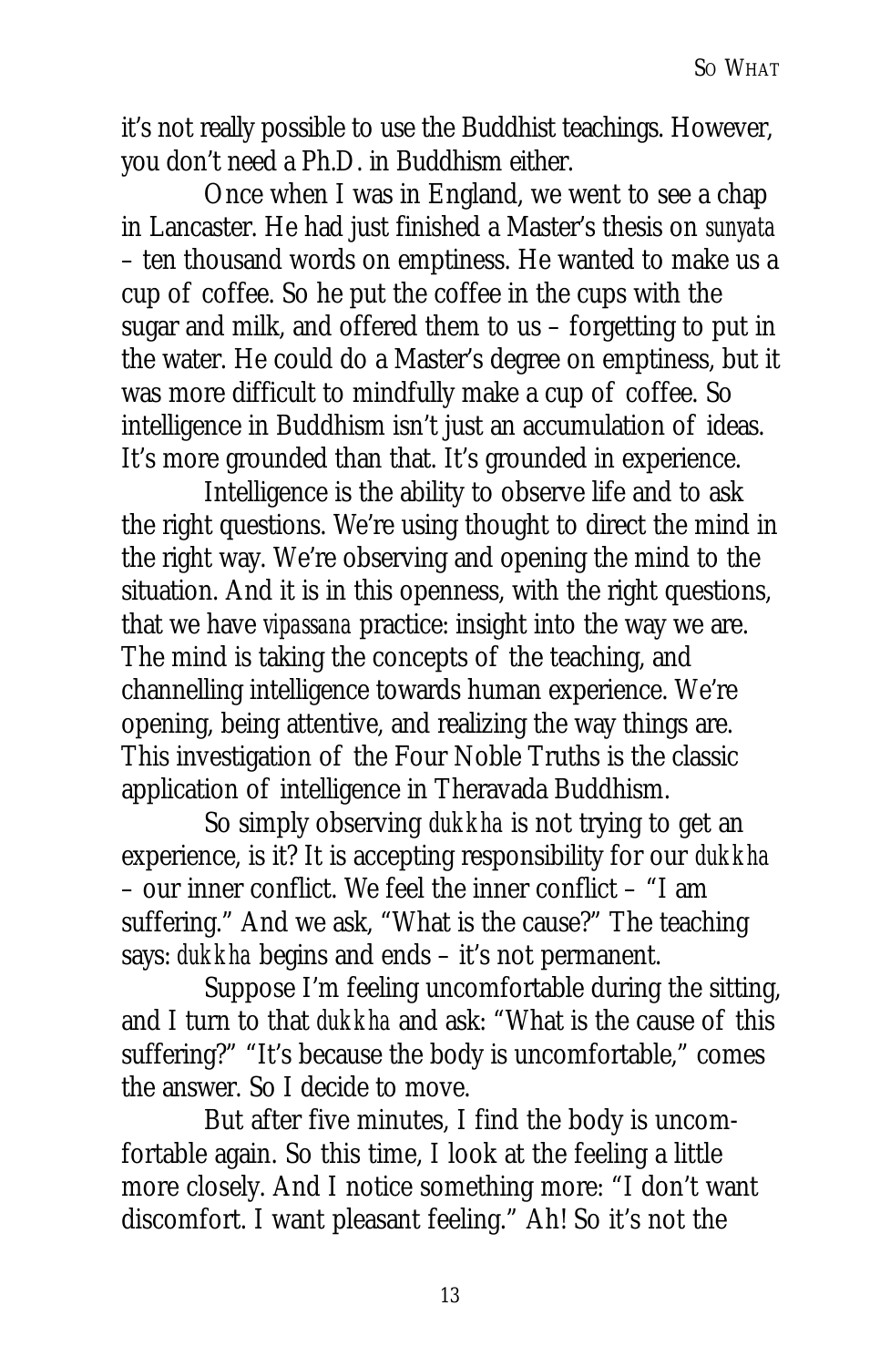it's not really possible to use the Buddhist teachings. However, you don't need a Ph.D. in Buddhism either.

Once when I was in England, we went to see a chap in Lancaster. He had just finished a Master's thesis on *sunyata* – ten thousand words on emptiness. He wanted to make us a cup of coffee. So he put the coffee in the cups with the sugar and milk, and offered them to us – forgetting to put in the water. He could do a Master's degree on emptiness, but it was more difficult to mindfully make a cup of coffee. So intelligence in Buddhism isn't just an accumulation of ideas. It's more grounded than that. It's grounded in experience.

Intelligence is the ability to observe life and to ask the right questions. We're using thought to direct the mind in the right way. We're observing and opening the mind to the situation. And it is in this openness, with the right questions, that we have *vipassana* practice: insight into the way we are. The mind is taking the concepts of the teaching, and channelling intelligence towards human experience. We're opening, being attentive, and realizing the way things are. This investigation of the Four Noble Truths is the classic application of intelligence in Theravada Buddhism.

So simply observing *dukkha* is not trying to get an experience, is it? It is accepting responsibility for our *dukkha* – our inner conflict. We feel the inner conflict – "I am suffering." And we ask, "What is the cause?" The teaching says: *dukkha* begins and ends – it's not permanent.

Suppose I'm feeling uncomfortable during the sitting, and I turn to that *dukkha* and ask: "What is the cause of this suffering?" "It's because the body is uncomfortable," comes the answer. So I decide to move.

But after five minutes, I find the body is uncomfortable again. So this time, I look at the feeling a little more closely. And I notice something more: "I don't want discomfort. I want pleasant feeling." Ah! So it's not the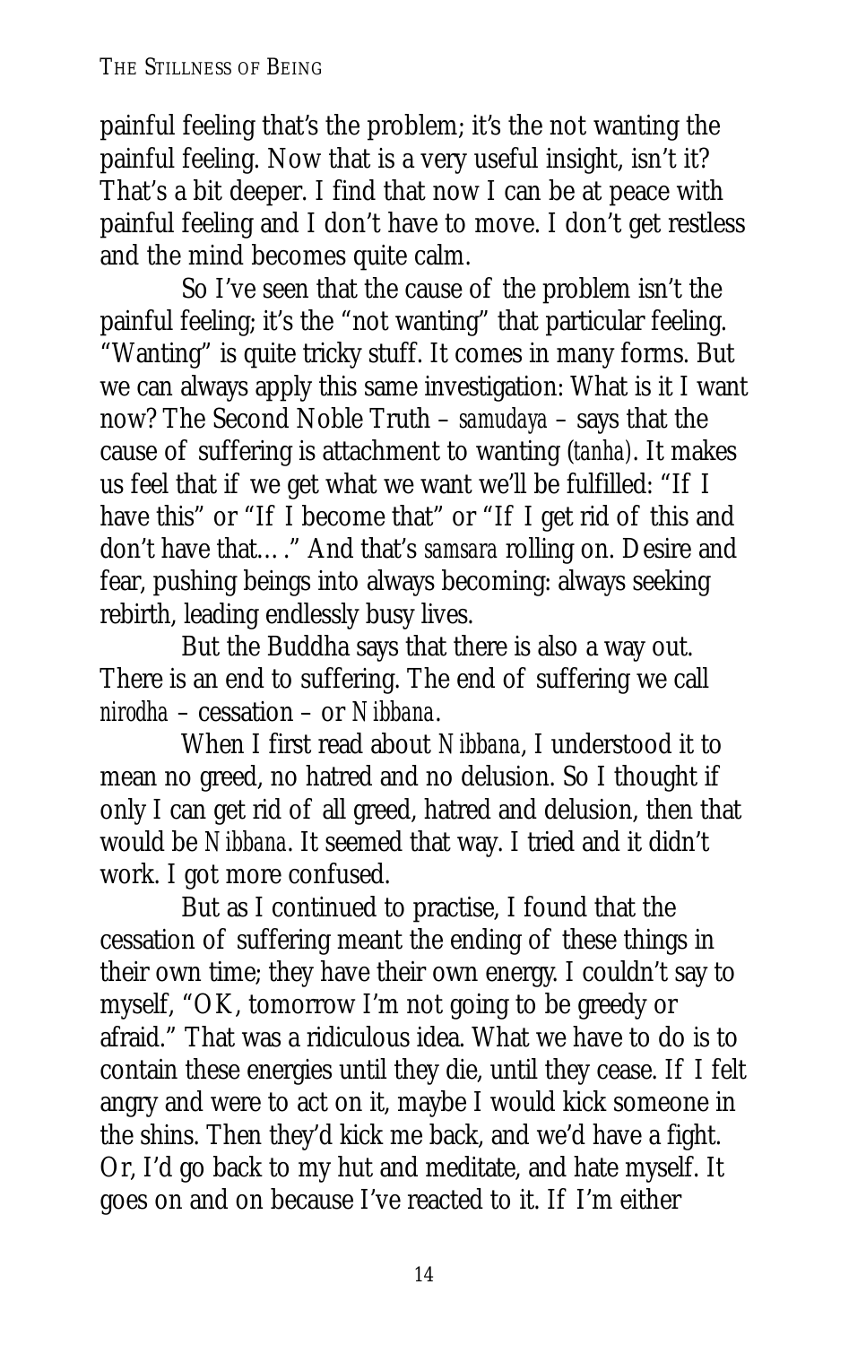painful feeling that's the problem; it's the not wanting the painful feeling. Now that is a very useful insight, isn't it? That's a bit deeper. I find that now I can be at peace with painful feeling and I don't have to move. I don't get restless and the mind becomes quite calm.

So I've seen that the cause of the problem isn't the painful feeling; it's the "not wanting" that particular feeling. "Wanting" is quite tricky stuff. It comes in many forms. But we can always apply this same investigation: What is it I want now? The Second Noble Truth – *samudaya* – says that the cause of suffering is attachment to wanting (*tanha*). It makes us feel that if we get what we want we'll be fulfilled: "If I have this" or "If I become that" or "If I get rid of this and don't have that…." And that's *samsara* rolling on. Desire and fear, pushing beings into always becoming: always seeking rebirth, leading endlessly busy lives.

But the Buddha says that there is also a way out. There is an end to suffering. The end of suffering we call *nirodha* – cessation – or *Nibbana*.

When I first read about *Nibbana*, I understood it to mean no greed, no hatred and no delusion. So I thought if only I can get rid of all greed, hatred and delusion, then that would be *Nibbana*. It seemed that way. I tried and it didn't work. I got more confused.

But as I continued to practise, I found that the cessation of suffering meant the ending of these things in their own time; they have their own energy. I couldn't say to myself, "OK, tomorrow I'm not going to be greedy or afraid." That was a ridiculous idea. What we have to do is to contain these energies until they die, until they cease. If I felt angry and were to act on it, maybe I would kick someone in the shins. Then they'd kick me back, and we'd have a fight. Or, I'd go back to my hut and meditate, and hate myself. It goes on and on because I've reacted to it. If I'm either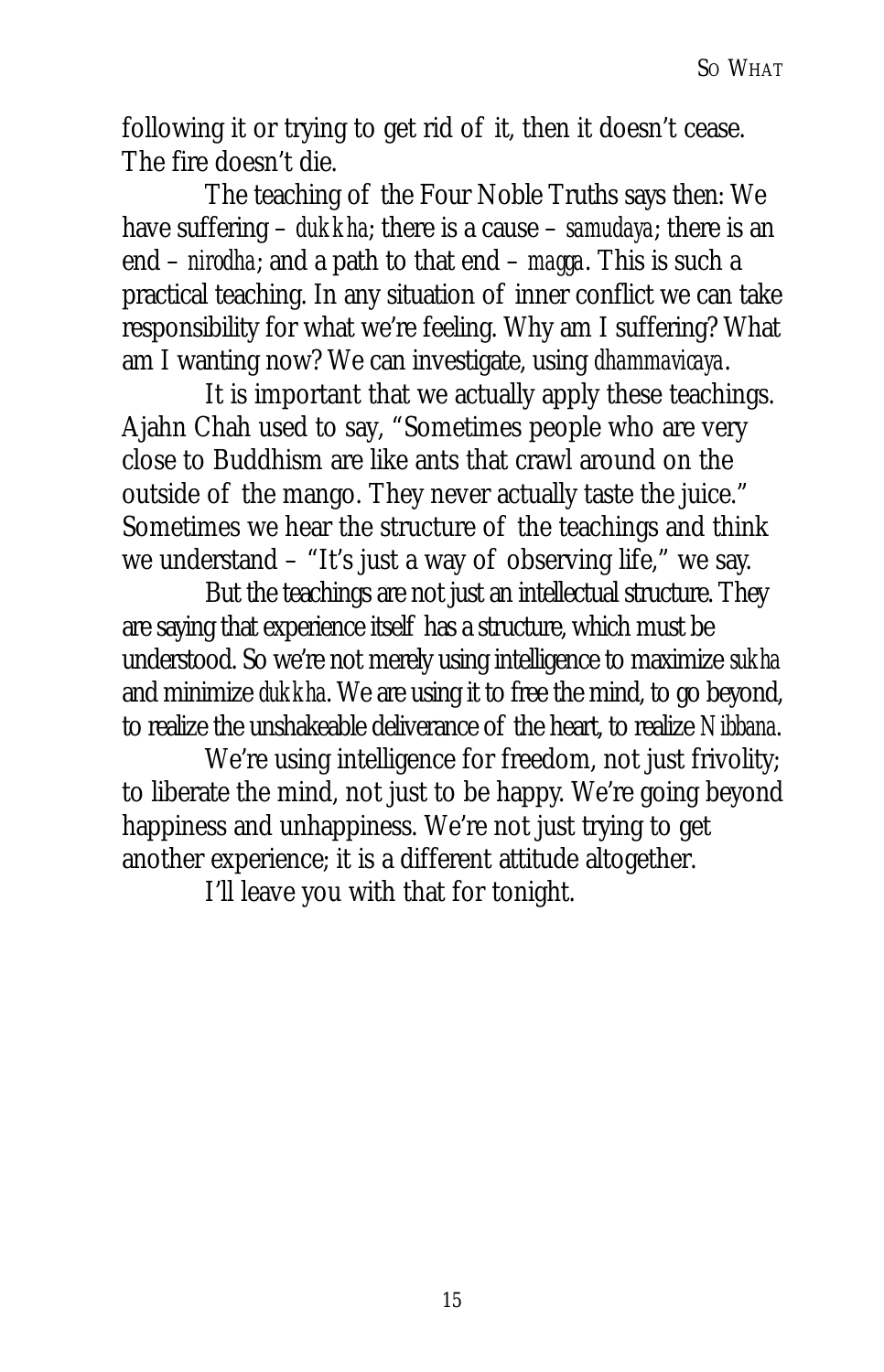following it or trying to get rid of it, then it doesn't cease. The fire doesn't die.

The teaching of the Four Noble Truths says then: We have suffering – *dukkha*; there is a cause – *samudaya*; there is an end – *nirodha*; and a path to that end – *magga*. This is such a practical teaching. In any situation of inner conflict we can take responsibility for what we're feeling. Why am I suffering? What am I wanting now? We can investigate, using *dhammavicaya*.

It is important that we actually apply these teachings. Ajahn Chah used to say, "Sometimes people who are very close to Buddhism are like ants that crawl around on the outside of the mango. They never actually taste the juice." Sometimes we hear the structure of the teachings and think we understand – "It's just a way of observing life," we say.

But the teachings are not just an intellectual structure. They are saying that experience itself has a structure, which must be understood. So we're not merely using intelligence to maximize *sukha* and minimize *dukkha*. We are using it to free the mind, to go beyond, to realize the unshakeable deliverance of the heart, to realize *Nibbana*.

We're using intelligence for freedom, not just frivolity; to liberate the mind, not just to be happy. We're going beyond happiness and unhappiness. We're not just trying to get another experience; it is a different attitude altogether.

I'll leave you with that for tonight.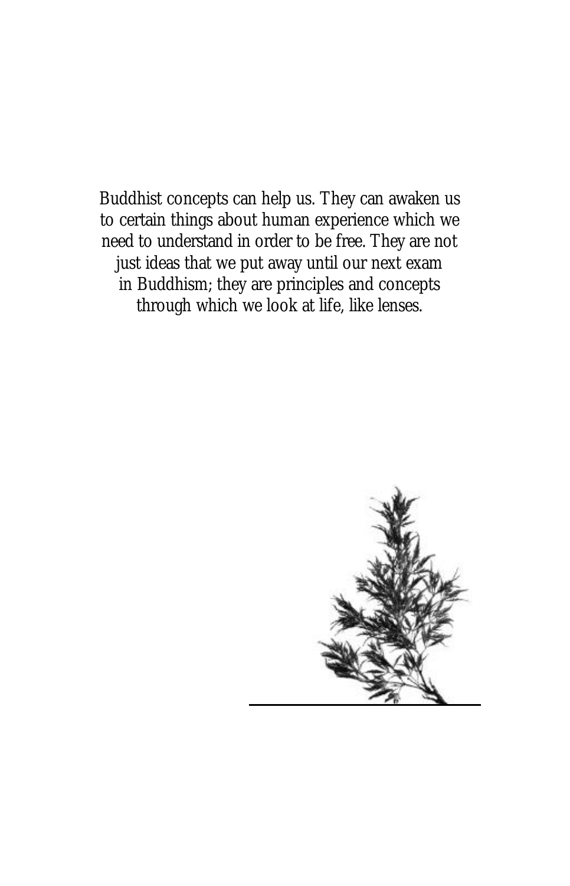Buddhist concepts can help us. They can awaken us to certain things about human experience which we need to understand in order to be free. They are not just ideas that we put away until our next exam in Buddhism; they are principles and concepts through which we look at life, like lenses.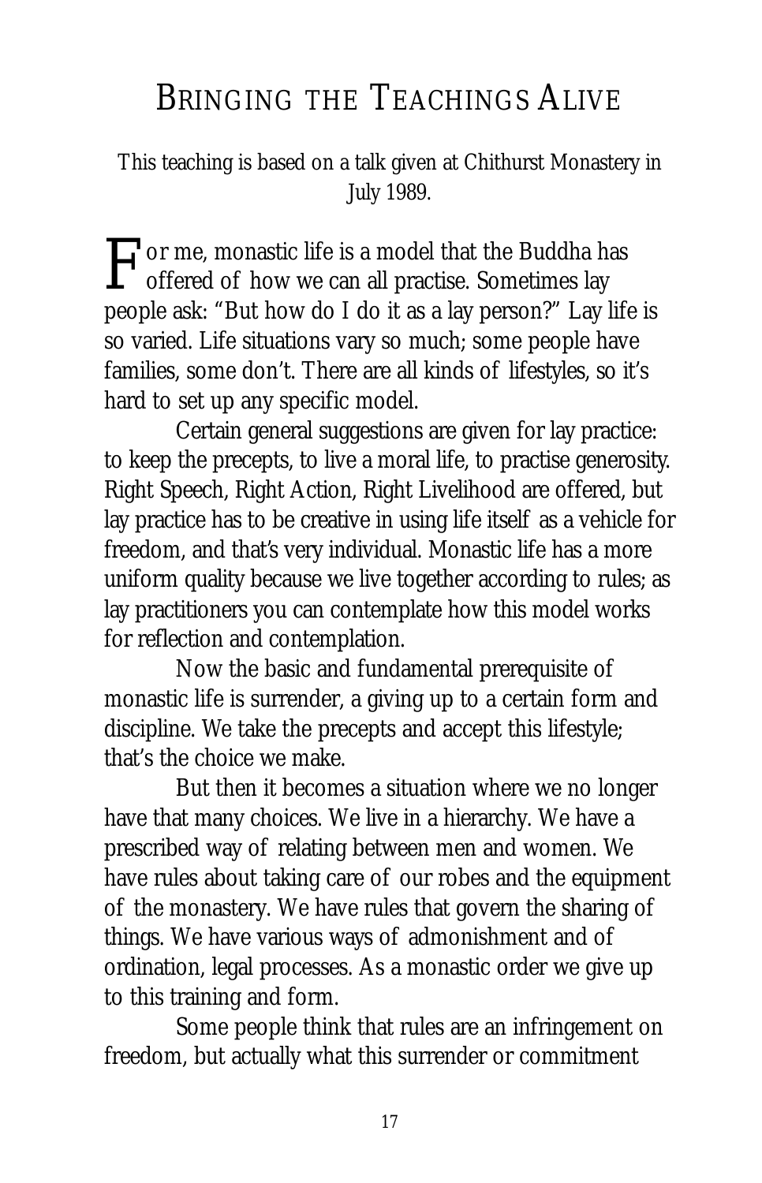# BRINGING THE TEACHINGS ALIVE

This teaching is based on a talk given at Chithurst Monastery in July 1989.

For me, monastic life is a model that the Buddha has offered of how we can all practise. Sometimes lay people ask: "But how do I do it as a lay person?" Lay life is so varied. Life situations vary so much; some people have families, some don't. There are all kinds of lifestyles, so it's hard to set up any specific model.

Certain general suggestions are given for lay practice: to keep the precepts, to live a moral life, to practise generosity. Right Speech, Right Action, Right Livelihood are offered, but lay practice has to be creative in using life itself as a vehicle for freedom, and that's very individual. Monastic life has a more uniform quality because we live together according to rules; as lay practitioners you can contemplate how this model works for reflection and contemplation.

Now the basic and fundamental prerequisite of monastic life is surrender, a giving up to a certain form and discipline. We take the precepts and accept this lifestyle; that's the choice we make.

But then it becomes a situation where we no longer have that many choices. We live in a hierarchy. We have a prescribed way of relating between men and women. We have rules about taking care of our robes and the equipment of the monastery. We have rules that govern the sharing of things. We have various ways of admonishment and of ordination, legal processes. As a monastic order we give up to this training and form.

Some people think that rules are an infringement on freedom, but actually what this surrender or commitment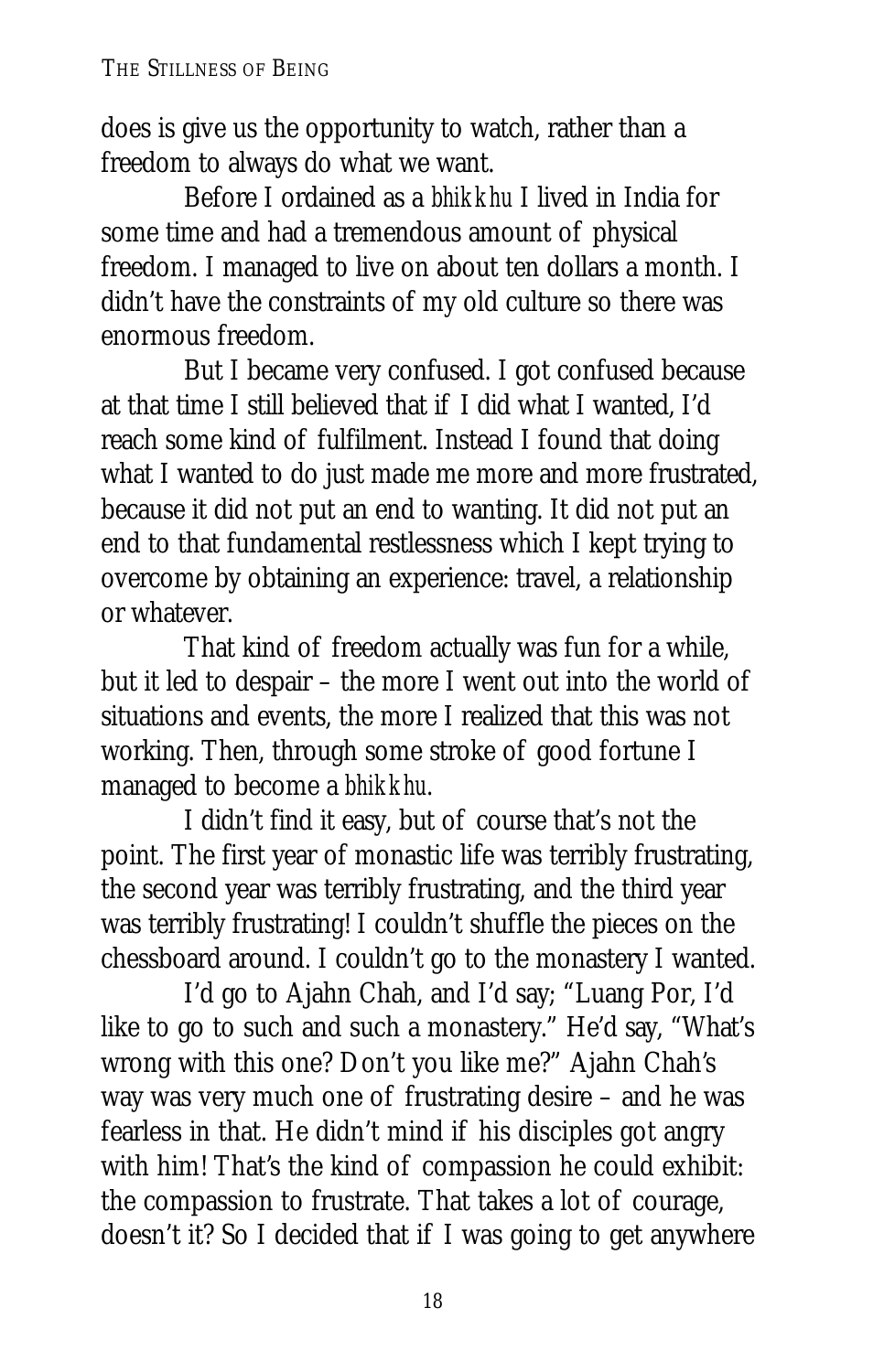does is give us the opportunity to watch, rather than a freedom to always do what we want.

Before I ordained as a *bhikkhu* I lived in India for some time and had a tremendous amount of physical freedom. I managed to live on about ten dollars a month. I didn't have the constraints of my old culture so there was enormous freedom.

But I became very confused. I got confused because at that time I still believed that if I did what I wanted, I'd reach some kind of fulfilment. Instead I found that doing what I wanted to do just made me more and more frustrated, because it did not put an end to wanting. It did not put an end to that fundamental restlessness which I kept trying to overcome by obtaining an experience: travel, a relationship or whatever.

That kind of freedom actually was fun for a while, but it led to despair – the more I went out into the world of situations and events, the more I realized that this was not working. Then, through some stroke of good fortune I managed to become a *bhikkhu*.

I didn't find it easy, but of course that's not the point. The first year of monastic life was terribly frustrating, the second year was terribly frustrating, and the third year was terribly frustrating! I couldn't shuffle the pieces on the chessboard around. I couldn't go to the monastery I wanted.

I'd go to Ajahn Chah, and I'd say; "Luang Por, I'd like to go to such and such a monastery." He'd say, "What's wrong with this one? Don't you like me?" Ajahn Chah's way was very much one of frustrating desire – and he was fearless in that. He didn't mind if his disciples got angry with him! That's the kind of compassion he could exhibit: the compassion to frustrate. That takes a lot of courage, doesn't it? So I decided that if I was going to get anywhere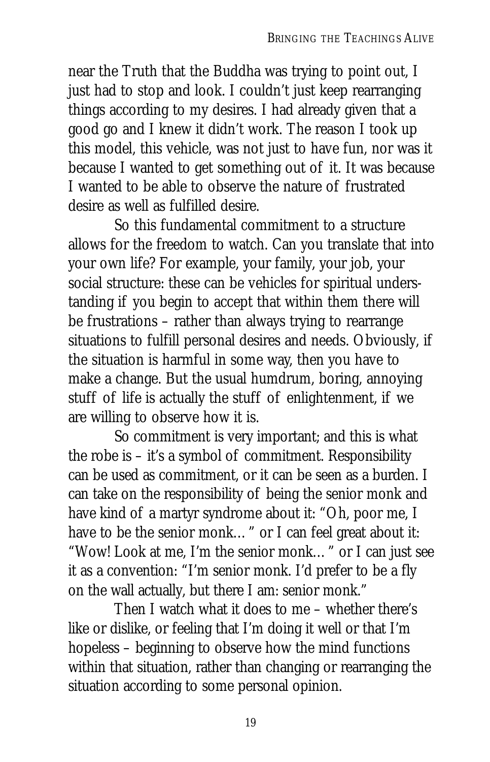near the Truth that the Buddha was trying to point out, I just had to stop and look. I couldn't just keep rearranging things according to my desires. I had already given that a good go and I knew it didn't work. The reason I took up this model, this vehicle, was not just to have fun, nor was it because I wanted to get something out of it. It was because I wanted to be able to observe the nature of frustrated desire as well as fulfilled desire.

So this fundamental commitment to a structure allows for the freedom to watch. Can you translate that into your own life? For example, your family, your job, your social structure: these can be vehicles for spiritual understanding if you begin to accept that within them there will be frustrations – rather than always trying to rearrange situations to fulfill personal desires and needs. Obviously, if the situation is harmful in some way, then you have to make a change. But the usual humdrum, boring, annoying stuff of life is actually the stuff of enlightenment, if we are willing to observe how it is.

So commitment is very important; and this is what the robe is – it's a symbol of commitment. Responsibility can be used as commitment, or it can be seen as a burden. I can take on the responsibility of being the senior monk and have kind of a martyr syndrome about it: "Oh, poor me, I have to be the senior monk… " or I can feel great about it: "Wow! Look at me, I'm the senior monk… " or I can just see it as a convention: "I'm senior monk. I'd prefer to be a fly on the wall actually, but there I am: senior monk."

Then I watch what it does to me – whether there's like or dislike, or feeling that I'm doing it well or that I'm hopeless – beginning to observe how the mind functions within that situation, rather than changing or rearranging the situation according to some personal opinion.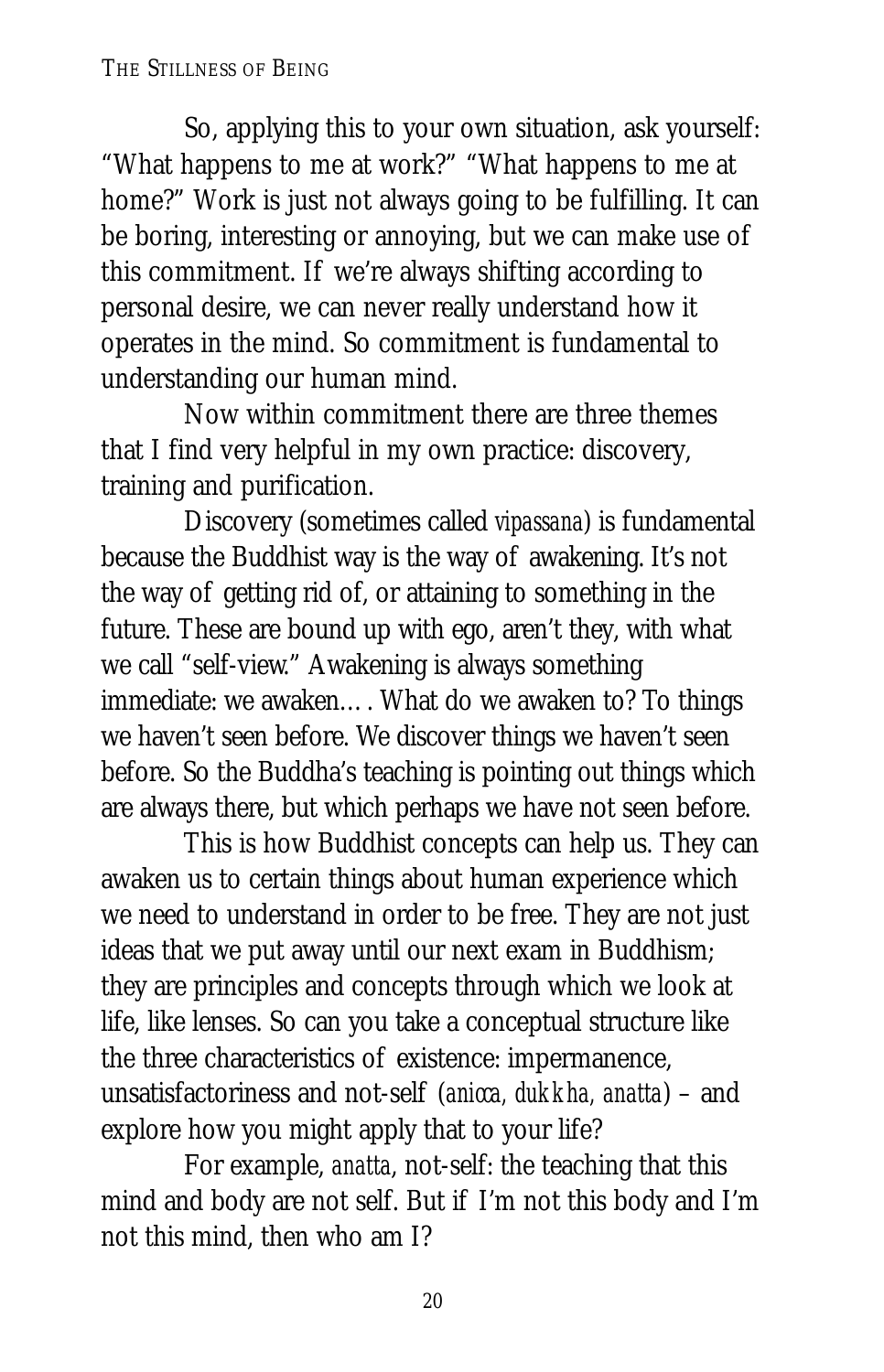So, applying this to your own situation, ask yourself: "What happens to me at work?" "What happens to me at home?" Work is just not always going to be fulfilling. It can be boring, interesting or annoying, but we can make use of this commitment. If we're always shifting according to personal desire, we can never really understand how it operates in the mind. So commitment is fundamental to understanding our human mind.

Now within commitment there are three themes that I find very helpful in my own practice: discovery, training and purification.

Discovery (sometimes called *vipassana*) is fundamental because the Buddhist way is the way of awakening. It's not the way of getting rid of, or attaining to something in the future. These are bound up with ego, aren't they, with what we call "self-view." Awakening is always something immediate: we awaken… . What do we awaken to? To things we haven't seen before. We discover things we haven't seen before. So the Buddha's teaching is pointing out things which are always there, but which perhaps we have not seen before.

This is how Buddhist concepts can help us. They can awaken us to certain things about human experience which we need to understand in order to be free. They are not just ideas that we put away until our next exam in Buddhism; they are principles and concepts through which we look at life, like lenses. So can you take a conceptual structure like the three characteristics of existence: impermanence, unsatisfactoriness and not-self (*anicca, dukkha, anatta*) – and explore how you might apply that to your life?

For example, *anatta*, not-self: the teaching that this mind and body are not self. But if I'm not this body and I'm not this mind, then who am I?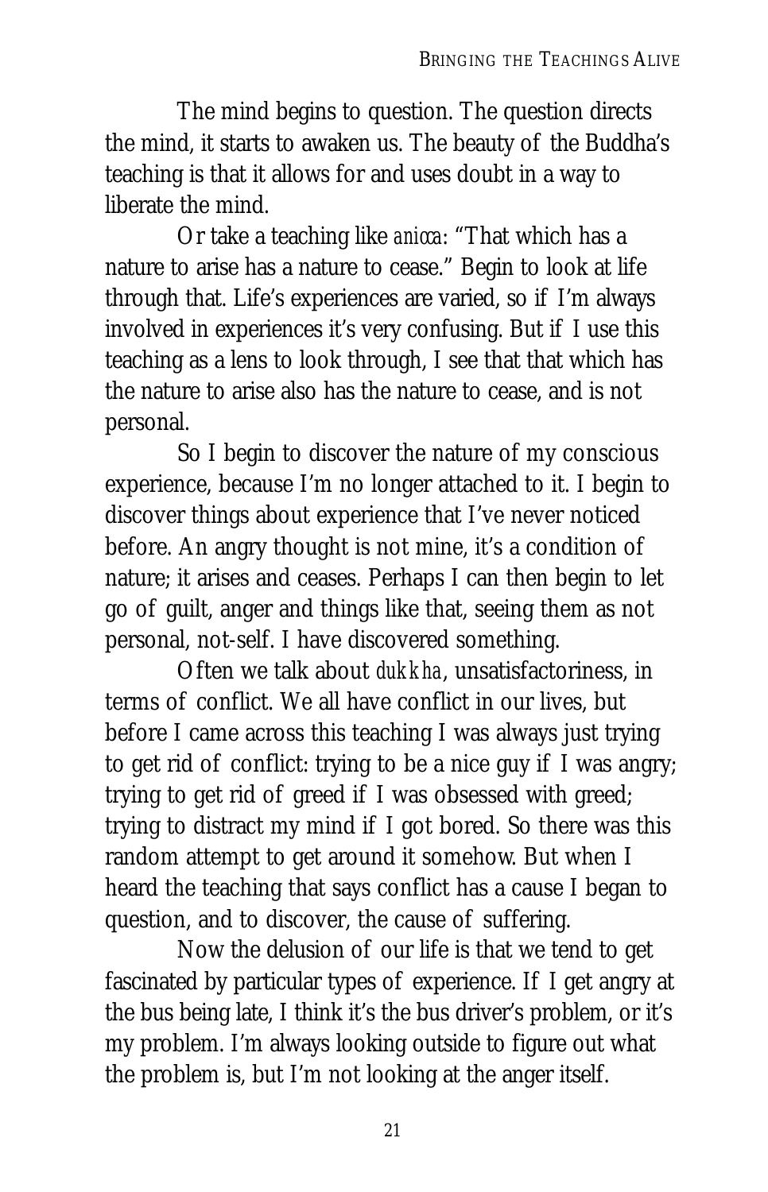The mind begins to question. The question directs the mind, it starts to awaken us. The beauty of the Buddha's teaching is that it allows for and uses doubt in a way to liberate the mind.

Or take a teaching like *anicca*: "That which has a nature to arise has a nature to cease." Begin to look at life through that. Life's experiences are varied, so if I'm always involved in experiences it's very confusing. But if I use this teaching as a lens to look through, I see that that which has the nature to arise also has the nature to cease, and is not personal.

So I begin to discover the nature of my conscious experience, because I'm no longer attached to it. I begin to discover things about experience that I've never noticed before. An angry thought is not mine, it's a condition of nature; it arises and ceases. Perhaps I can then begin to let go of guilt, anger and things like that, seeing them as not personal, not-self. I have discovered something.

Often we talk about *dukkha*, unsatisfactoriness, in terms of conflict. We all have conflict in our lives, but before I came across this teaching I was always just trying to get rid of conflict: trying to be a nice guy if I was angry; trying to get rid of greed if I was obsessed with greed; trying to distract my mind if I got bored. So there was this random attempt to get around it somehow. But when I heard the teaching that says conflict has a cause I began to question, and to discover, the cause of suffering.

Now the delusion of our life is that we tend to get fascinated by particular types of experience. If I get angry at the bus being late, I think it's the bus driver's problem, or it's my problem. I'm always looking outside to figure out what the problem is, but I'm not looking at the anger itself.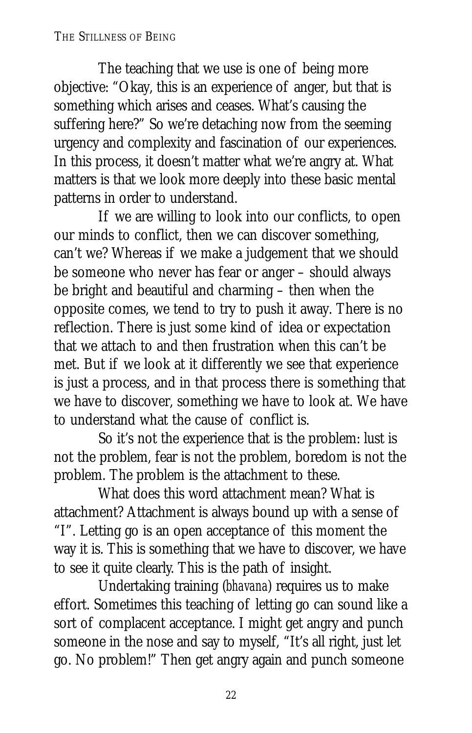The teaching that we use is one of being more objective: "Okay, this is an experience of anger, but that is something which arises and ceases. What's causing the suffering here?" So we're detaching now from the seeming urgency and complexity and fascination of our experiences. In this process, it doesn't matter what we're angry at. What matters is that we look more deeply into these basic mental patterns in order to understand.

If we are willing to look into our conflicts, to open our minds to conflict, then we can discover something, can't we? Whereas if we make a judgement that we should be someone who never has fear or anger – should always be bright and beautiful and charming – then when the opposite comes, we tend to try to push it away. There is no reflection. There is just some kind of idea or expectation that we attach to and then frustration when this can't be met. But if we look at it differently we see that experience is just a process, and in that process there is something that we have to discover, something we have to look at. We have to understand what the cause of conflict is.

So it's not the experience that is the problem: lust is not the problem, fear is not the problem, boredom is not the problem. The problem is the attachment to these.

What does this word attachment mean? What is attachment? Attachment is always bound up with a sense of "I". Letting go is an open acceptance of this moment the way it is. This is something that we have to discover, we have to see it quite clearly. This is the path of insight.

Undertaking training (*bhavana*) requires us to make effort. Sometimes this teaching of letting go can sound like a sort of complacent acceptance. I might get angry and punch someone in the nose and say to myself, "It's all right, just let go. No problem!" Then get angry again and punch someone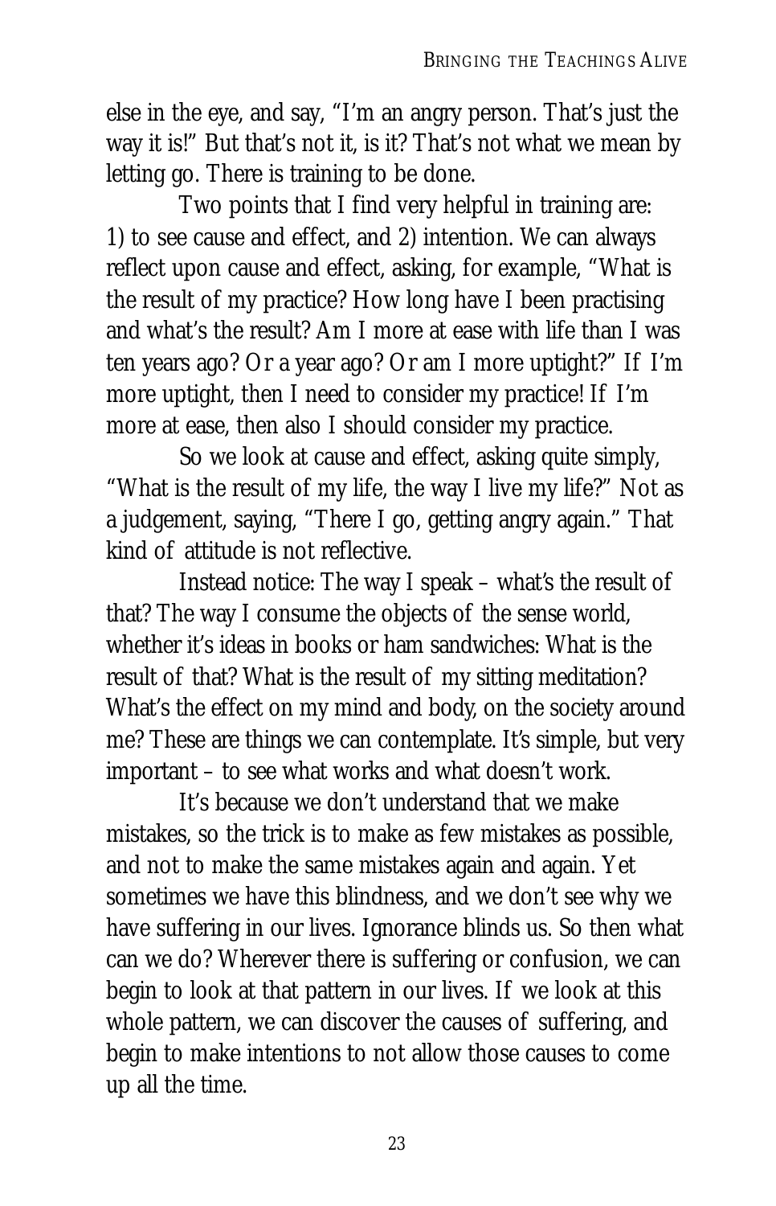else in the eye, and say, "I'm an angry person. That's just the way it is!" But that's not it, is it? That's not what we mean by letting go. There is training to be done.

Two points that I find very helpful in training are: 1) to see cause and effect, and 2) intention. We can always reflect upon cause and effect, asking, for example, "What is the result of my practice? How long have I been practising and what's the result? Am I more at ease with life than I was ten years ago? Or a year ago? Or am I more uptight?" If I'm more uptight, then I need to consider my practice! If I'm more at ease, then also I should consider my practice.

So we look at cause and effect, asking quite simply, "What is the result of my life, the way I live my life?" Not as a judgement, saying, "There I go, getting angry again." That kind of attitude is not reflective.

Instead notice: The way I speak – what's the result of that? The way I consume the objects of the sense world, whether it's ideas in books or ham sandwiches: What is the result of that? What is the result of my sitting meditation? What's the effect on my mind and body, on the society around me? These are things we can contemplate. It's simple, but very important – to see what works and what doesn't work.

It's because we don't understand that we make mistakes, so the trick is to make as few mistakes as possible, and not to make the same mistakes again and again. Yet sometimes we have this blindness, and we don't see why we have suffering in our lives. Ignorance blinds us. So then what can we do? Wherever there is suffering or confusion, we can begin to look at that pattern in our lives. If we look at this whole pattern, we can discover the causes of suffering, and begin to make intentions to not allow those causes to come up all the time.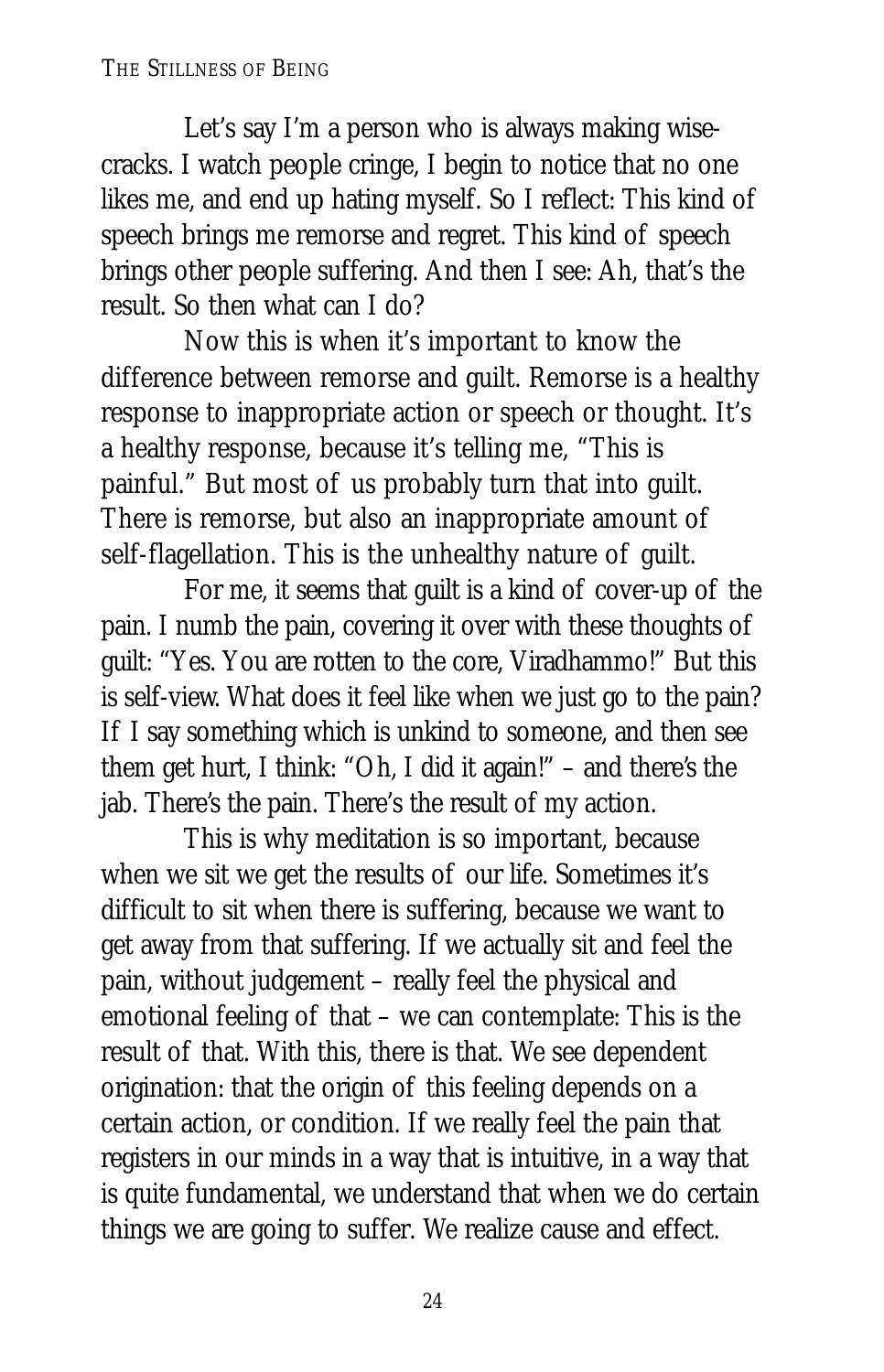Let's say I'm a person who is always making wise-cracks. I watch people cringe, I begin to notice that no one likes me, and end up hating myself. So I reflect: This kind of speech brings me remorse and regret. This kind of speech brings other people suffering. And then I see: Ah, that's the result. So then what can I do?

Now this is when it's important to know the difference between remorse and guilt. Remorse is a healthy response to inappropriate action or speech or thought. It's a healthy response, because it's telling me, "This is painful." But most of us probably turn that into guilt. There is remorse, but also an inappropriate amount of self-flagellation. This is the unhealthy nature of guilt.

For me, it seems that guilt is a kind of cover-up of the pain. I numb the pain, covering it over with these thoughts of guilt: "Yes. You are rotten to the core, Viradhammo!" But this is self-view. What does it feel like when we just go to the pain? If I say something which is unkind to someone, and then see them get hurt, I think: "Oh, I did it again!" – and there's the jab. There's the pain. There's the result of my action.

This is why meditation is so important, because when we sit we get the results of our life. Sometimes it's difficult to sit when there is suffering, because we want to get away from that suffering. If we actually sit and feel the pain, without judgement – really feel the physical and emotional feeling of that – we can contemplate: This is the result of that. With this, there is that. We see dependent origination: that the origin of this feeling depends on a certain action, or condition. If we really feel the pain that registers in our minds in a way that is intuitive, in a way that is quite fundamental, we understand that when we do certain things we are going to suffer. We realize cause and effect.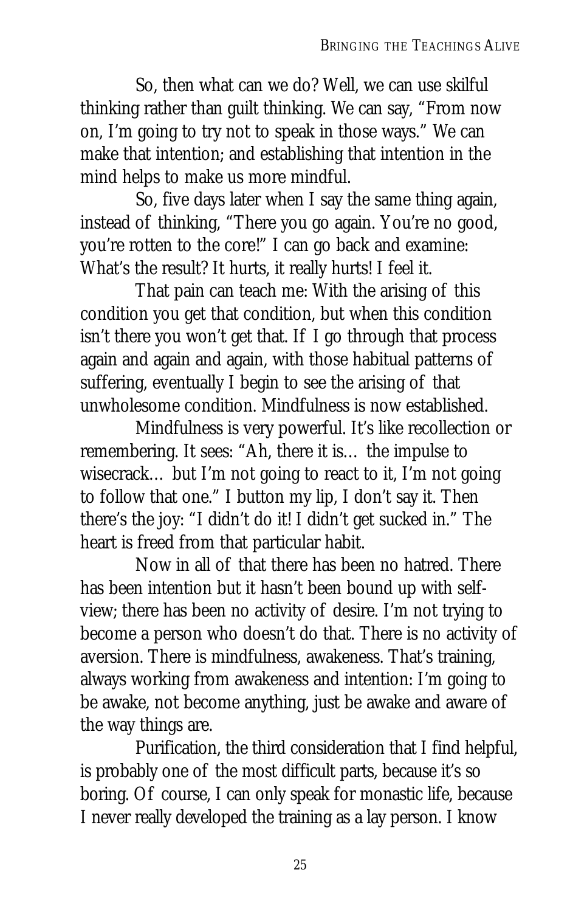So, then what can we do? Well, we can use skilful thinking rather than guilt thinking. We can say, "From now on, I'm going to try not to speak in those ways." We can make that intention; and establishing that intention in the mind helps to make us more mindful.

So, five days later when I say the same thing again, instead of thinking, "There you go again. You're no good, you're rotten to the core!" I can go back and examine: What's the result? It hurts, it really hurts! I feel it.

That pain can teach me: With the arising of this condition you get that condition, but when this condition isn't there you won't get that. If I go through that process again and again and again, with those habitual patterns of suffering, eventually I begin to see the arising of that unwholesome condition. Mindfulness is now established.

Mindfulness is very powerful. It's like recollection or remembering. It sees: "Ah, there it is… the impulse to wisecrack… but I'm not going to react to it, I'm not going to follow that one." I button my lip, I don't say it. Then there's the joy: "I didn't do it! I didn't get sucked in." The heart is freed from that particular habit.

Now in all of that there has been no hatred. There has been intention but it hasn't been bound up with self-view; there has been no activity of desire. I'm not trying to become a person who doesn't do that. There is no activity of aversion. There is mindfulness, awakeness. That's training, always working from awakeness and intention: I'm going to be awake, not become anything, just be awake and aware of the way things are.

Purification, the third consideration that I find helpful, is probably one of the most difficult parts, because it's so boring. Of course, I can only speak for monastic life, because I never really developed the training as a lay person. I know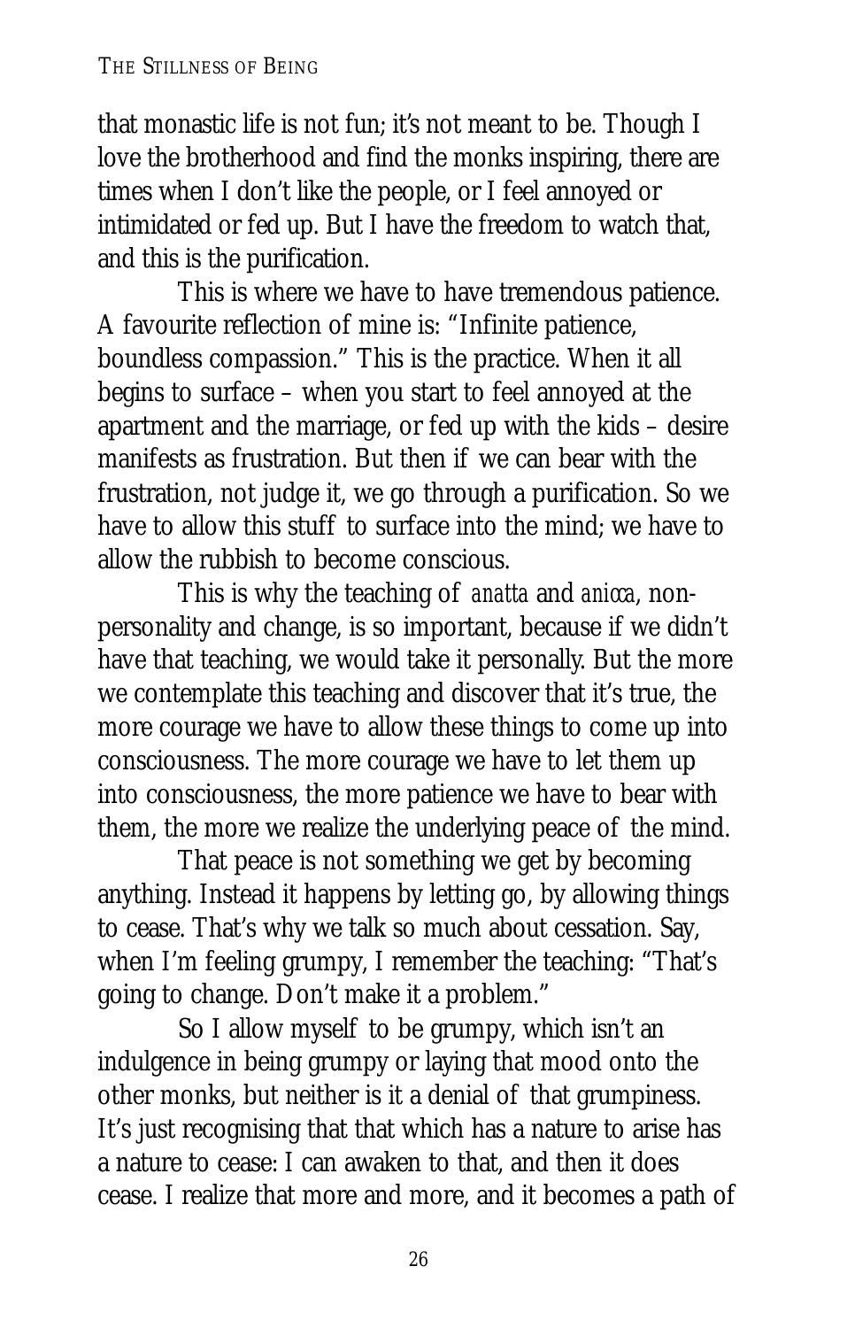that monastic life is not fun; it's not meant to be. Though I love the brotherhood and find the monks inspiring, there are times when I don't like the people, or I feel annoyed or intimidated or fed up. But I have the freedom to watch that, and this is the purification.

This is where we have to have tremendous patience. A favourite reflection of mine is: "Infinite patience, boundless compassion." This is the practice. When it all begins to surface – when you start to feel annoyed at the apartment and the marriage, or fed up with the kids – desire manifests as frustration. But then if we can bear with the frustration, not judge it, we go through a purification. So we have to allow this stuff to surface into the mind; we have to allow the rubbish to become conscious.

This is why the teaching of *anatta* and *anicca*, non-personality and change, is so important, because if we didn't have that teaching, we would take it personally. But the more we contemplate this teaching and discover that it's true, the more courage we have to allow these things to come up into consciousness. The more courage we have to let them up into consciousness, the more patience we have to bear with them, the more we realize the underlying peace of the mind.

That peace is not something we get by becoming anything. Instead it happens by letting go, by allowing things to cease. That's why we talk so much about cessation. Say, when I'm feeling grumpy, I remember the teaching: "That's going to change. Don't make it a problem."

So I allow myself to be grumpy, which isn't an indulgence in being grumpy or laying that mood onto the other monks, but neither is it a denial of that grumpiness. It's just recognising that that which has a nature to arise has a nature to cease: I can awaken to that, and then it does cease. I realize that more and more, and it becomes a path of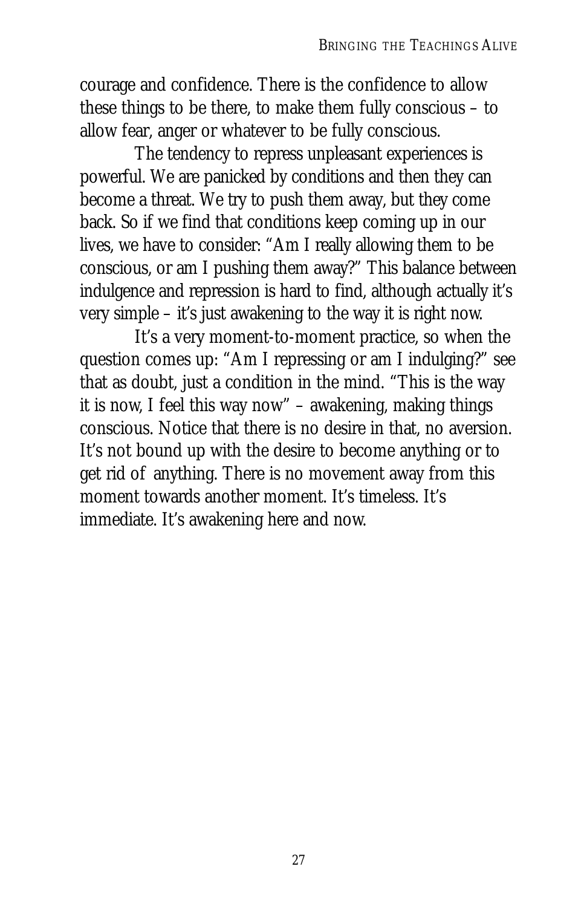courage and confidence. There is the confidence to allow these things to be there, to make them fully conscious – to allow fear, anger or whatever to be fully conscious.

The tendency to repress unpleasant experiences is powerful. We are panicked by conditions and then they can become a threat. We try to push them away, but they come back. So if we find that conditions keep coming up in our lives, we have to consider: "Am I really allowing them to be conscious, or am I pushing them away?" This balance between indulgence and repression is hard to find, although actually it's very simple – it's just awakening to the way it is right now.

It's a very moment-to-moment practice, so when the question comes up: "Am I repressing or am I indulging?" see that as doubt, just a condition in the mind. "This is the way it is now, I feel this way now" – awakening, making things conscious. Notice that there is no desire in that, no aversion. It's not bound up with the desire to become anything or to get rid of anything. There is no movement away from this moment towards another moment. It's timeless. It's immediate. It's awakening here and now.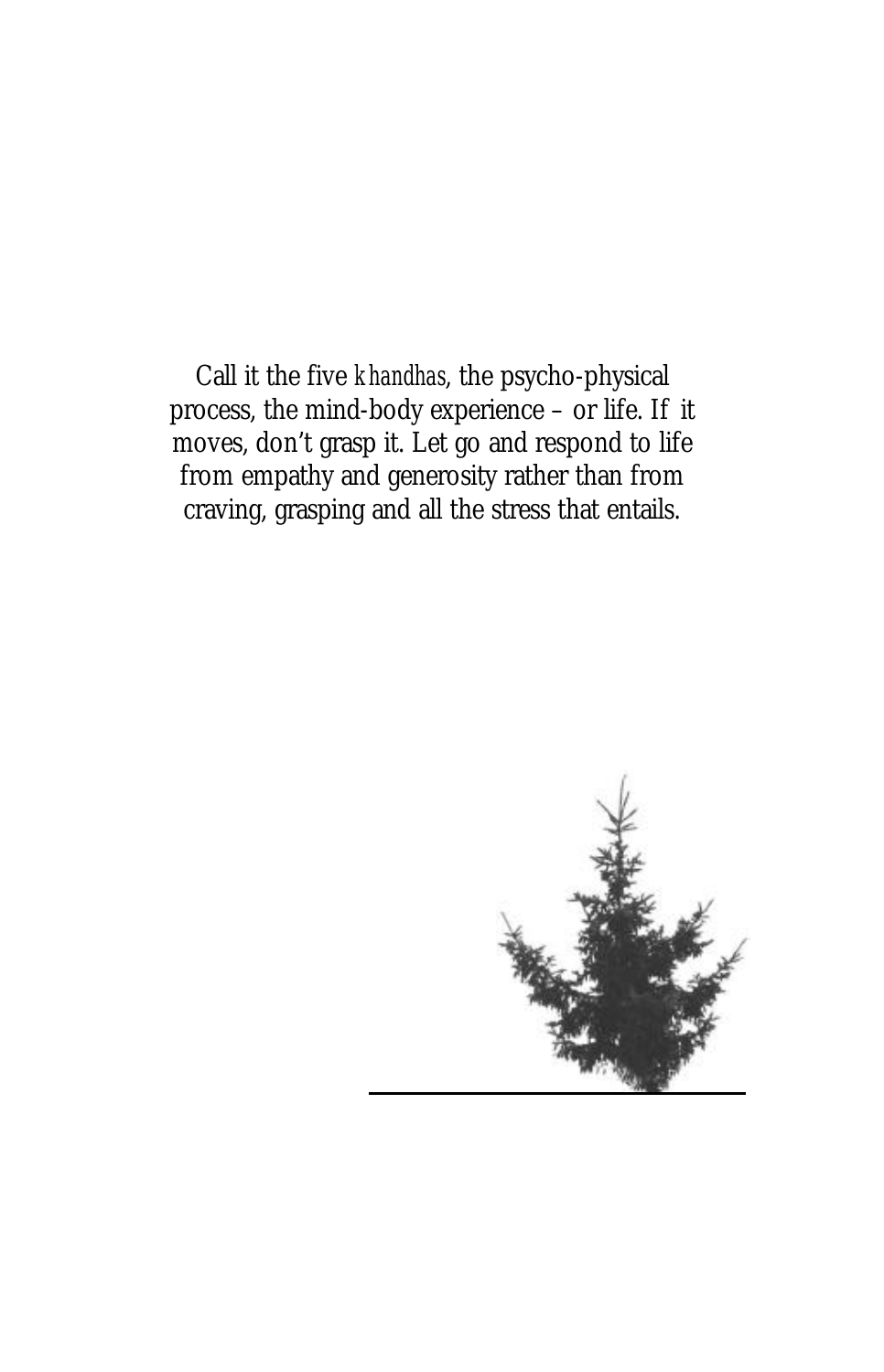Call it the five *khandhas*, the psycho-physical process, the mind-body experience – or life. If it moves, don't grasp it. Let go and respond to life from empathy and generosity rather than from craving, grasping and all the stress that entails.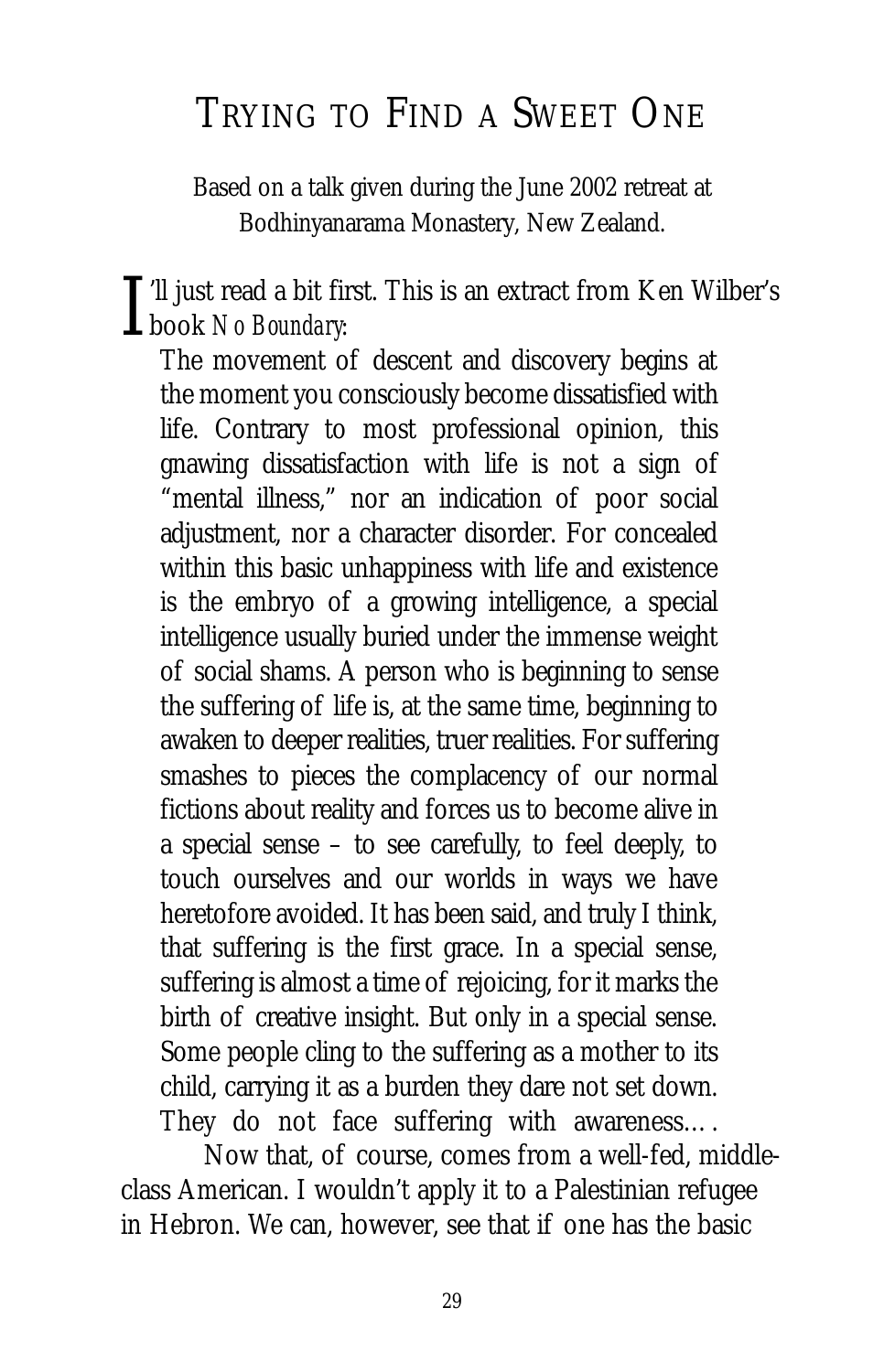# TRYING TO FIND A SWEET ONE

Based on a talk given during the June 2002 retreat at Bodhinyanarama Monastery, New Zealand.

I'll just read a bit first. This is an extract from Ken Wilber's book *No Boundary*:

> The movement of descent and discovery begins at the moment you consciously become dissatisfied with life. Contrary to most professional opinion, this gnawing dissatisfaction with life is not a sign of "mental illness," nor an indication of poor social adjustment, nor a character disorder. For concealed within this basic unhappiness with life and existence is the embryo of a growing intelligence, a special intelligence usually buried under the immense weight of social shams. A person who is beginning to sense the suffering of life is, at the same time, beginning to awaken to deeper realities, truer realities. For suffering smashes to pieces the complacency of our normal fictions about reality and forces us to become alive in a special sense – to see carefully, to feel deeply, to touch ourselves and our worlds in ways we have heretofore avoided. It has been said, and truly I think, that suffering is the first grace. In a special sense, suffering is almost a time of rejoicing, for it marks the birth of creative insight. But only in a special sense. Some people cling to the suffering as a mother to its child, carrying it as a burden they dare not set down. They do not face suffering with awareness… .

Now that, of course, comes from a well-fed, middle-class American. I wouldn't apply it to a Palestinian refugee in Hebron. We can, however, see that if one has the basic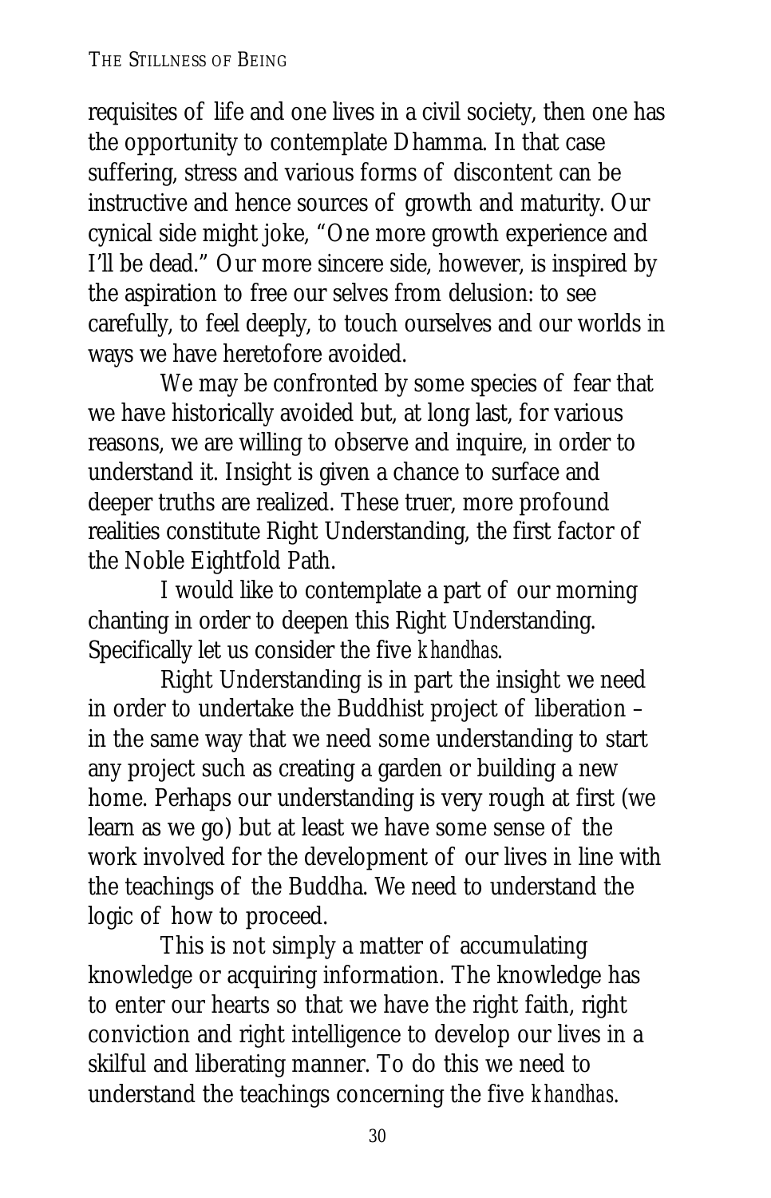requisites of life and one lives in a civil society, then one has the opportunity to contemplate Dhamma. In that case suffering, stress and various forms of discontent can be instructive and hence sources of growth and maturity. Our cynical side might joke, "One more growth experience and I'll be dead." Our more sincere side, however, is inspired by the aspiration to free our selves from delusion: to see carefully, to feel deeply, to touch ourselves and our worlds in ways we have heretofore avoided.

We may be confronted by some species of fear that we have historically avoided but, at long last, for various reasons, we are willing to observe and inquire, in order to understand it. Insight is given a chance to surface and deeper truths are realized. These truer, more profound realities constitute Right Understanding, the first factor of the Noble Eightfold Path.

I would like to contemplate a part of our morning chanting in order to deepen this Right Understanding. Specifically let us consider the five *khandhas*.

Right Understanding is in part the insight we need in order to undertake the Buddhist project of liberation – in the same way that we need some understanding to start any project such as creating a garden or building a new home. Perhaps our understanding is very rough at first (we learn as we go) but at least we have some sense of the work involved for the development of our lives in line with the teachings of the Buddha. We need to understand the logic of how to proceed.

This is not simply a matter of accumulating knowledge or acquiring information. The knowledge has to enter our hearts so that we have the right faith, right conviction and right intelligence to develop our lives in a skilful and liberating manner. To do this we need to understand the teachings concerning the five *khandhas*.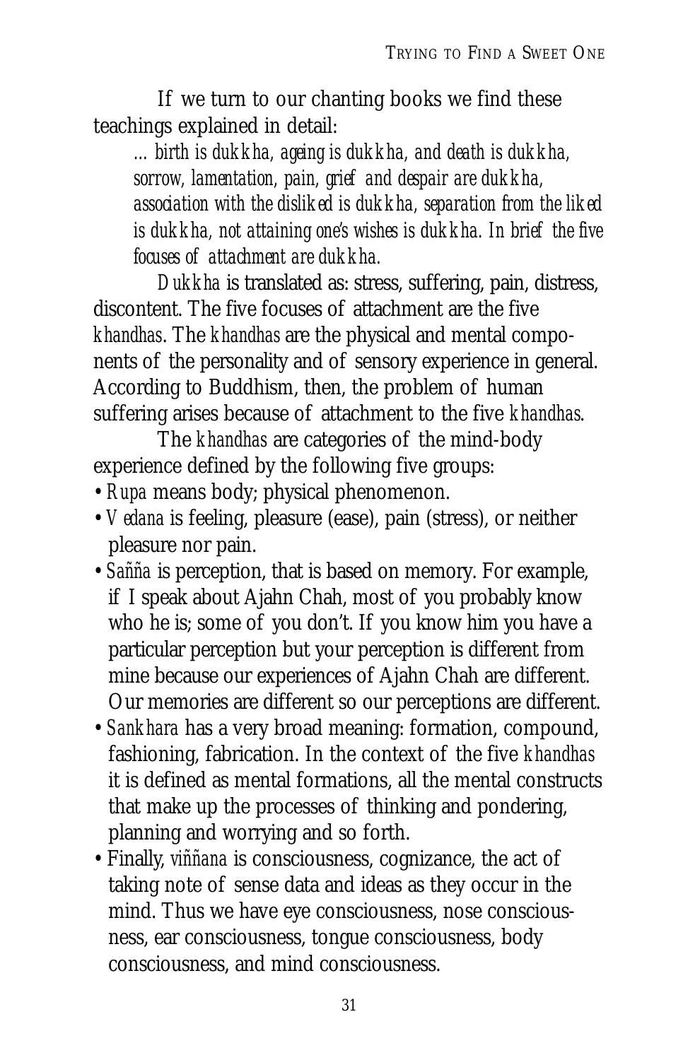If we turn to our chanting books we find these teachings explained in detail:

> *... birth is dukkha, ageing is dukkha, and death is dukkha, sorrow, lamentation, pain, grief and despair are dukkha, association with the disliked is dukkha, separation from the liked is dukkha, not attaining one's wishes is dukkha. In brief the five focuses of attachment are dukkha.*

*Dukkha* is translated as: stress, suffering, pain, distress, discontent. The five focuses of attachment are the five *khandhas*. The *khandhas* are the physical and mental components of the personality and of sensory experience in general. According to Buddhism, then, the problem of human suffering arises because of attachment to the five *khandhas*.

The *khandhas* are categories of the mind-body experience defined by the following five groups:

- *Rupa* means body; physical phenomenon.
- *Vedana* is feeling, pleasure (ease), pain (stress), or neither pleasure nor pain.
- *Sañña* is perception, that is based on memory. For example, if I speak about Ajahn Chah, most of you probably know who he is; some of you don't. If you know him you have a particular perception but your perception is different from mine because our experiences of Ajahn Chah are different. Our memories are different so our perceptions are different.
- *Sankhara* has a very broad meaning: formation, compound, fashioning, fabrication. In the context of the five *khandhas* it is defined as mental formations, all the mental constructs that make up the processes of thinking and pondering, planning and worrying and so forth.
- Finally, *viññana* is consciousness, cognizance, the act of taking note of sense data and ideas as they occur in the mind. Thus we have eye consciousness, nose consciousness, ear consciousness, tongue consciousness, body consciousness, and mind consciousness.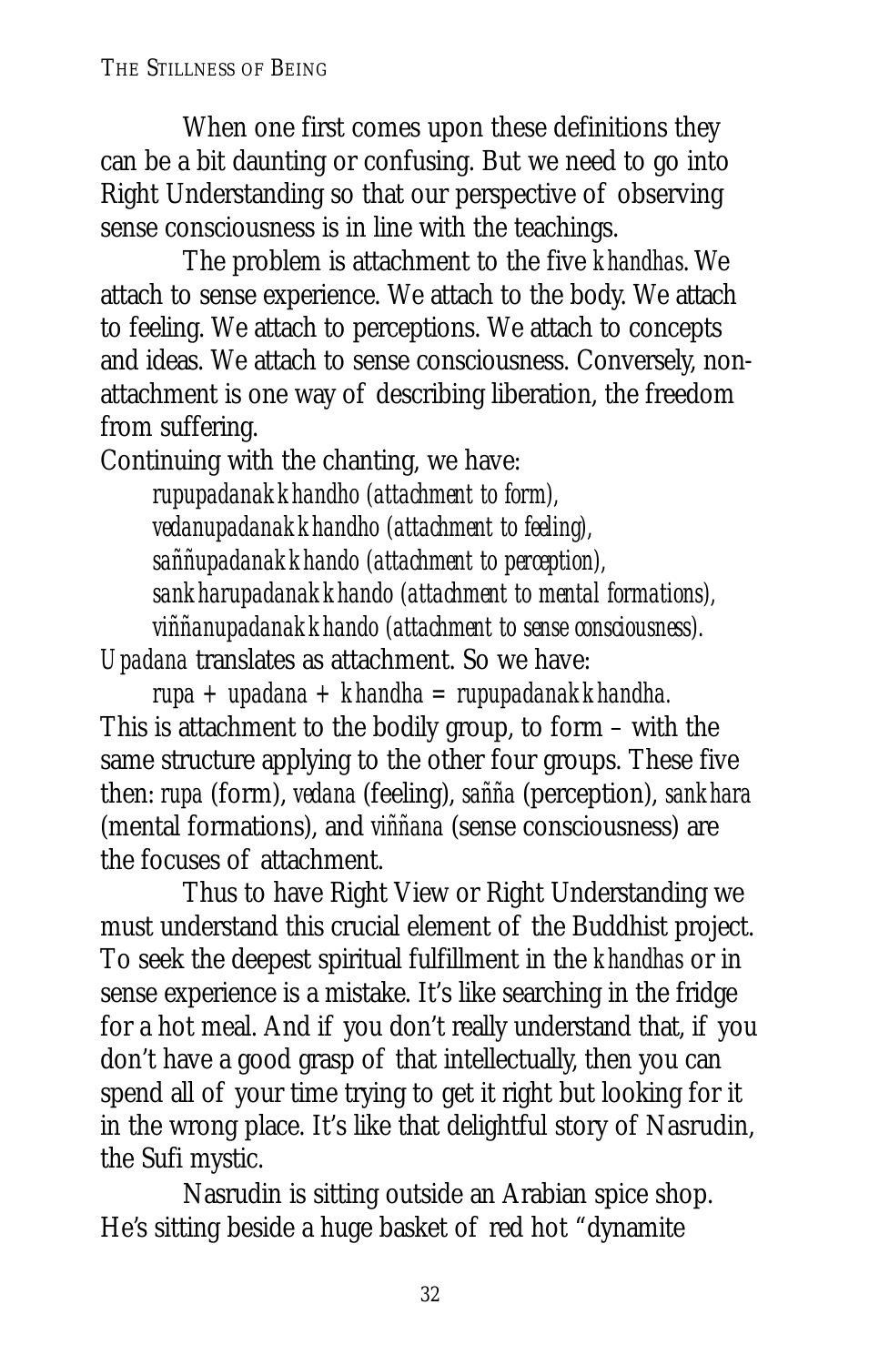When one first comes upon these definitions they can be a bit daunting or confusing. But we need to go into Right Understanding so that our perspective of observing sense consciousness is in line with the teachings.

The problem is attachment to the five *khandhas*. We attach to sense experience. We attach to the body. We attach to feeling. We attach to perceptions. We attach to concepts and ideas. We attach to sense consciousness. Conversely, non-attachment is one way of describing liberation, the freedom from suffering.

Continuing with the chanting, we have:

> *rupupadanakkhandho (attachment to form),*
> *vedanupadanakkhandho (attachment to feeling),*
> *saññupadanakkhando (attachment to perception),*
> *sankharupadanakkhando (attachment to mental formations),*
> *viññanupadanakkhando (attachment to sense consciousness).*

*Upadana* translates as attachment. So we have:

> *rupa + upadana + khandha = rupupadanakkhandha.*

This is attachment to the bodily group, to form – with the same structure applying to the other four groups. These five then: *rupa* (form), *vedana* (feeling), *sañña* (perception), *sankhara* (mental formations), and *viññana* (sense consciousness) are the focuses of attachment.

Thus to have Right View or Right Understanding we must understand this crucial element of the Buddhist project. To seek the deepest spiritual fulfillment in the *khandhas* or in sense experience is a mistake. It's like searching in the fridge for a hot meal. And if you don't really understand that, if you don't have a good grasp of that intellectually, then you can spend all of your time trying to get it right but looking for it in the wrong place. It's like that delightful story of Nasrudin, the Sufi mystic.

Nasrudin is sitting outside an Arabian spice shop. He's sitting beside a huge basket of red hot "dynamite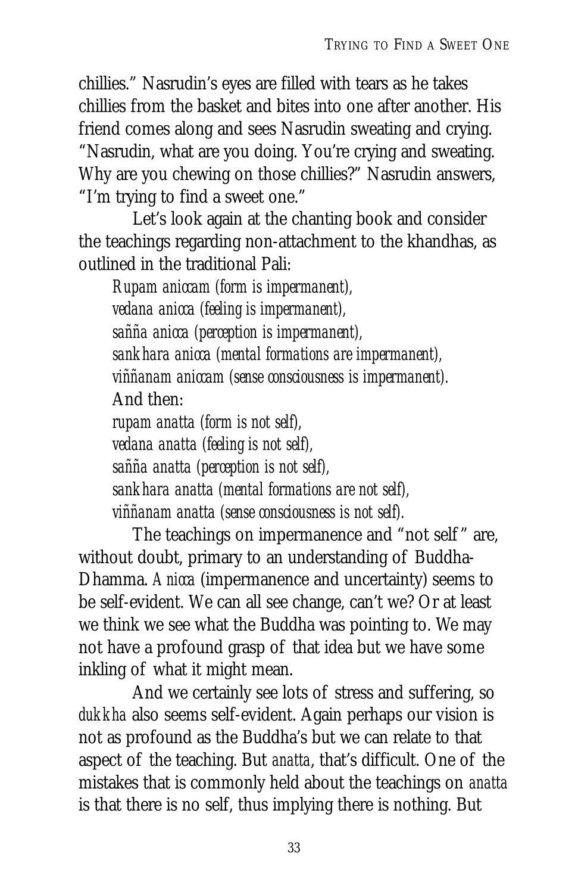chillies." Nasrudin's eyes are filled with tears as he takes chillies from the basket and bites into one after another. His friend comes along and sees Nasrudin sweating and crying. "Nasrudin, what are you doing. You're crying and sweating. Why are you chewing on those chillies?" Nasrudin answers, "I'm trying to find a sweet one."

Let's look again at the chanting book and consider the teachings regarding non-attachment to the khandhas, as outlined in the traditional Pali:

*Rupam aniccam (form is impermanent),*
*vedana anicca (feeling is impermanent),*
*sañña anicca (perception is impermanent),*
*sankhara anicca (mental formations are impermanent),*
*viññanam aniccam (sense consciousness is impermanent).*

And then:

*rupam anatta (form is not self),*
*vedana anatta (feeling is not self),*
*sañña anatta (perception is not self),*
*sankhara anatta (mental formations are not self),*
*viññanam anatta (sense consciousness is not self).*

The teachings on impermanence and "not self" are, without doubt, primary to an understanding of Buddha-Dhamma. *Anicca* (impermanence and uncertainty) seems to be self-evident. We can all see change, can't we? Or at least we think we see what the Buddha was pointing to. We may not have a profound grasp of that idea but we have some inkling of what it might mean.

And we certainly see lots of stress and suffering, so *dukkha* also seems self-evident. Again perhaps our vision is not as profound as the Buddha's but we can relate to that aspect of the teaching. But *anatta*, that's difficult. One of the mistakes that is commonly held about the teachings on *anatta* is that there is no self, thus implying there is nothing. But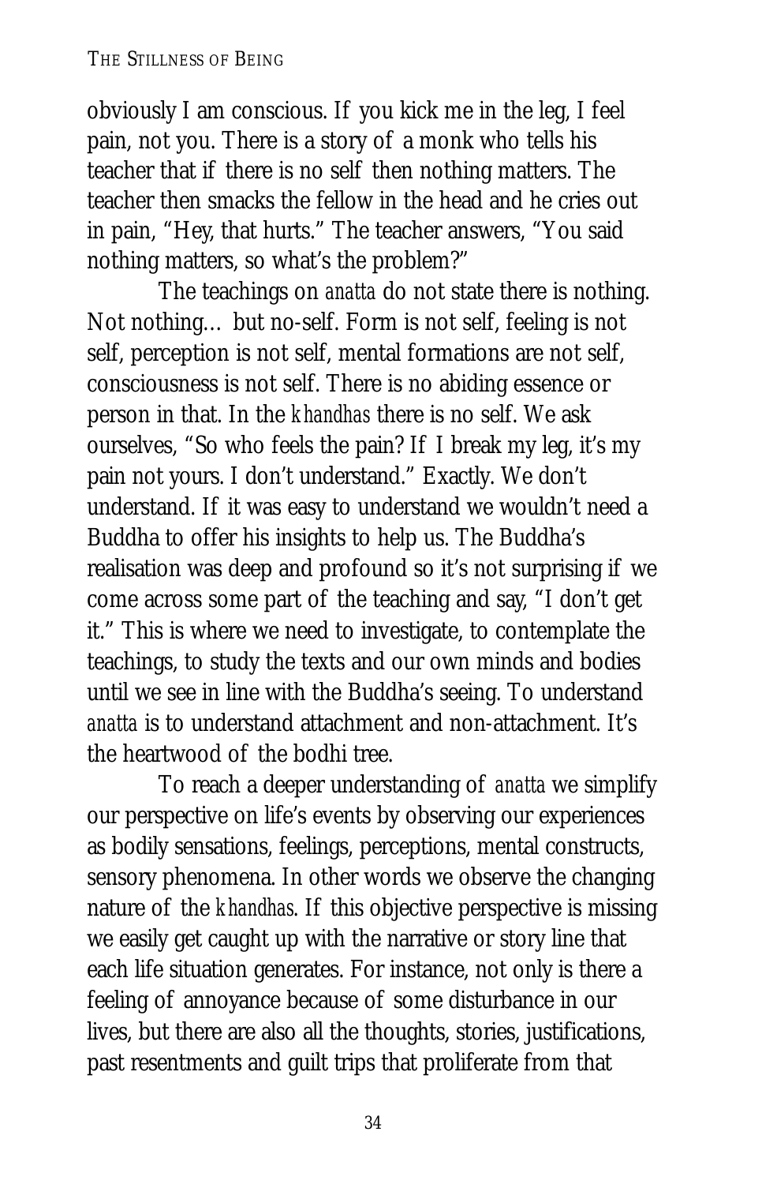obviously I am conscious. If you kick me in the leg, I feel pain, not you. There is a story of a monk who tells his teacher that if there is no self then nothing matters. The teacher then smacks the fellow in the head and he cries out in pain, "Hey, that hurts." The teacher answers, "You said nothing matters, so what's the problem?"

The teachings on *anatta* do not state there is nothing. Not nothing… but no-self. Form is not self, feeling is not self, perception is not self, mental formations are not self, consciousness is not self. There is no abiding essence or person in that. In the *khandhas* there is no self. We ask ourselves, "So who feels the pain? If I break my leg, it's my pain not yours. I don't understand." Exactly. We don't understand. If it was easy to understand we wouldn't need a Buddha to offer his insights to help us. The Buddha's realisation was deep and profound so it's not surprising if we come across some part of the teaching and say, "I don't get it." This is where we need to investigate, to contemplate the teachings, to study the texts and our own minds and bodies until we see in line with the Buddha's seeing. To understand *anatta* is to understand attachment and non-attachment. It's the heartwood of the bodhi tree.

To reach a deeper understanding of *anatta* we simplify our perspective on life's events by observing our experiences as bodily sensations, feelings, perceptions, mental constructs, sensory phenomena. In other words we observe the changing nature of the *khandhas*. If this objective perspective is missing we easily get caught up with the narrative or story line that each life situation generates. For instance, not only is there a feeling of annoyance because of some disturbance in our lives, but there are also all the thoughts, stories, justifications, past resentments and guilt trips that proliferate from that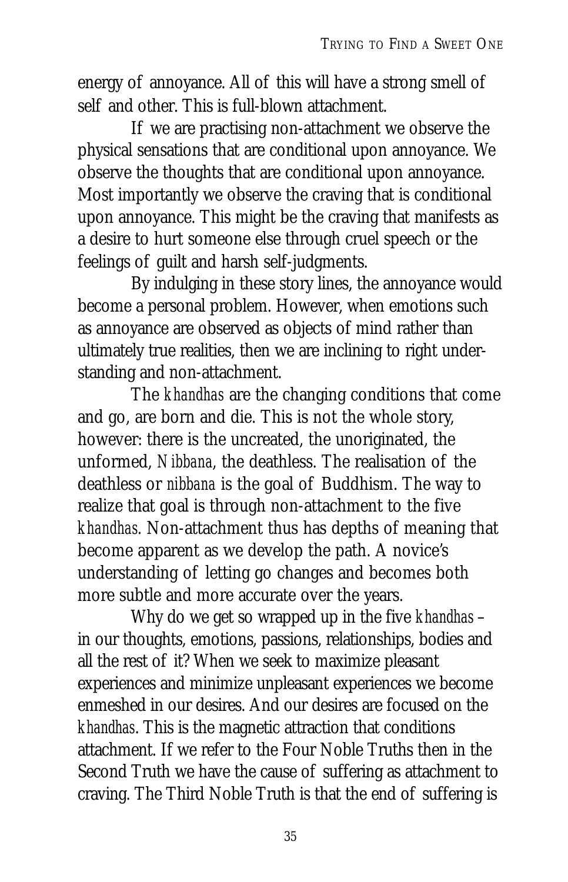energy of annoyance. All of this will have a strong smell of self and other. This is full-blown attachment.

If we are practising non-attachment we observe the physical sensations that are conditional upon annoyance. We observe the thoughts that are conditional upon annoyance. Most importantly we observe the craving that is conditional upon annoyance. This might be the craving that manifests as a desire to hurt someone else through cruel speech or the feelings of guilt and harsh self-judgments.

By indulging in these story lines, the annoyance would become a personal problem. However, when emotions such as annoyance are observed as objects of mind rather than ultimately true realities, then we are inclining to right understanding and non-attachment.

The *khandhas* are the changing conditions that come and go, are born and die. This is not the whole story, however: there is the uncreated, the unoriginated, the unformed, *Nibbana*, the deathless. The realisation of the deathless or *nibbana* is the goal of Buddhism. The way to realize that goal is through non-attachment to the five *khandhas*. Non-attachment thus has depths of meaning that become apparent as we develop the path. A novice's understanding of letting go changes and becomes both more subtle and more accurate over the years.

Why do we get so wrapped up in the five *khandhas* – in our thoughts, emotions, passions, relationships, bodies and all the rest of it? When we seek to maximize pleasant experiences and minimize unpleasant experiences we become enmeshed in our desires. And our desires are focused on the *khandhas*. This is the magnetic attraction that conditions attachment. If we refer to the Four Noble Truths then in the Second Truth we have the cause of suffering as attachment to craving. The Third Noble Truth is that the end of suffering is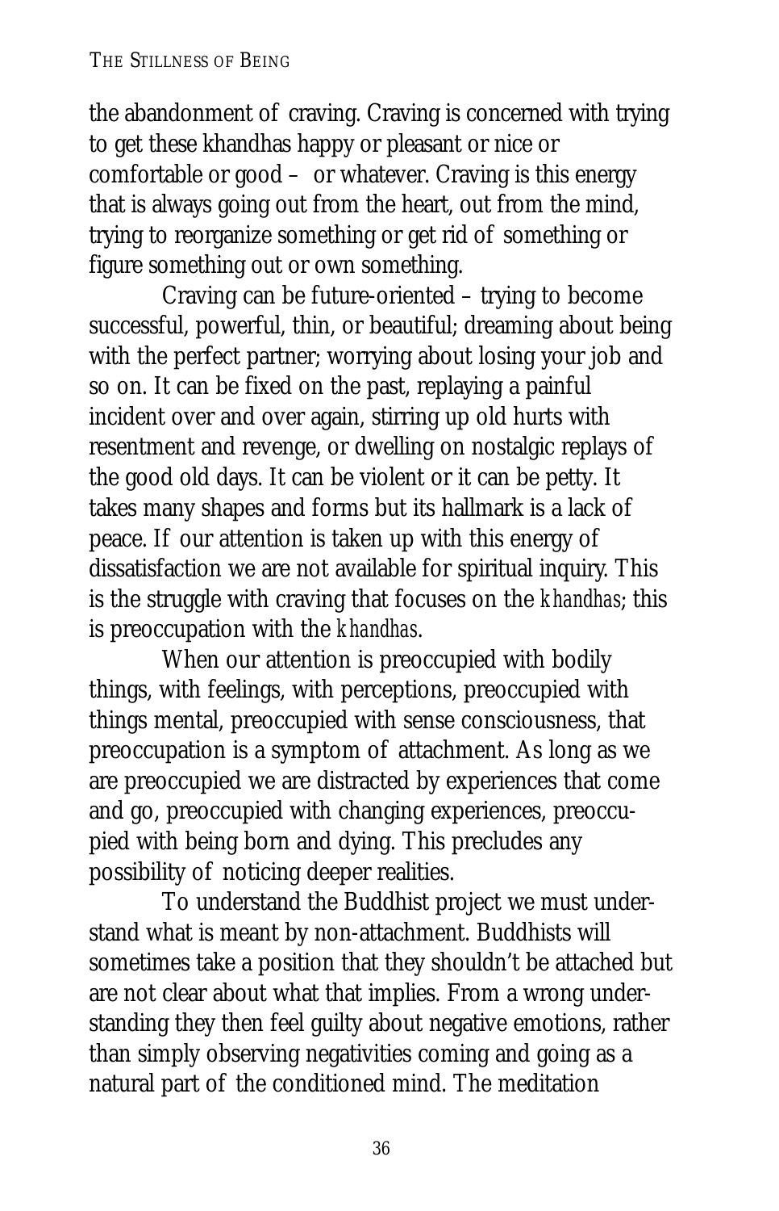the abandonment of craving. Craving is concerned with trying to get these khandhas happy or pleasant or nice or comfortable or good – or whatever. Craving is this energy that is always going out from the heart, out from the mind, trying to reorganize something or get rid of something or figure something out or own something.

Craving can be future-oriented – trying to become successful, powerful, thin, or beautiful; dreaming about being with the perfect partner; worrying about losing your job and so on. It can be fixed on the past, replaying a painful incident over and over again, stirring up old hurts with resentment and revenge, or dwelling on nostalgic replays of the good old days. It can be violent or it can be petty. It takes many shapes and forms but its hallmark is a lack of peace. If our attention is taken up with this energy of dissatisfaction we are not available for spiritual inquiry. This is the struggle with craving that focuses on the *khandhas*; this is preoccupation with the *khandhas*.

When our attention is preoccupied with bodily things, with feelings, with perceptions, preoccupied with things mental, preoccupied with sense consciousness, that preoccupation is a symptom of attachment. As long as we are preoccupied we are distracted by experiences that come and go, preoccupied with changing experiences, preoccupied with being born and dying. This precludes any possibility of noticing deeper realities.

To understand the Buddhist project we must understand what is meant by non-attachment. Buddhists will sometimes take a position that they shouldn't be attached but are not clear about what that implies. From a wrong understanding they then feel guilty about negative emotions, rather than simply observing negativities coming and going as a natural part of the conditioned mind. The meditation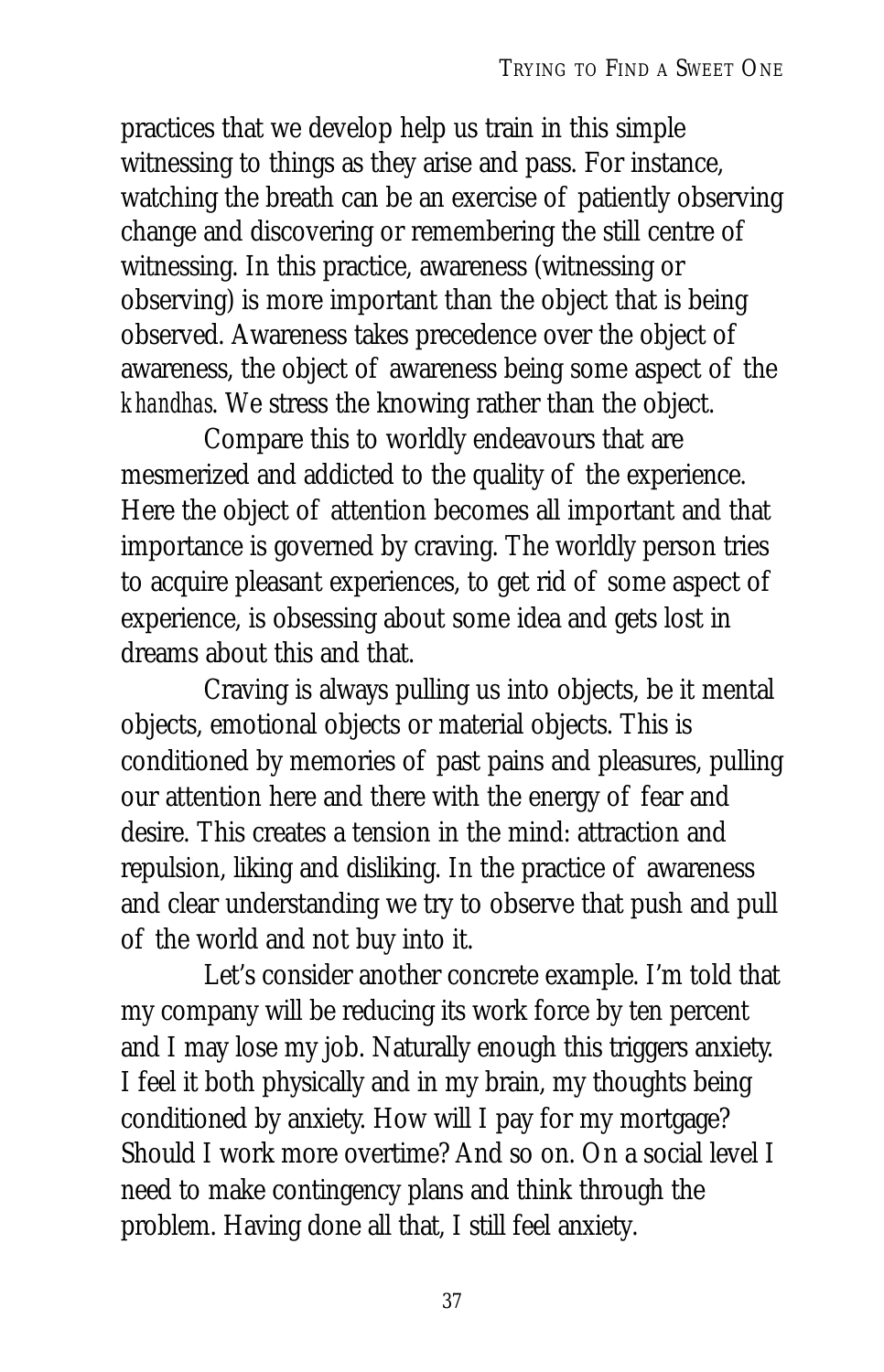practices that we develop help us train in this simple witnessing to things as they arise and pass. For instance, watching the breath can be an exercise of patiently observing change and discovering or remembering the still centre of witnessing. In this practice, awareness (witnessing or observing) is more important than the object that is being observed. Awareness takes precedence over the object of awareness, the object of awareness being some aspect of the *khandhas*. We stress the knowing rather than the object.

Compare this to worldly endeavours that are mesmerized and addicted to the quality of the experience. Here the object of attention becomes all important and that importance is governed by craving. The worldly person tries to acquire pleasant experiences, to get rid of some aspect of experience, is obsessing about some idea and gets lost in dreams about this and that.

Craving is always pulling us into objects, be it mental objects, emotional objects or material objects. This is conditioned by memories of past pains and pleasures, pulling our attention here and there with the energy of fear and desire. This creates a tension in the mind: attraction and repulsion, liking and disliking. In the practice of awareness and clear understanding we try to observe that push and pull of the world and not buy into it.

Let's consider another concrete example. I'm told that my company will be reducing its work force by ten percent and I may lose my job. Naturally enough this triggers anxiety. I feel it both physically and in my brain, my thoughts being conditioned by anxiety. How will I pay for my mortgage? Should I work more overtime? And so on. On a social level I need to make contingency plans and think through the problem. Having done all that, I still feel anxiety.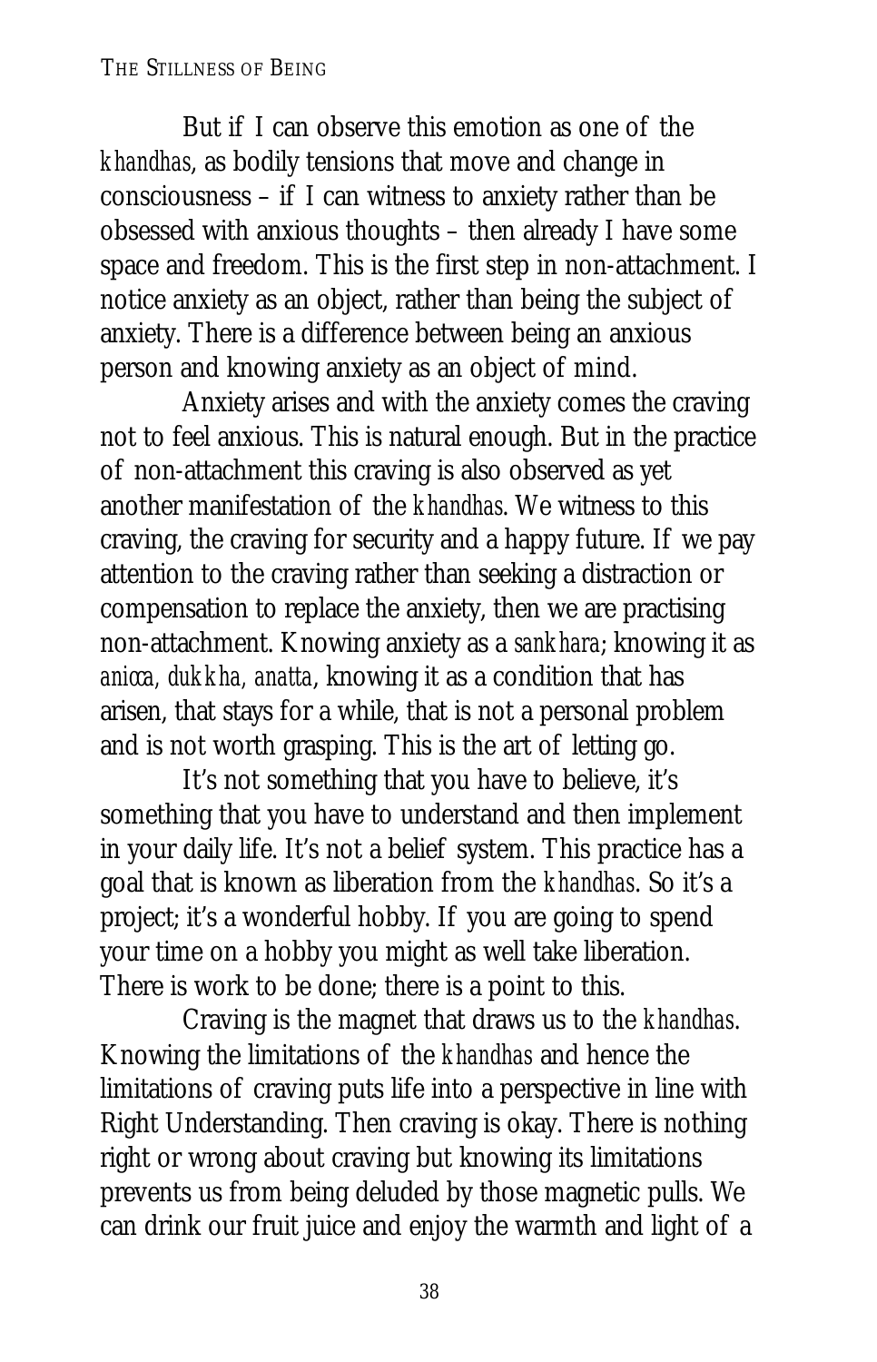But if I can observe this emotion as one of the *khandhas*, as bodily tensions that move and change in consciousness – if I can witness to anxiety rather than be obsessed with anxious thoughts – then already I have some space and freedom. This is the first step in non-attachment. I notice anxiety as an object, rather than being the subject of anxiety. There is a difference between being an anxious person and knowing anxiety as an object of mind.

Anxiety arises and with the anxiety comes the craving not to feel anxious. This is natural enough. But in the practice of non-attachment this craving is also observed as yet another manifestation of the *khandhas*. We witness to this craving, the craving for security and a happy future. If we pay attention to the craving rather than seeking a distraction or compensation to replace the anxiety, then we are practising non-attachment. Knowing anxiety as a *sankhara*; knowing it as *anicca, dukkha, anatta*, knowing it as a condition that has arisen, that stays for a while, that is not a personal problem and is not worth grasping. This is the art of letting go.

It's not something that you have to believe, it's something that you have to understand and then implement in your daily life. It's not a belief system. This practice has a goal that is known as liberation from the *khandhas*. So it's a project; it's a wonderful hobby. If you are going to spend your time on a hobby you might as well take liberation. There is work to be done; there is a point to this.

Craving is the magnet that draws us to the *khandhas*. Knowing the limitations of the *khandhas* and hence the limitations of craving puts life into a perspective in line with Right Understanding. Then craving is okay. There is nothing right or wrong about craving but knowing its limitations prevents us from being deluded by those magnetic pulls. We can drink our fruit juice and enjoy the warmth and light of a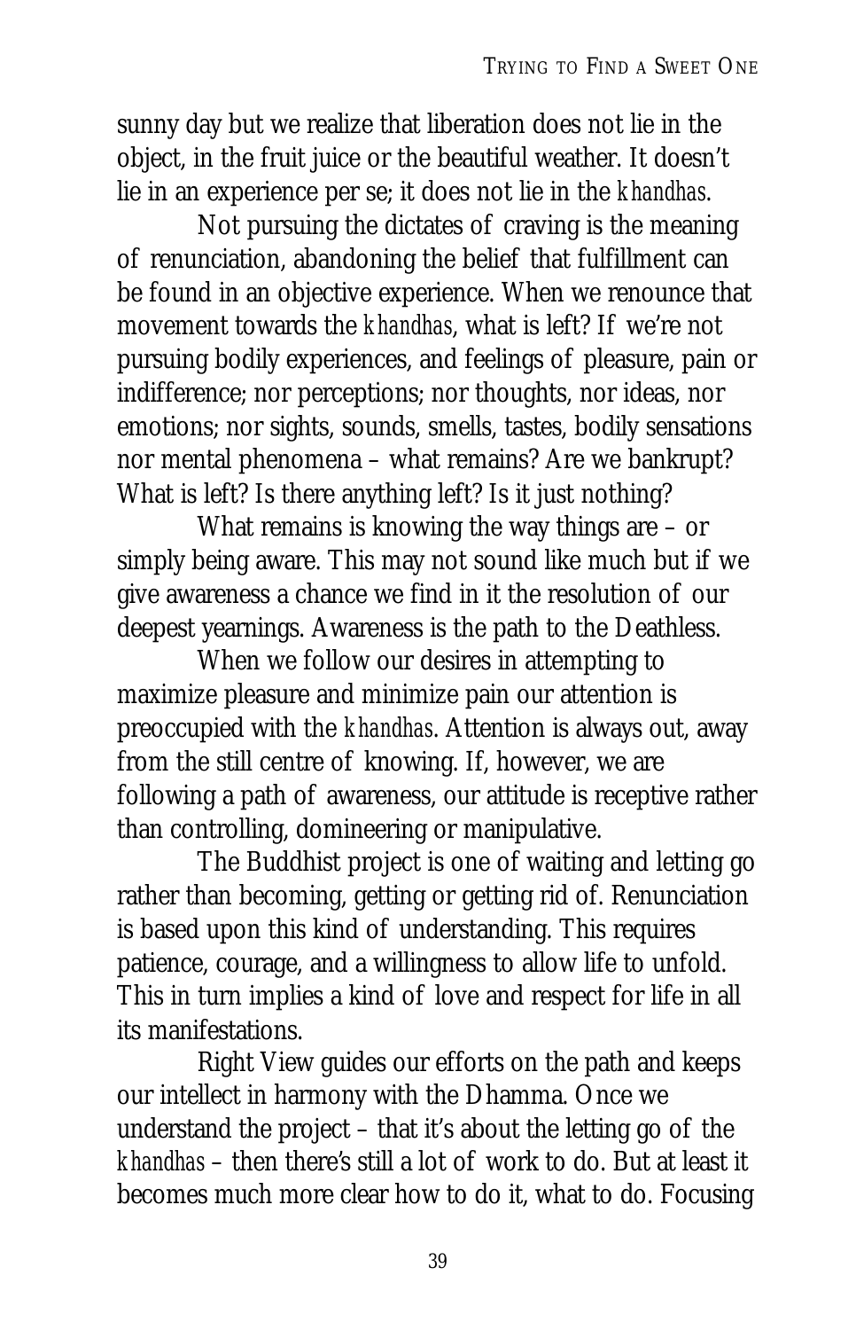sunny day but we realize that liberation does not lie in the object, in the fruit juice or the beautiful weather. It doesn't lie in an experience per se; it does not lie in the *khandhas*.

Not pursuing the dictates of craving is the meaning of renunciation, abandoning the belief that fulfillment can be found in an objective experience. When we renounce that movement towards the *khandhas*, what is left? If we're not pursuing bodily experiences, and feelings of pleasure, pain or indifference; nor perceptions; nor thoughts, nor ideas, nor emotions; nor sights, sounds, smells, tastes, bodily sensations nor mental phenomena – what remains? Are we bankrupt? What is left? Is there anything left? Is it just nothing?

What remains is knowing the way things are – or simply being aware. This may not sound like much but if we give awareness a chance we find in it the resolution of our deepest yearnings. Awareness is the path to the Deathless.

When we follow our desires in attempting to maximize pleasure and minimize pain our attention is preoccupied with the *khandhas*. Attention is always out, away from the still centre of knowing. If, however, we are following a path of awareness, our attitude is receptive rather than controlling, domineering or manipulative.

The Buddhist project is one of waiting and letting go rather than becoming, getting or getting rid of. Renunciation is based upon this kind of understanding. This requires patience, courage, and a willingness to allow life to unfold. This in turn implies a kind of love and respect for life in all its manifestations.

Right View guides our efforts on the path and keeps our intellect in harmony with the Dhamma. Once we understand the project – that it's about the letting go of the *khandhas* – then there's still a lot of work to do. But at least it becomes much more clear how to do it, what to do. Focusing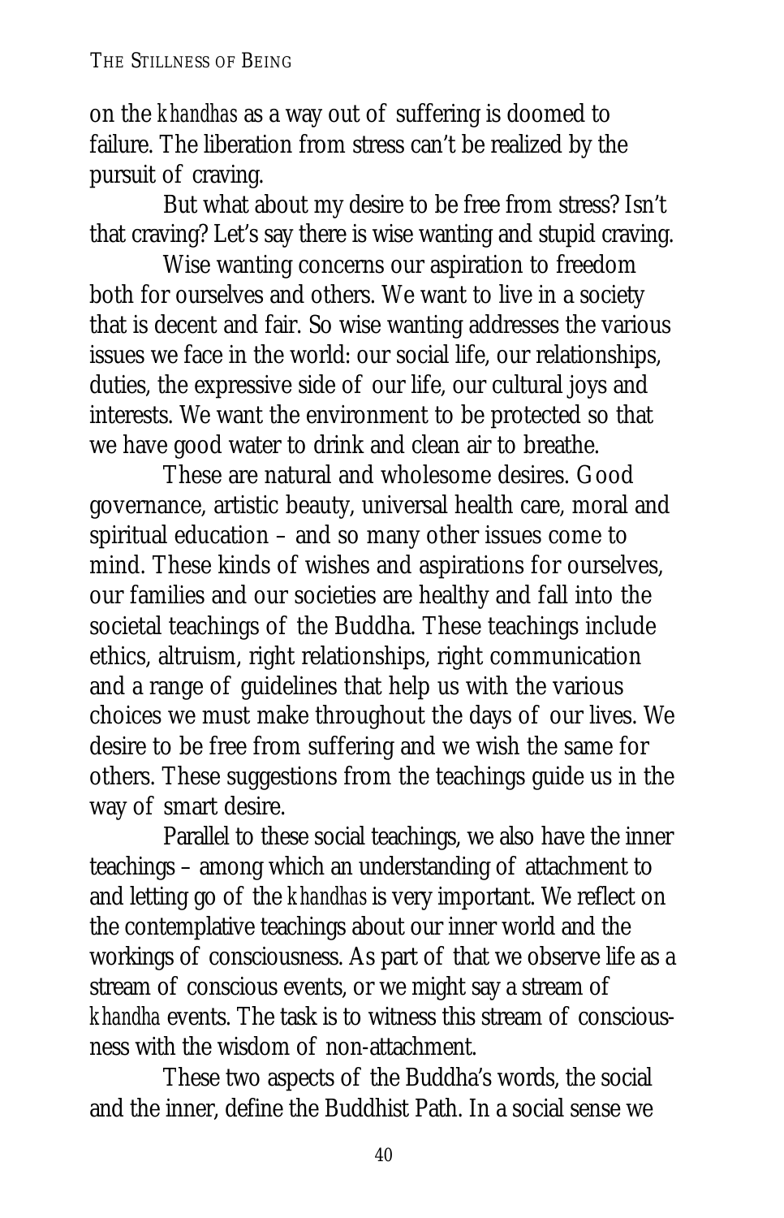on the *khandhas* as a way out of suffering is doomed to failure. The liberation from stress can't be realized by the pursuit of craving.

But what about my desire to be free from stress? Isn't that craving? Let's say there is wise wanting and stupid craving.

Wise wanting concerns our aspiration to freedom both for ourselves and others. We want to live in a society that is decent and fair. So wise wanting addresses the various issues we face in the world: our social life, our relationships, duties, the expressive side of our life, our cultural joys and interests. We want the environment to be protected so that we have good water to drink and clean air to breathe.

These are natural and wholesome desires. Good governance, artistic beauty, universal health care, moral and spiritual education – and so many other issues come to mind. These kinds of wishes and aspirations for ourselves, our families and our societies are healthy and fall into the societal teachings of the Buddha. These teachings include ethics, altruism, right relationships, right communication and a range of guidelines that help us with the various choices we must make throughout the days of our lives. We desire to be free from suffering and we wish the same for others. These suggestions from the teachings guide us in the way of smart desire.

Parallel to these social teachings, we also have the inner teachings – among which an understanding of attachment to and letting go of the *khandhas* is very important. We reflect on the contemplative teachings about our inner world and the workings of consciousness. As part of that we observe life as a stream of conscious events, or we might say a stream of *khandha* events. The task is to witness this stream of consciousness with the wisdom of non-attachment.

These two aspects of the Buddha's words, the social and the inner, define the Buddhist Path. In a social sense we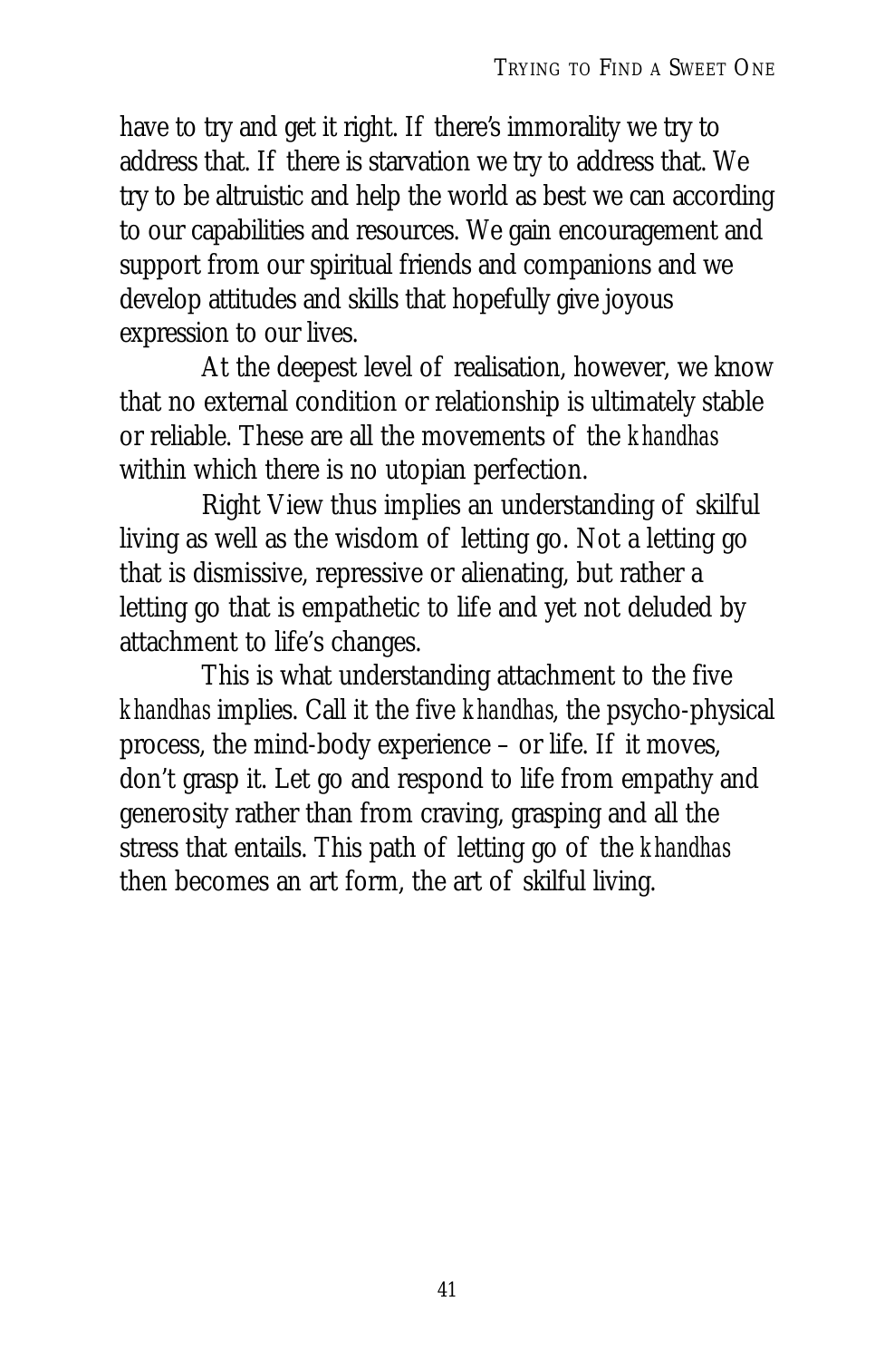have to try and get it right. If there's immorality we try to address that. If there is starvation we try to address that. We try to be altruistic and help the world as best we can according to our capabilities and resources. We gain encouragement and support from our spiritual friends and companions and we develop attitudes and skills that hopefully give joyous expression to our lives.

At the deepest level of realisation, however, we know that no external condition or relationship is ultimately stable or reliable. These are all the movements of the *khandhas* within which there is no utopian perfection.

Right View thus implies an understanding of skilful living as well as the wisdom of letting go. Not a letting go that is dismissive, repressive or alienating, but rather a letting go that is empathetic to life and yet not deluded by attachment to life's changes.

This is what understanding attachment to the five *khandhas* implies. Call it the five *khandhas*, the psycho-physical process, the mind-body experience – or life. If it moves, don't grasp it. Let go and respond to life from empathy and generosity rather than from craving, grasping and all the stress that entails. This path of letting go of the *khandhas* then becomes an art form, the art of skilful living.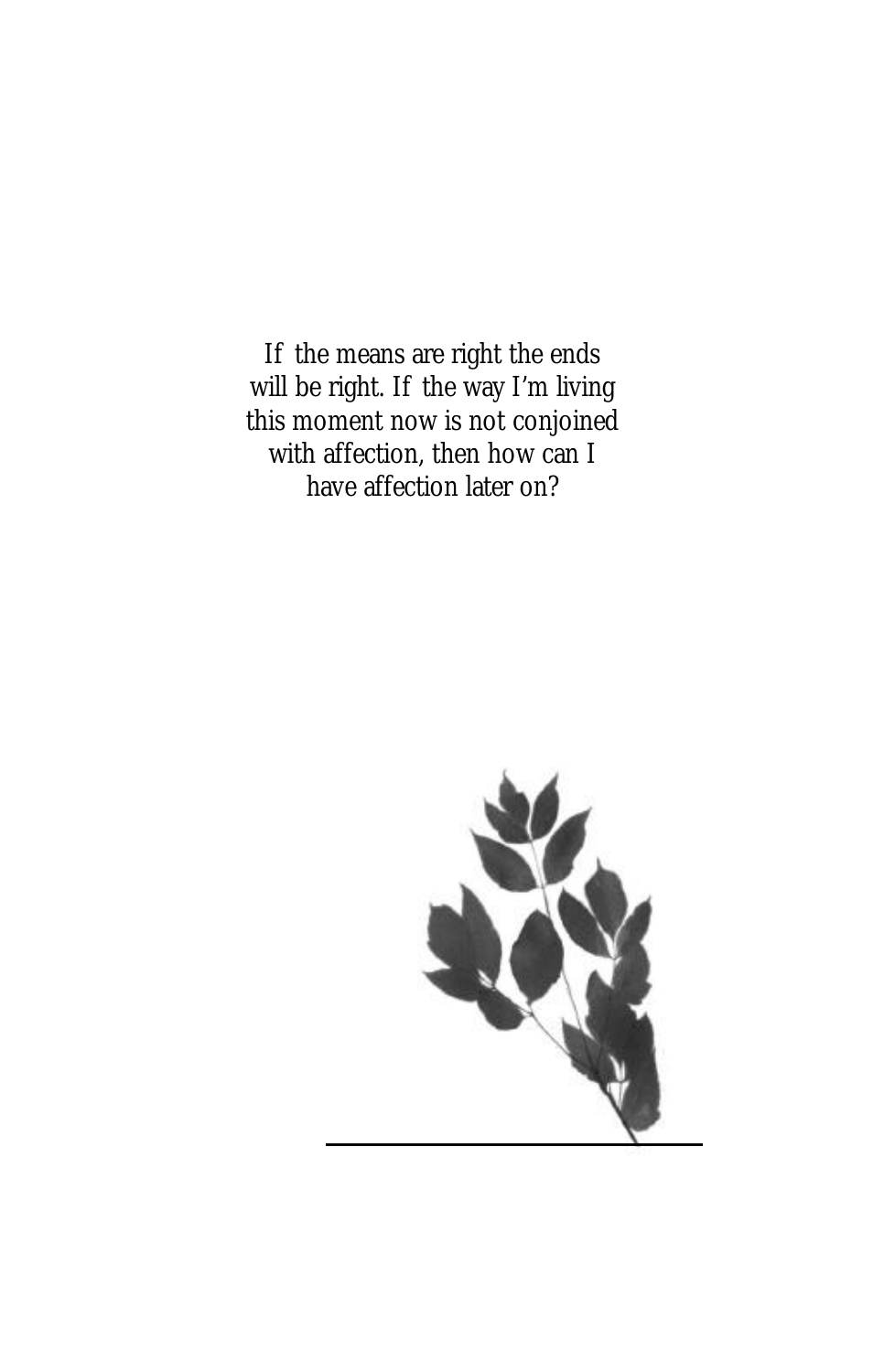If the means are right the ends will be right. If the way I'm living this moment now is not conjoined with affection, then how can I have affection later on?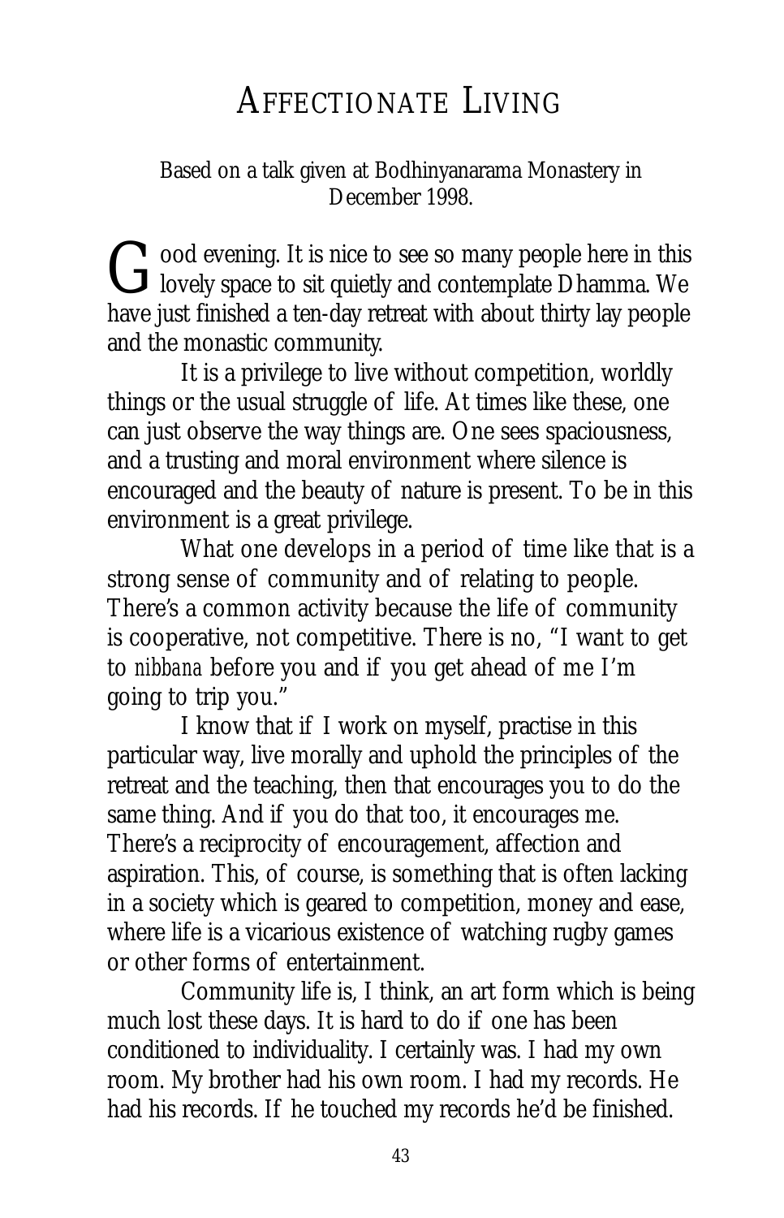# AFFECTIONATE LIVING

Based on a talk given at Bodhinyanarama Monastery in December 1998.

Good evening. It is nice to see so many people here in this lovely space to sit quietly and contemplate Dhamma. We have just finished a ten-day retreat with about thirty lay people and the monastic community.

It is a privilege to live without competition, worldly things or the usual struggle of life. At times like these, one can just observe the way things are. One sees spaciousness, and a trusting and moral environment where silence is encouraged and the beauty of nature is present. To be in this environment is a great privilege.

What one develops in a period of time like that is a strong sense of community and of relating to people. There's a common activity because the life of community is cooperative, not competitive. There is no, "I want to get to *nibbana* before you and if you get ahead of me I'm going to trip you."

I know that if I work on myself, practise in this particular way, live morally and uphold the principles of the retreat and the teaching, then that encourages you to do the same thing. And if you do that too, it encourages me. There's a reciprocity of encouragement, affection and aspiration. This, of course, is something that is often lacking in a society which is geared to competition, money and ease, where life is a vicarious existence of watching rugby games or other forms of entertainment.

Community life is, I think, an art form which is being much lost these days. It is hard to do if one has been conditioned to individuality. I certainly was. I had my own room. My brother had his own room. I had my records. He had his records. If he touched my records he'd be finished.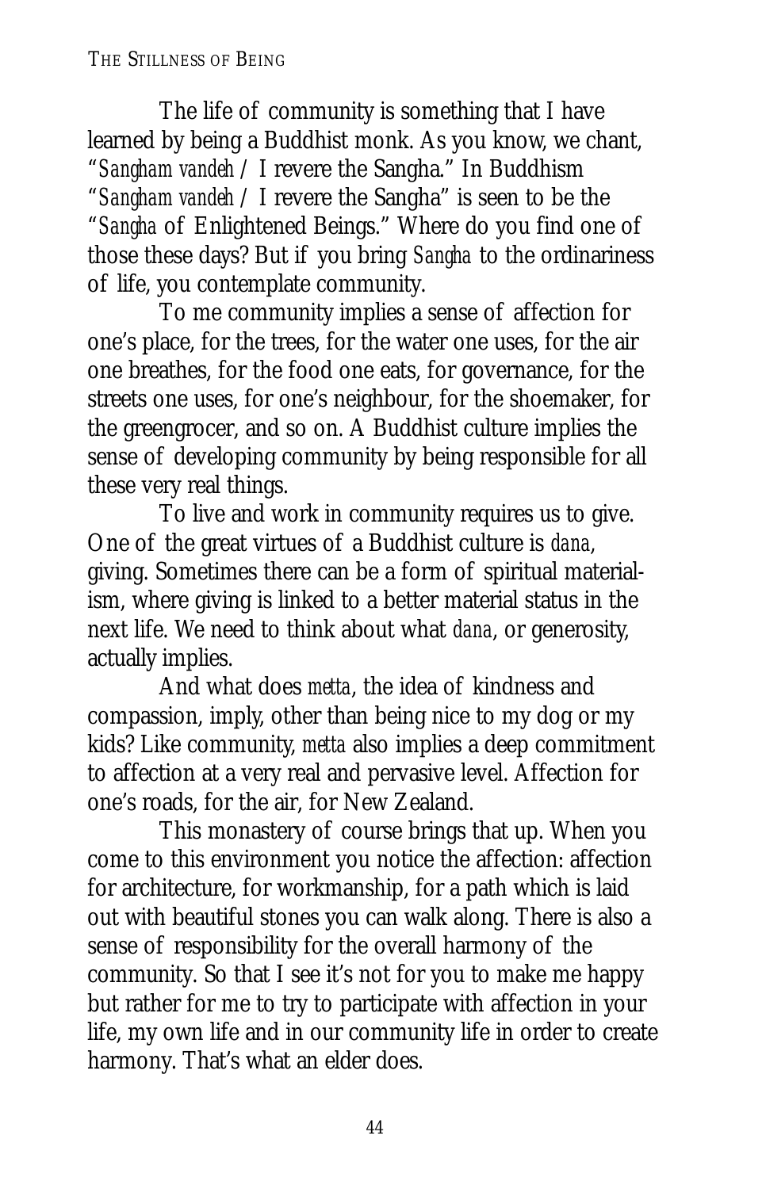The life of community is something that I have learned by being a Buddhist monk. As you know, we chant, "*Sangham vandeh* / I revere the Sangha." In Buddhism "*Sangham vandeh* / I revere the Sangha" is seen to be the "*Sangha* of Enlightened Beings." Where do you find one of those these days? But if you bring *Sangha* to the ordinariness of life, you contemplate community.

To me community implies a sense of affection for one's place, for the trees, for the water one uses, for the air one breathes, for the food one eats, for governance, for the streets one uses, for one's neighbour, for the shoemaker, for the greengrocer, and so on. A Buddhist culture implies the sense of developing community by being responsible for all these very real things.

To live and work in community requires us to give. One of the great virtues of a Buddhist culture is *dana*, giving. Sometimes there can be a form of spiritual materialism, where giving is linked to a better material status in the next life. We need to think about what *dana*, or generosity, actually implies.

And what does *metta*, the idea of kindness and compassion, imply, other than being nice to my dog or my kids? Like community, *metta* also implies a deep commitment to affection at a very real and pervasive level. Affection for one's roads, for the air, for New Zealand.

This monastery of course brings that up. When you come to this environment you notice the affection: affection for architecture, for workmanship, for a path which is laid out with beautiful stones you can walk along. There is also a sense of responsibility for the overall harmony of the community. So that I see it's not for you to make me happy but rather for me to try to participate with affection in your life, my own life and in our community life in order to create harmony. That's what an elder does.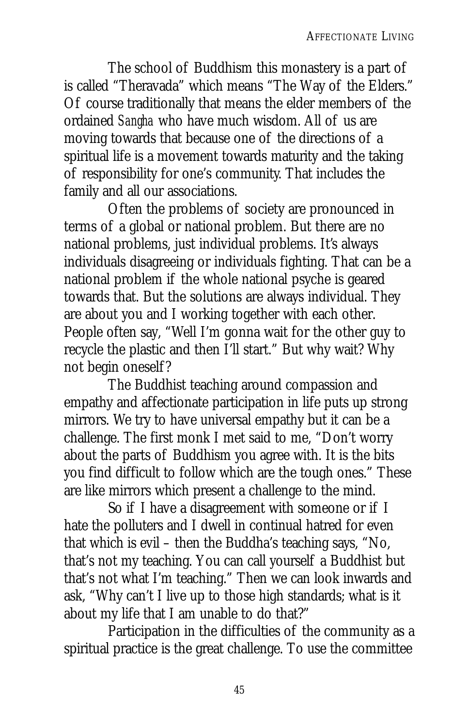The school of Buddhism this monastery is a part of is called "Theravada" which means "The Way of the Elders." Of course traditionally that means the elder members of the ordained *Sangha* who have much wisdom. All of us are moving towards that because one of the directions of a spiritual life is a movement towards maturity and the taking of responsibility for one's community. That includes the family and all our associations.

Often the problems of society are pronounced in terms of a global or national problem. But there are no national problems, just individual problems. It's always individuals disagreeing or individuals fighting. That can be a national problem if the whole national psyche is geared towards that. But the solutions are always individual. They are about you and I working together with each other. People often say, "Well I'm gonna wait for the other guy to recycle the plastic and then I'll start." But why wait? Why not begin oneself?

The Buddhist teaching around compassion and empathy and affectionate participation in life puts up strong mirrors. We try to have universal empathy but it can be a challenge. The first monk I met said to me, "Don't worry about the parts of Buddhism you agree with. It is the bits you find difficult to follow which are the tough ones." These are like mirrors which present a challenge to the mind.

So if I have a disagreement with someone or if I hate the polluters and I dwell in continual hatred for even that which is evil – then the Buddha's teaching says, "No, that's not my teaching. You can call yourself a Buddhist but that's not what I'm teaching." Then we can look inwards and ask, "Why can't I live up to those high standards; what is it about my life that I am unable to do that?"

Participation in the difficulties of the community as a spiritual practice is the great challenge. To use the committee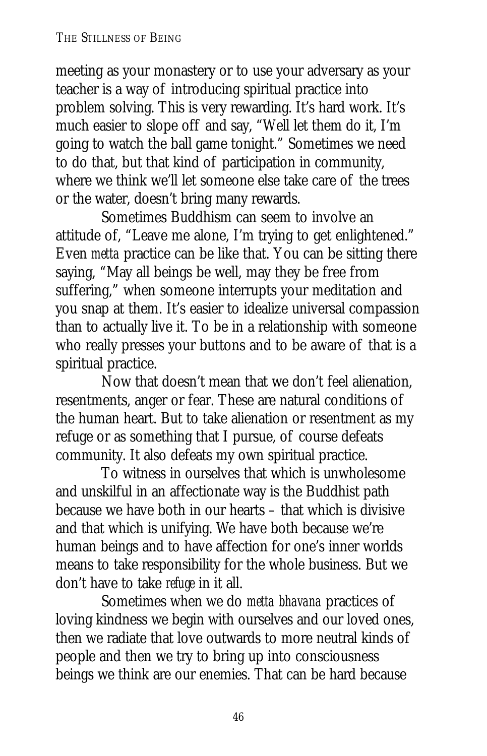meeting as your monastery or to use your adversary as your teacher is a way of introducing spiritual practice into problem solving. This is very rewarding. It's hard work. It's much easier to slope off and say, "Well let them do it, I'm going to watch the ball game tonight." Sometimes we need to do that, but that kind of participation in community, where we think we'll let someone else take care of the trees or the water, doesn't bring many rewards.

Sometimes Buddhism can seem to involve an attitude of, "Leave me alone, I'm trying to get enlightened." Even *metta* practice can be like that. You can be sitting there saying, "May all beings be well, may they be free from suffering," when someone interrupts your meditation and you snap at them. It's easier to idealize universal compassion than to actually live it. To be in a relationship with someone who really presses your buttons and to be aware of that is a spiritual practice.

Now that doesn't mean that we don't feel alienation, resentments, anger or fear. These are natural conditions of the human heart. But to take alienation or resentment as my refuge or as something that I pursue, of course defeats community. It also defeats my own spiritual practice.

To witness in ourselves that which is unwholesome and unskilful in an affectionate way is the Buddhist path because we have both in our hearts – that which is divisive and that which is unifying. We have both because we're human beings and to have affection for one's inner worlds means to take responsibility for the whole business. But we don't have to take *refuge* in it all.

Sometimes when we do *metta bhavana* practices of loving kindness we begin with ourselves and our loved ones, then we radiate that love outwards to more neutral kinds of people and then we try to bring up into consciousness beings we think are our enemies. That can be hard because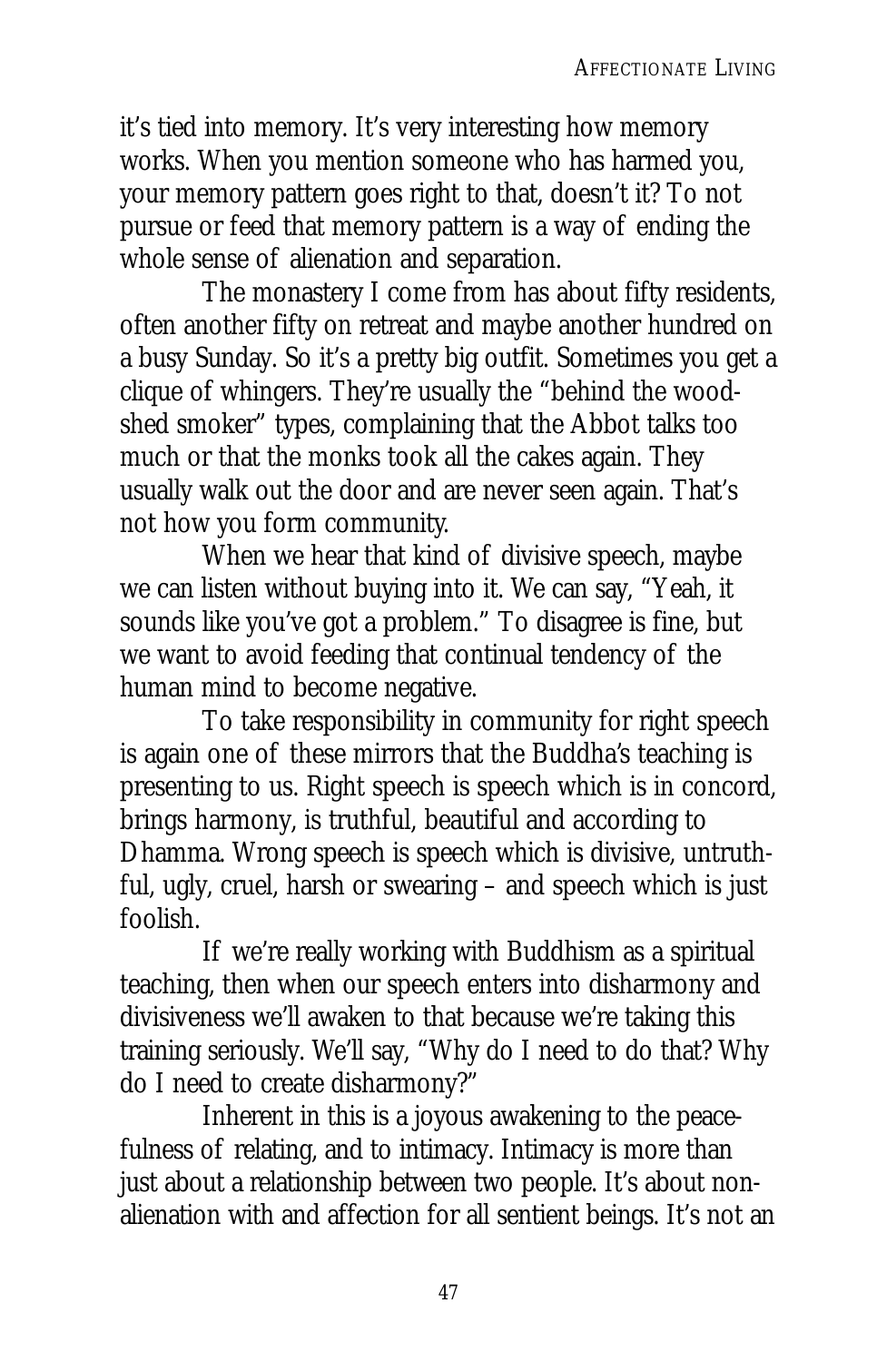it's tied into memory. It's very interesting how memory works. When you mention someone who has harmed you, your memory pattern goes right to that, doesn't it? To not pursue or feed that memory pattern is a way of ending the whole sense of alienation and separation.

The monastery I come from has about fifty residents, often another fifty on retreat and maybe another hundred on a busy Sunday. So it's a pretty big outfit. Sometimes you get a clique of whingers. They're usually the "behind the woodshed smoker" types, complaining that the Abbot talks too much or that the monks took all the cakes again. They usually walk out the door and are never seen again. That's not how you form community.

When we hear that kind of divisive speech, maybe we can listen without buying into it. We can say, "Yeah, it sounds like you've got a problem." To disagree is fine, but we want to avoid feeding that continual tendency of the human mind to become negative.

To take responsibility in community for right speech is again one of these mirrors that the Buddha's teaching is presenting to us. Right speech is speech which is in concord, brings harmony, is truthful, beautiful and according to Dhamma. Wrong speech is speech which is divisive, untruthful, ugly, cruel, harsh or swearing – and speech which is just foolish.

If we're really working with Buddhism as a spiritual teaching, then when our speech enters into disharmony and divisiveness we'll awaken to that because we're taking this training seriously. We'll say, "Why do I need to do that? Why do I need to create disharmony?"

Inherent in this is a joyous awakening to the peacefulness of relating, and to intimacy. Intimacy is more than just about a relationship between two people. It's about non-alienation with and affection for all sentient beings. It's not an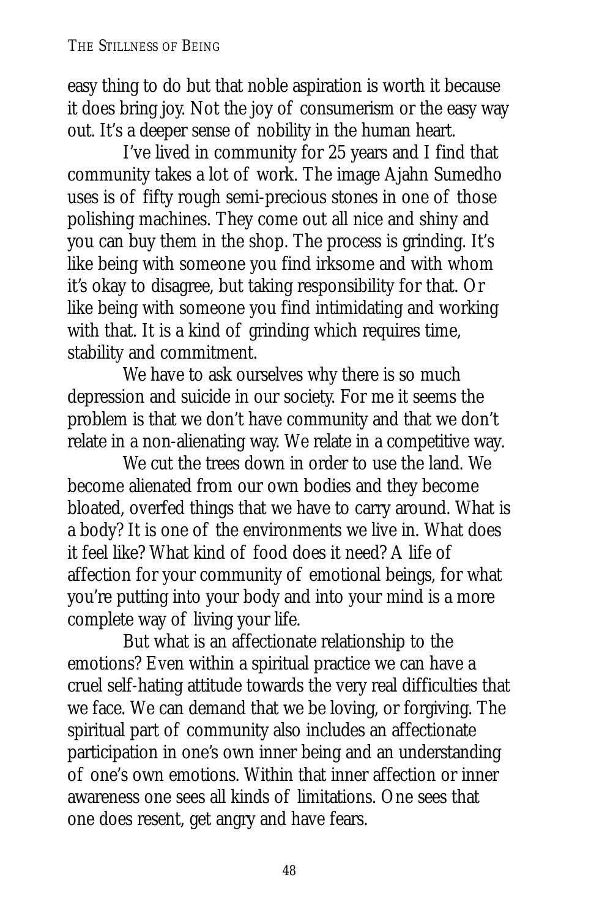easy thing to do but that noble aspiration is worth it because it does bring joy. Not the joy of consumerism or the easy way out. It's a deeper sense of nobility in the human heart.

I've lived in community for 25 years and I find that community takes a lot of work. The image Ajahn Sumedho uses is of fifty rough semi-precious stones in one of those polishing machines. They come out all nice and shiny and you can buy them in the shop. The process is grinding. It's like being with someone you find irksome and with whom it's okay to disagree, but taking responsibility for that. Or like being with someone you find intimidating and working with that. It is a kind of grinding which requires time, stability and commitment.

We have to ask ourselves why there is so much depression and suicide in our society. For me it seems the problem is that we don't have community and that we don't relate in a non-alienating way. We relate in a competitive way.

We cut the trees down in order to use the land. We become alienated from our own bodies and they become bloated, overfed things that we have to carry around. What is a body? It is one of the environments we live in. What does it feel like? What kind of food does it need? A life of affection for your community of emotional beings, for what you're putting into your body and into your mind is a more complete way of living your life.

But what is an affectionate relationship to the emotions? Even within a spiritual practice we can have a cruel self-hating attitude towards the very real difficulties that we face. We can demand that we be loving, or forgiving. The spiritual part of community also includes an affectionate participation in one's own inner being and an understanding of one's own emotions. Within that inner affection or inner awareness one sees all kinds of limitations. One sees that one does resent, get angry and have fears.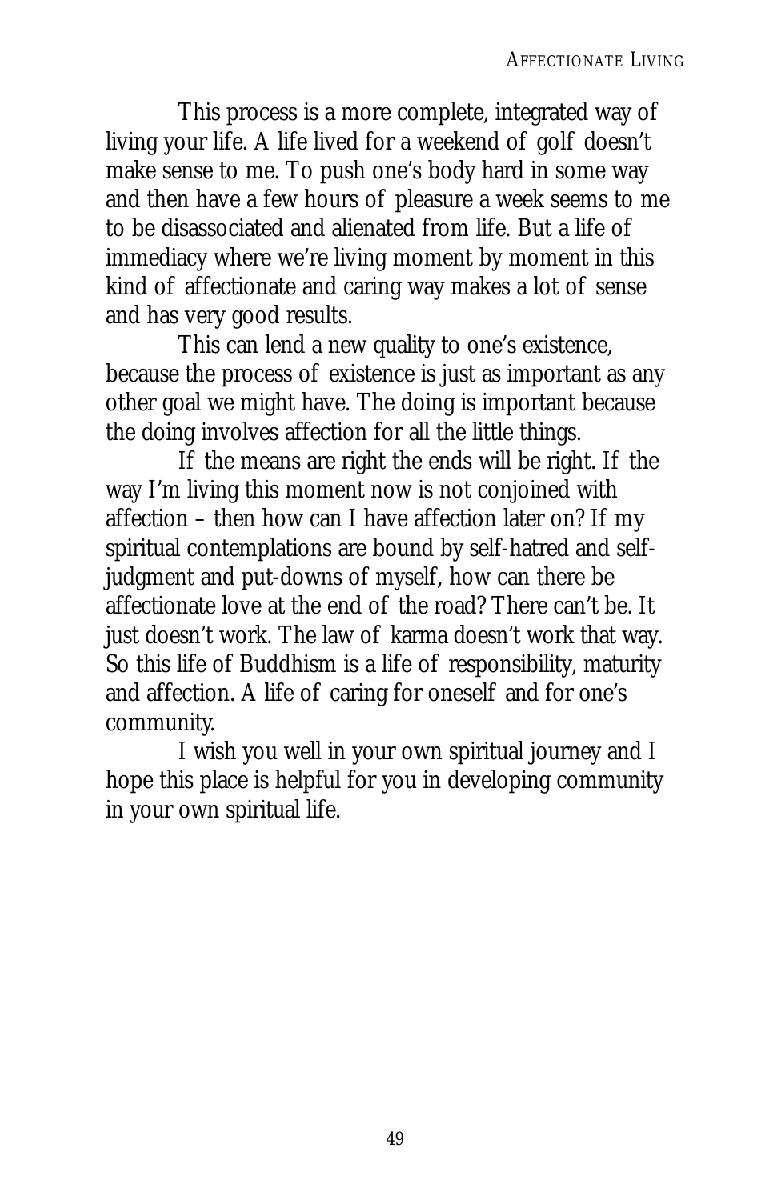This process is a more complete, integrated way of living your life. A life lived for a weekend of golf doesn't make sense to me. To push one's body hard in some way and then have a few hours of pleasure a week seems to me to be disassociated and alienated from life. But a life of immediacy where we're living moment by moment in this kind of affectionate and caring way makes a lot of sense and has very good results.

This can lend a new quality to one's existence, because the process of existence is just as important as any other goal we might have. The doing is important because the doing involves affection for all the little things.

If the means are right the ends will be right. If the way I'm living this moment now is not conjoined with affection – then how can I have affection later on? If my spiritual contemplations are bound by self-hatred and self-judgment and put-downs of myself, how can there be affectionate love at the end of the road? There can't be. It just doesn't work. The law of karma doesn't work that way. So this life of Buddhism is a life of responsibility, maturity and affection. A life of caring for oneself and for one's community.

I wish you well in your own spiritual journey and I hope this place is helpful for you in developing community in your own spiritual life.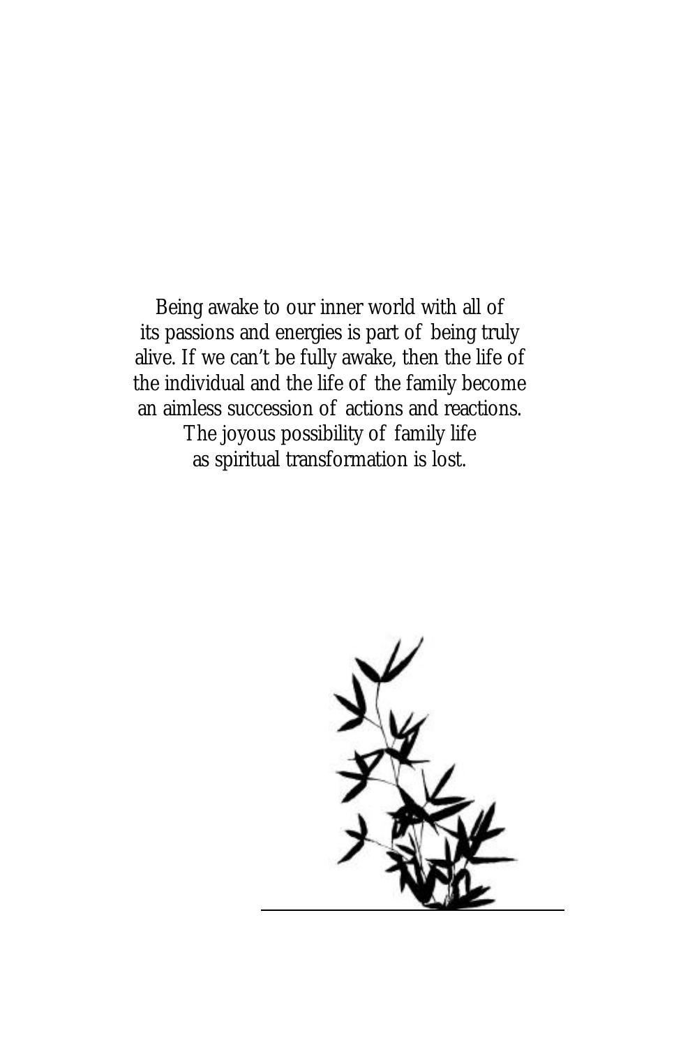Being awake to our inner world with all of its passions and energies is part of being truly alive. If we can't be fully awake, then the life of the individual and the life of the family become an aimless succession of actions and reactions. The joyous possibility of family life as spiritual transformation is lost.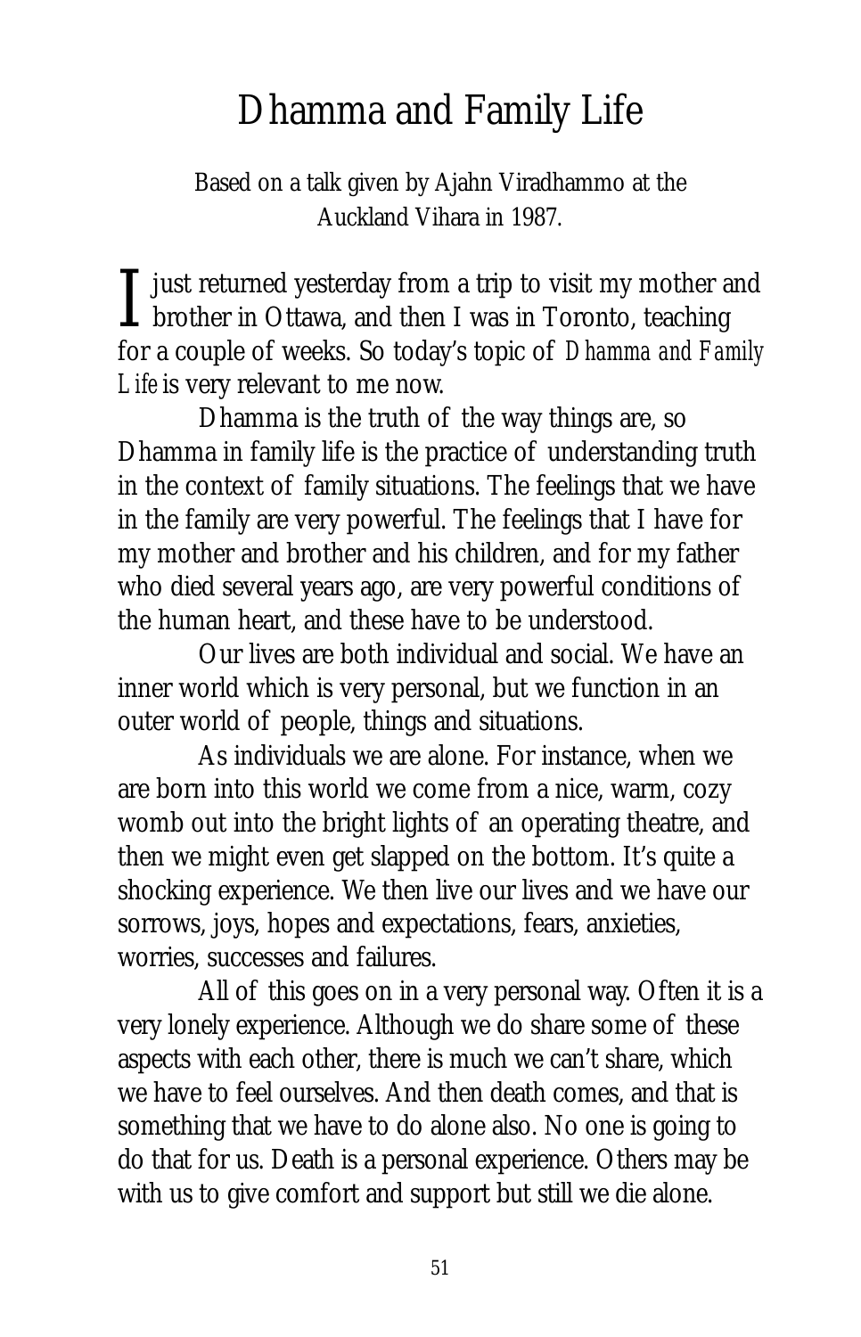# Dhamma and Family Life

Based on a talk given by Ajahn Viradhammo at the Auckland Vihara in 1987.

I just returned yesterday from a trip to visit my mother and brother in Ottawa, and then I was in Toronto, teaching for a couple of weeks. So today's topic of *Dhamma and Family Life* is very relevant to me now.

Dhamma is the truth of the way things are, so Dhamma in family life is the practice of understanding truth in the context of family situations. The feelings that we have in the family are very powerful. The feelings that I have for my mother and brother and his children, and for my father who died several years ago, are very powerful conditions of the human heart, and these have to be understood.

Our lives are both individual and social. We have an inner world which is very personal, but we function in an outer world of people, things and situations.

As individuals we are alone. For instance, when we are born into this world we come from a nice, warm, cozy womb out into the bright lights of an operating theatre, and then we might even get slapped on the bottom. It's quite a shocking experience. We then live our lives and we have our sorrows, joys, hopes and expectations, fears, anxieties, worries, successes and failures.

All of this goes on in a very personal way. Often it is a very lonely experience. Although we do share some of these aspects with each other, there is much we can't share, which we have to feel ourselves. And then death comes, and that is something that we have to do alone also. No one is going to do that for us. Death is a personal experience. Others may be with us to give comfort and support but still we die alone.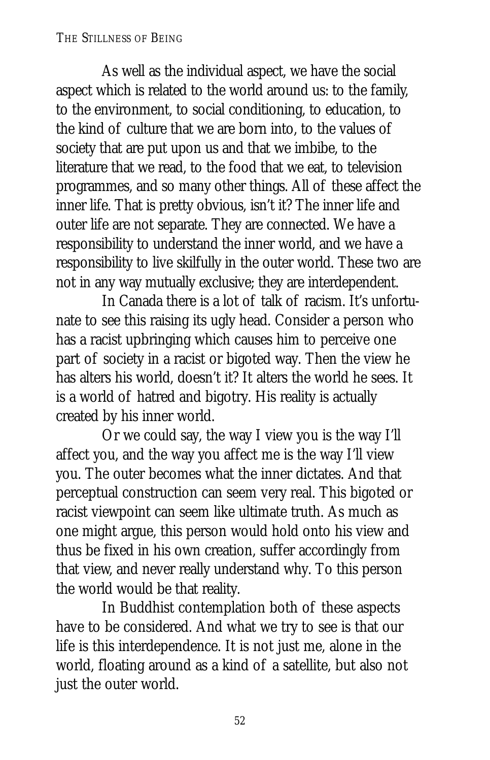As well as the individual aspect, we have the social aspect which is related to the world around us: to the family, to the environment, to social conditioning, to education, to the kind of culture that we are born into, to the values of society that are put upon us and that we imbibe, to the literature that we read, to the food that we eat, to television programmes, and so many other things. All of these affect the inner life. That is pretty obvious, isn't it? The inner life and outer life are not separate. They are connected. We have a responsibility to understand the inner world, and we have a responsibility to live skilfully in the outer world. These two are not in any way mutually exclusive; they are interdependent.

In Canada there is a lot of talk of racism. It's unfortunate to see this raising its ugly head. Consider a person who has a racist upbringing which causes him to perceive one part of society in a racist or bigoted way. Then the view he has alters his world, doesn't it? It alters the world he sees. It is a world of hatred and bigotry. His reality is actually created by his inner world.

Or we could say, the way I view you is the way I'll affect you, and the way you affect me is the way I'll view you. The outer becomes what the inner dictates. And that perceptual construction can seem very real. This bigoted or racist viewpoint can seem like ultimate truth. As much as one might argue, this person would hold onto his view and thus be fixed in his own creation, suffer accordingly from that view, and never really understand why. To this person the world would be that reality.

In Buddhist contemplation both of these aspects have to be considered. And what we try to see is that our life is this interdependence. It is not just me, alone in the world, floating around as a kind of a satellite, but also not just the outer world.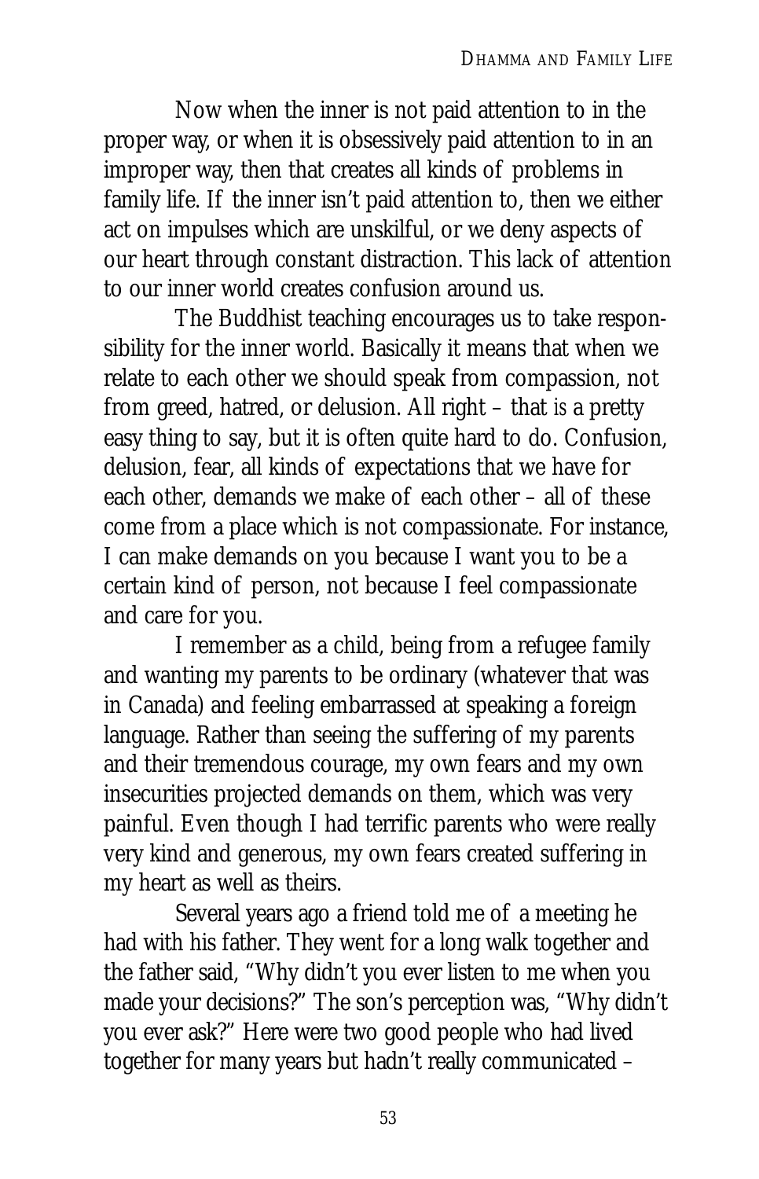Now when the inner is not paid attention to in the proper way, or when it is obsessively paid attention to in an improper way, then that creates all kinds of problems in family life. If the inner isn't paid attention to, then we either act on impulses which are unskilful, or we deny aspects of our heart through constant distraction. This lack of attention to our inner world creates confusion around us.

The Buddhist teaching encourages us to take responsibility for the inner world. Basically it means that when we relate to each other we should speak from compassion, not from greed, hatred, or delusion. All right – that *is* a pretty easy thing to say, but it is often quite hard to do. Confusion, delusion, fear, all kinds of expectations that we have for each other, demands we make of each other – all of these come from a place which is not compassionate. For instance, I can make demands on you because I want you to be a certain kind of person, not because I feel compassionate and care for you.

I remember as a child, being from a refugee family and wanting my parents to be ordinary (whatever that was in Canada) and feeling embarrassed at speaking a foreign language. Rather than seeing the suffering of my parents and their tremendous courage, my own fears and my own insecurities projected demands on them, which was very painful. Even though I had terrific parents who were really very kind and generous, my own fears created suffering in my heart as well as theirs.

Several years ago a friend told me of a meeting he had with his father. They went for a long walk together and the father said, "Why didn't you ever listen to me when you made your decisions?" The son's perception was, "Why didn't you ever ask?" Here were two good people who had lived together for many years but hadn't really communicated –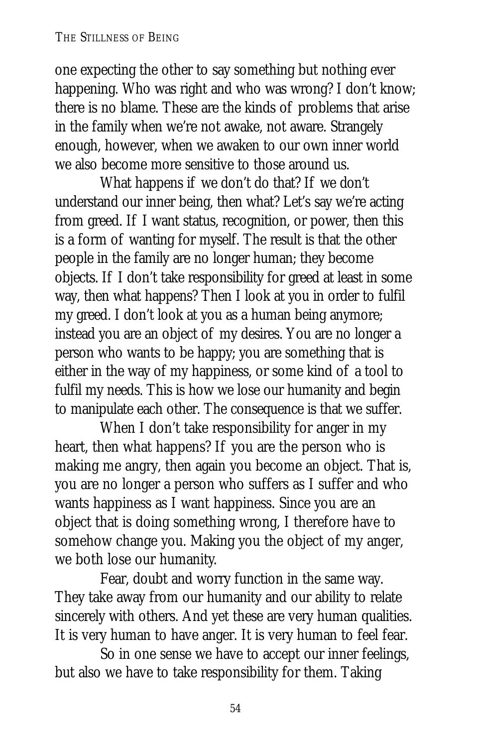one expecting the other to say something but nothing ever happening. Who was right and who was wrong? I don't know; there is no blame. These are the kinds of problems that arise in the family when we're not awake, not aware. Strangely enough, however, when we awaken to our own inner world we also become more sensitive to those around us.

What happens if we don't do that? If we don't understand our inner being, then what? Let's say we're acting from greed. If I want status, recognition, or power, then this is a form of wanting for myself. The result is that the other people in the family are no longer human; they become objects. If I don't take responsibility for greed at least in some way, then what happens? Then I look at you in order to fulfil my greed. I don't look at you as a human being anymore; instead you are an object of my desires. You are no longer a person who wants to be happy; you are something that is either in the way of my happiness, or some kind of a tool to fulfil my needs. This is how we lose our humanity and begin to manipulate each other. The consequence is that we suffer.

When I don't take responsibility for anger in my heart, then what happens? If you are the person who is making me angry, then again you become an object. That is, you are no longer a person who suffers as I suffer and who wants happiness as I want happiness. Since you are an object that is doing something wrong, I therefore have to somehow change you. Making you the object of my anger, we both lose our humanity.

Fear, doubt and worry function in the same way. They take away from our humanity and our ability to relate sincerely with others. And yet these are very human qualities. It is very human to have anger. It is very human to feel fear.

So in one sense we have to accept our inner feelings, but also we have to take responsibility for them. Taking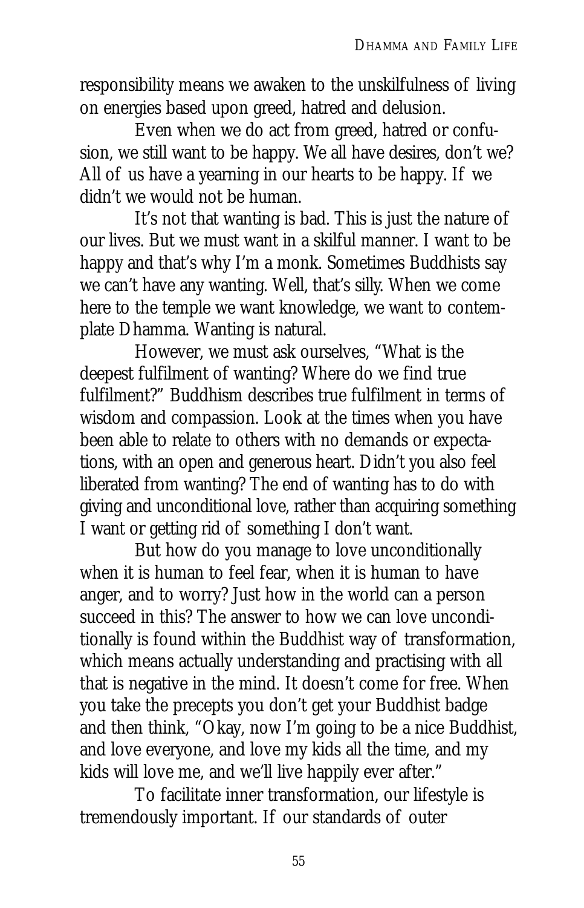responsibility means we awaken to the unskilfulness of living on energies based upon greed, hatred and delusion.

Even when we do act from greed, hatred or confusion, we still want to be happy. We all have desires, don't we? All of us have a yearning in our hearts to be happy. If we didn't we would not be human.

It's not that wanting is bad. This is just the nature of our lives. But we must want in a skilful manner. I want to be happy and that's why I'm a monk. Sometimes Buddhists say we can't have any wanting. Well, that's silly. When we come here to the temple we want knowledge, we want to contemplate Dhamma. Wanting is natural.

However, we must ask ourselves, "What is the deepest fulfilment of wanting? Where do we find true fulfilment?" Buddhism describes true fulfilment in terms of wisdom and compassion. Look at the times when you have been able to relate to others with no demands or expectations, with an open and generous heart. Didn't you also feel liberated from wanting? The end of wanting has to do with giving and unconditional love, rather than acquiring something I want or getting rid of something I don't want.

But how do you manage to love unconditionally when it is human to feel fear, when it is human to have anger, and to worry? Just how in the world can a person succeed in this? The answer to how we can love unconditionally is found within the Buddhist way of transformation, which means actually understanding and practising with all that is negative in the mind. It doesn't come for free. When you take the precepts you don't get your Buddhist badge and then think, "Okay, now I'm going to be a nice Buddhist, and love everyone, and love my kids all the time, and my kids will love me, and we'll live happily ever after."

To facilitate inner transformation, our lifestyle is tremendously important. If our standards of outer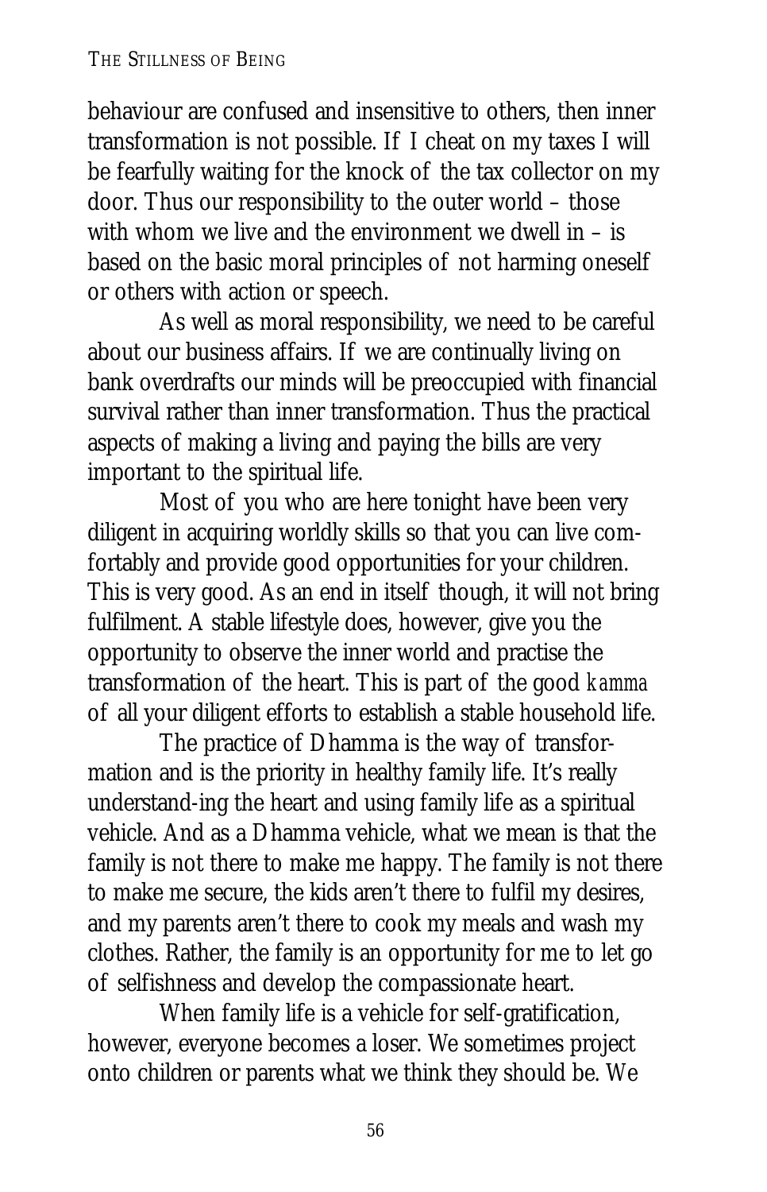behaviour are confused and insensitive to others, then inner transformation is not possible. If I cheat on my taxes I will be fearfully waiting for the knock of the tax collector on my door. Thus our responsibility to the outer world – those with whom we live and the environment we dwell in – is based on the basic moral principles of not harming oneself or others with action or speech.

As well as moral responsibility, we need to be careful about our business affairs. If we are continually living on bank overdrafts our minds will be preoccupied with financial survival rather than inner transformation. Thus the practical aspects of making a living and paying the bills are very important to the spiritual life.

Most of you who are here tonight have been very diligent in acquiring worldly skills so that you can live comfortably and provide good opportunities for your children. This is very good. As an end in itself though, it will not bring fulfilment. A stable lifestyle does, however, give you the opportunity to observe the inner world and practise the transformation of the heart. This is part of the good *kamma* of all your diligent efforts to establish a stable household life.

The practice of Dhamma is the way of transformation and is the priority in healthy family life. It's really understand-ing the heart and using family life as a spiritual vehicle. And as a Dhamma vehicle, what we mean is that the family is not there to make me happy. The family is not there to make me secure, the kids aren't there to fulfil my desires, and my parents aren't there to cook my meals and wash my clothes. Rather, the family is an opportunity for me to let go of selfishness and develop the compassionate heart.

When family life is a vehicle for self-gratification, however, everyone becomes a loser. We sometimes project onto children or parents what we think they should be. We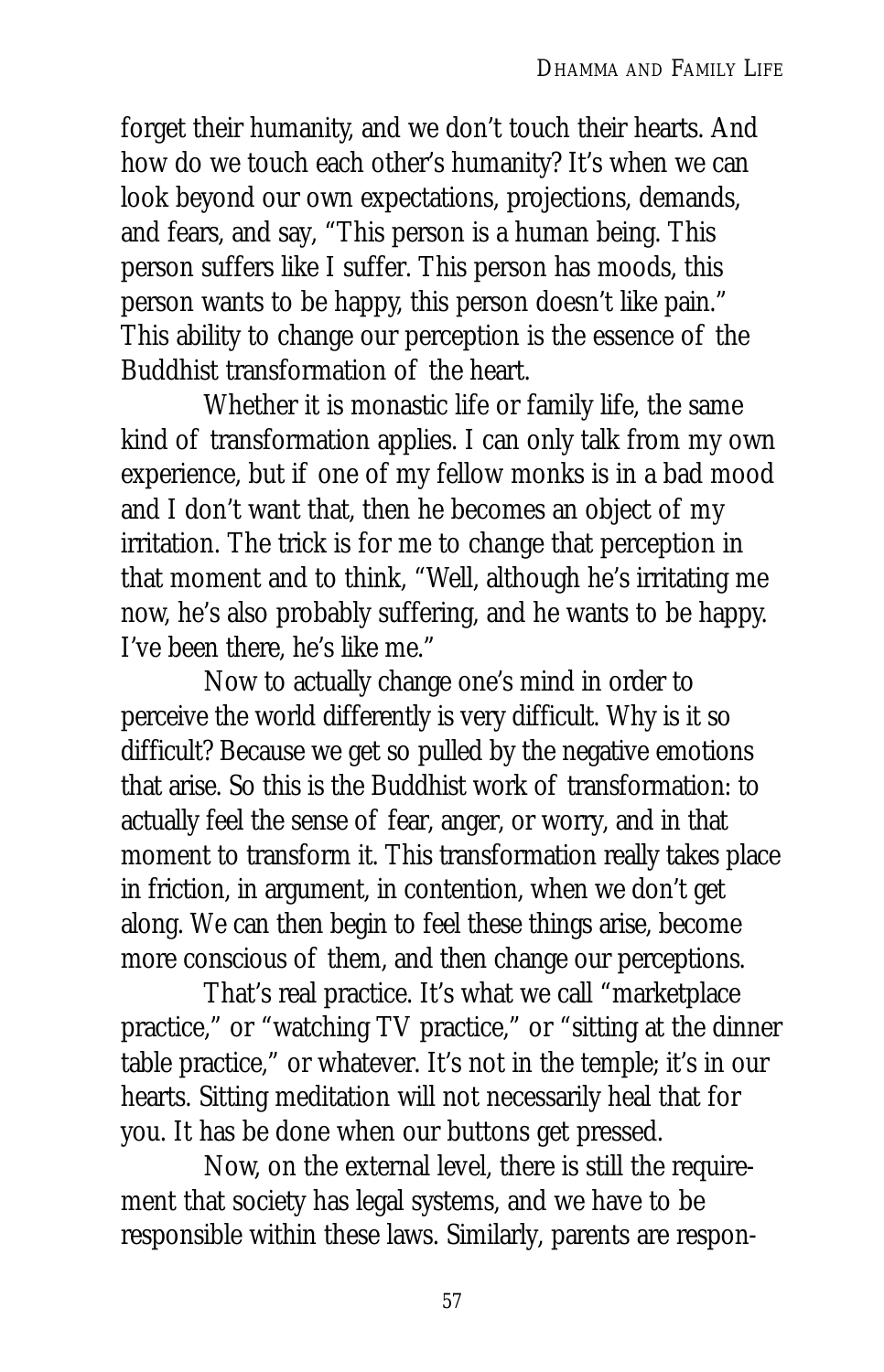forget their humanity, and we don't touch their hearts. And how do we touch each other's humanity? It's when we can look beyond our own expectations, projections, demands, and fears, and say, "This person is a human being. This person suffers like I suffer. This person has moods, this person wants to be happy, this person doesn't like pain." This ability to change our perception is the essence of the Buddhist transformation of the heart.

Whether it is monastic life or family life, the same kind of transformation applies. I can only talk from my own experience, but if one of my fellow monks is in a bad mood and I don't want that, then he becomes an object of my irritation. The trick is for me to change that perception in that moment and to think, "Well, although he's irritating me now, he's also probably suffering, and he wants to be happy. I've been there, he's like me."

Now to actually change one's mind in order to perceive the world differently is very difficult. Why is it so difficult? Because we get so pulled by the negative emotions that arise. So this is the Buddhist work of transformation: to actually feel the sense of fear, anger, or worry, and in that moment to transform it. This transformation really takes place in friction, in argument, in contention, when we don't get along. We can then begin to feel these things arise, become more conscious of them, and then change our perceptions.

That's real practice. It's what we call "marketplace practice," or "watching TV practice," or "sitting at the dinner table practice," or whatever. It's not in the temple; it's in our hearts. Sitting meditation will not necessarily heal that for you. It has be done when our buttons get pressed.

Now, on the external level, there is still the requirement that society has legal systems, and we have to be responsible within these laws. Similarly, parents are respon-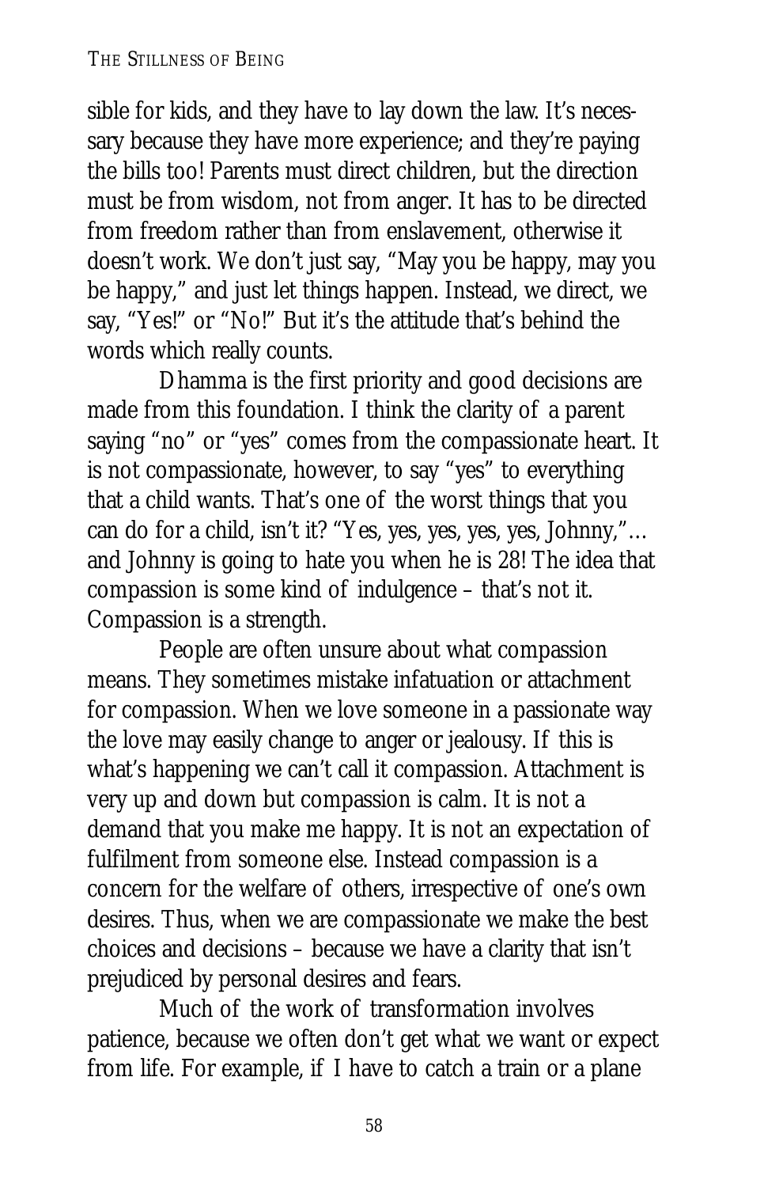sible for kids, and they have to lay down the law. It's necessary because they have more experience; and they're paying the bills too! Parents must direct children, but the direction must be from wisdom, not from anger. It has to be directed from freedom rather than from enslavement, otherwise it doesn't work. We don't just say, "May you be happy, may you be happy," and just let things happen. Instead, we direct, we say, "Yes!" or "No!" But it's the attitude that's behind the words which really counts.

Dhamma is the first priority and good decisions are made from this foundation. I think the clarity of a parent saying "no" or "yes" comes from the compassionate heart. It is not compassionate, however, to say "yes" to everything that a child wants. That's one of the worst things that you can do for a child, isn't it? "Yes, yes, yes, yes, yes, Johnny,"… and Johnny is going to hate you when he is 28! The idea that compassion is some kind of indulgence – that's not it. Compassion is a strength.

People are often unsure about what compassion means. They sometimes mistake infatuation or attachment for compassion. When we love someone in a passionate way the love may easily change to anger or jealousy. If this is what's happening we can't call it compassion. Attachment is very up and down but compassion is calm. It is not a demand that you make me happy. It is not an expectation of fulfilment from someone else. Instead compassion is a concern for the welfare of others, irrespective of one's own desires. Thus, when we are compassionate we make the best choices and decisions – because we have a clarity that isn't prejudiced by personal desires and fears.

Much of the work of transformation involves patience, because we often don't get what we want or expect from life. For example, if I have to catch a train or a plane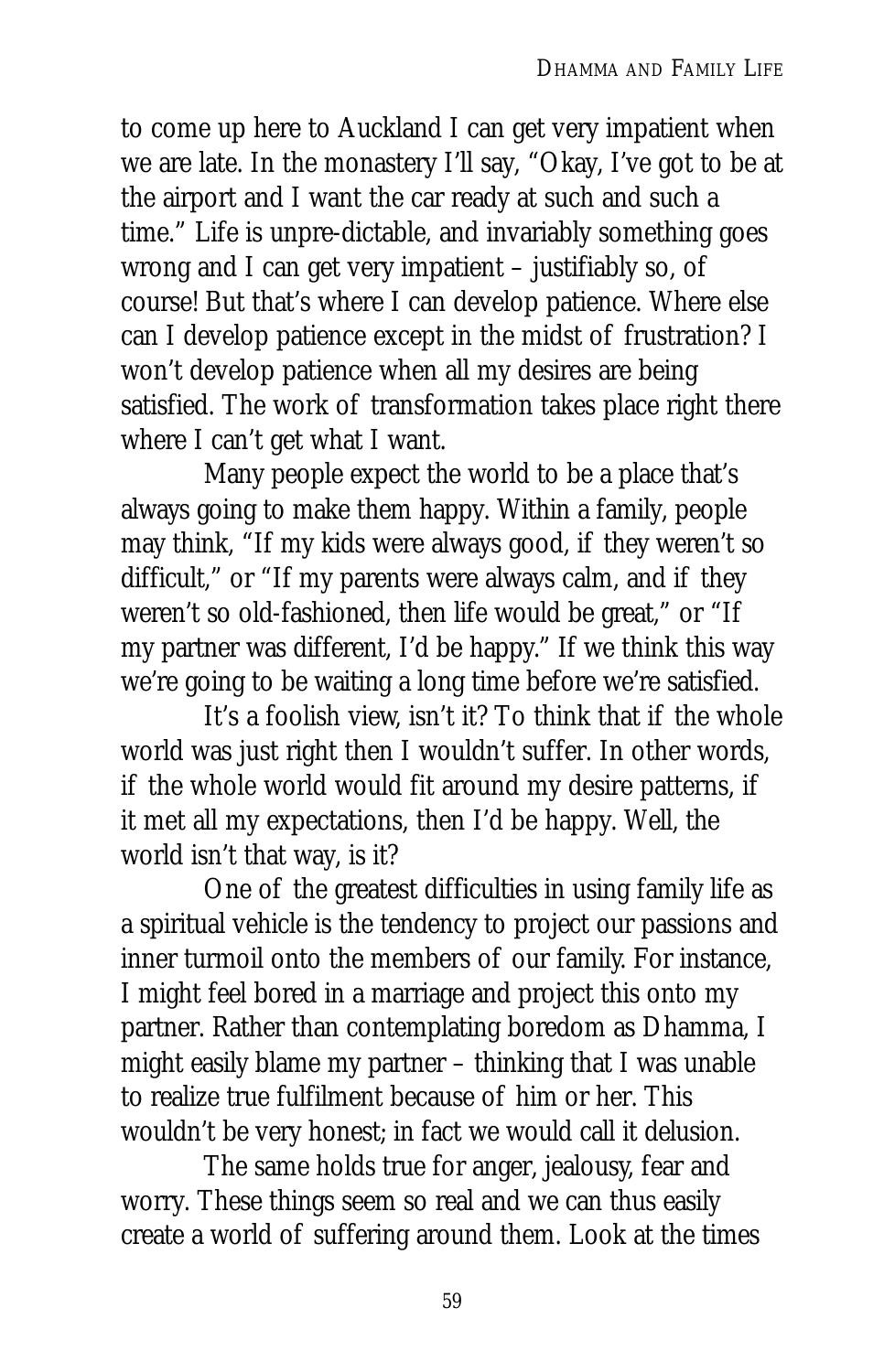to come up here to Auckland I can get very impatient when we are late. In the monastery I'll say, "Okay, I've got to be at the airport and I want the car ready at such and such a time." Life is unpre-dictable, and invariably something goes wrong and I can get very impatient – justifiably so, of course! But that's where I can develop patience. Where else can I develop patience except in the midst of frustration? I won't develop patience when all my desires are being satisfied. The work of transformation takes place right there where I can't get what I want.

Many people expect the world to be a place that's always going to make them happy. Within a family, people may think, "If my kids were always good, if they weren't so difficult," or "If my parents were always calm, and if they weren't so old-fashioned, then life would be great," or "If my partner was different, I'd be happy." If we think this way we're going to be waiting a long time before we're satisfied.

It's a foolish view, isn't it? To think that if the whole world was just right then I wouldn't suffer. In other words, if the whole world would fit around my desire patterns, if it met all my expectations, then I'd be happy. Well, the world isn't that way, is it?

One of the greatest difficulties in using family life as a spiritual vehicle is the tendency to project our passions and inner turmoil onto the members of our family. For instance, I might feel bored in a marriage and project this onto my partner. Rather than contemplating boredom as Dhamma, I might easily blame my partner – thinking that I was unable to realize true fulfilment because of him or her. This wouldn't be very honest; in fact we would call it delusion.

The same holds true for anger, jealousy, fear and worry. These things seem so real and we can thus easily create a world of suffering around them. Look at the times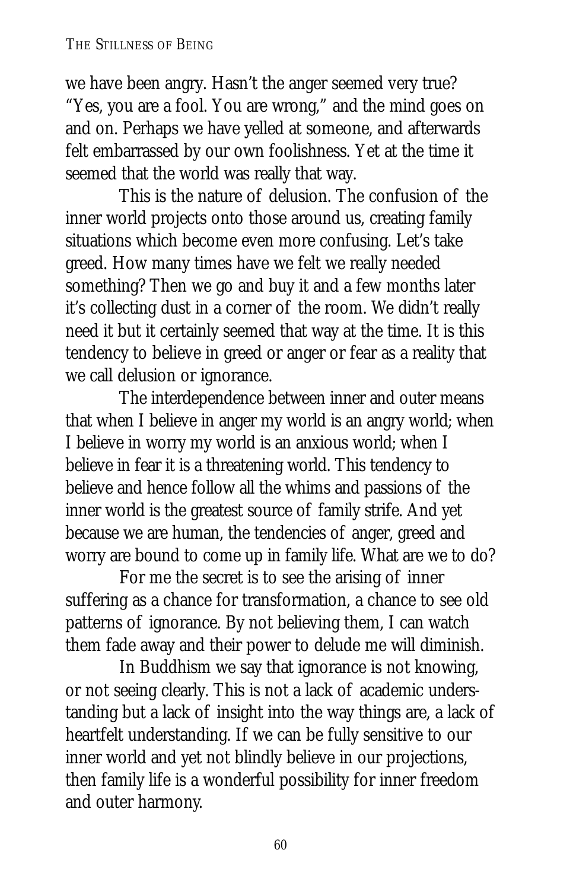we have been angry. Hasn't the anger seemed very true? "Yes, you are a fool. You are wrong," and the mind goes on and on. Perhaps we have yelled at someone, and afterwards felt embarrassed by our own foolishness. Yet at the time it seemed that the world was really that way.

This is the nature of delusion. The confusion of the inner world projects onto those around us, creating family situations which become even more confusing. Let's take greed. How many times have we felt we really needed something? Then we go and buy it and a few months later it's collecting dust in a corner of the room. We didn't really need it but it certainly seemed that way at the time. It is this tendency to believe in greed or anger or fear as a reality that we call delusion or ignorance.

The interdependence between inner and outer means that when I believe in anger my world is an angry world; when I believe in worry my world is an anxious world; when I believe in fear it is a threatening world. This tendency to believe and hence follow all the whims and passions of the inner world is the greatest source of family strife. And yet because we are human, the tendencies of anger, greed and worry are bound to come up in family life. What are we to do?

For me the secret is to see the arising of inner suffering as a chance for transformation, a chance to see old patterns of ignorance. By not believing them, I can watch them fade away and their power to delude me will diminish.

In Buddhism we say that ignorance is not knowing, or not seeing clearly. This is not a lack of academic understanding but a lack of insight into the way things are, a lack of heartfelt understanding. If we can be fully sensitive to our inner world and yet not blindly believe in our projections, then family life is a wonderful possibility for inner freedom and outer harmony.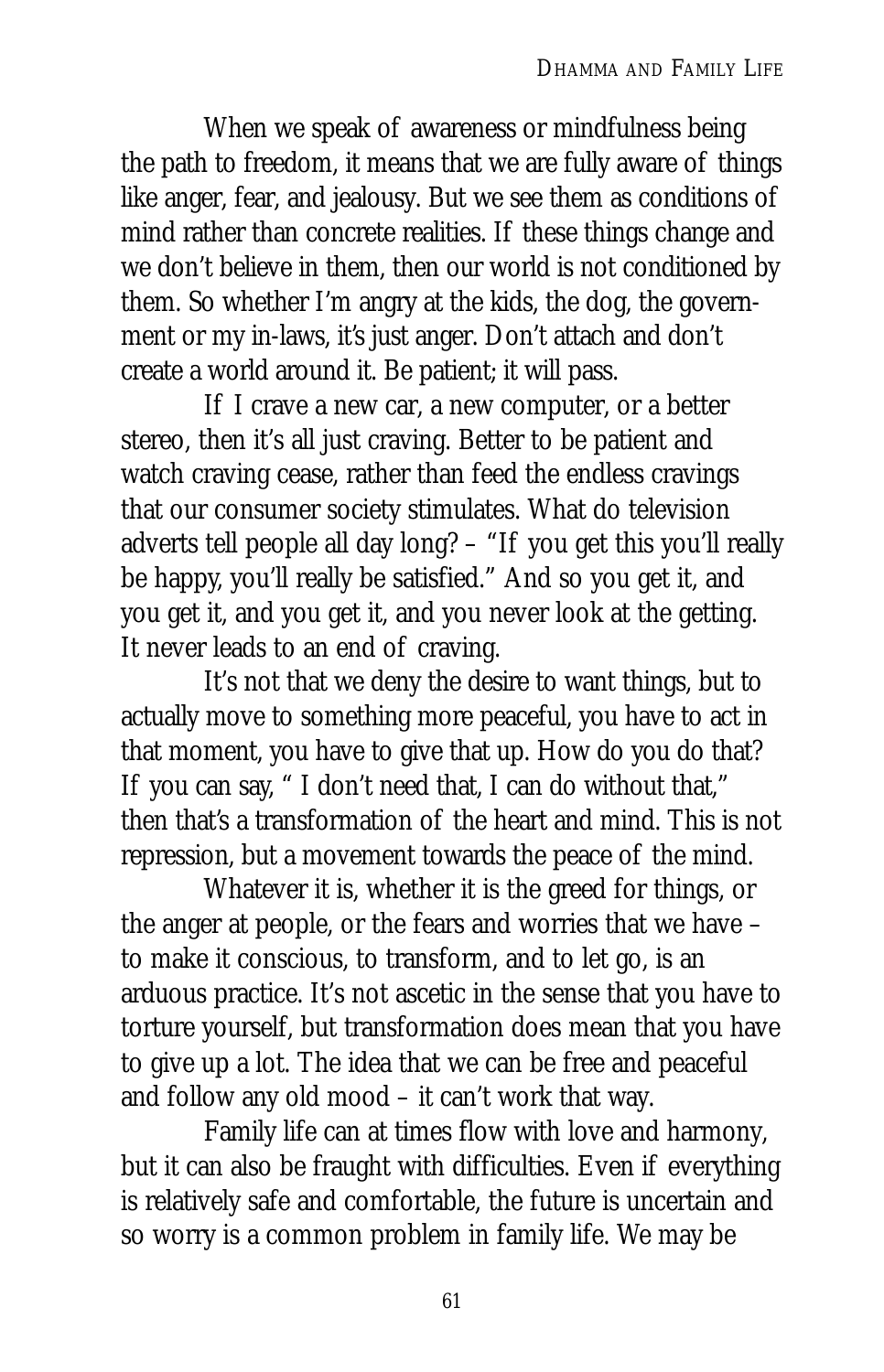When we speak of awareness or mindfulness being the path to freedom, it means that we are fully aware of things like anger, fear, and jealousy. But we see them as conditions of mind rather than concrete realities. If these things change and we don't believe in them, then our world is not conditioned by them. So whether I'm angry at the kids, the dog, the government or my in-laws, it's just anger. Don't attach and don't create a world around it. Be patient; it will pass.

If I crave a new car, a new computer, or a better stereo, then it's all just craving. Better to be patient and watch craving cease, rather than feed the endless cravings that our consumer society stimulates. What do television adverts tell people all day long? – "If you get this you'll really be happy, you'll really be satisfied." And so you get it, and you get it, and you get it, and you never look at the getting. It never leads to an end of craving.

It's not that we deny the desire to want things, but to actually move to something more peaceful, you have to act in that moment, you have to give that up. How do you do that? If you can say, " I don't need that, I can do without that," then that's a transformation of the heart and mind. This is not repression, but a movement towards the peace of the mind.

Whatever it is, whether it is the greed for things, or the anger at people, or the fears and worries that we have – to make it conscious, to transform, and to let go, is an arduous practice. It's not ascetic in the sense that you have to torture yourself, but transformation does mean that you have to give up a lot. The idea that we can be free and peaceful and follow any old mood – it can't work that way.

Family life can at times flow with love and harmony, but it can also be fraught with difficulties. Even if everything is relatively safe and comfortable, the future is uncertain and so worry is a common problem in family life. We may be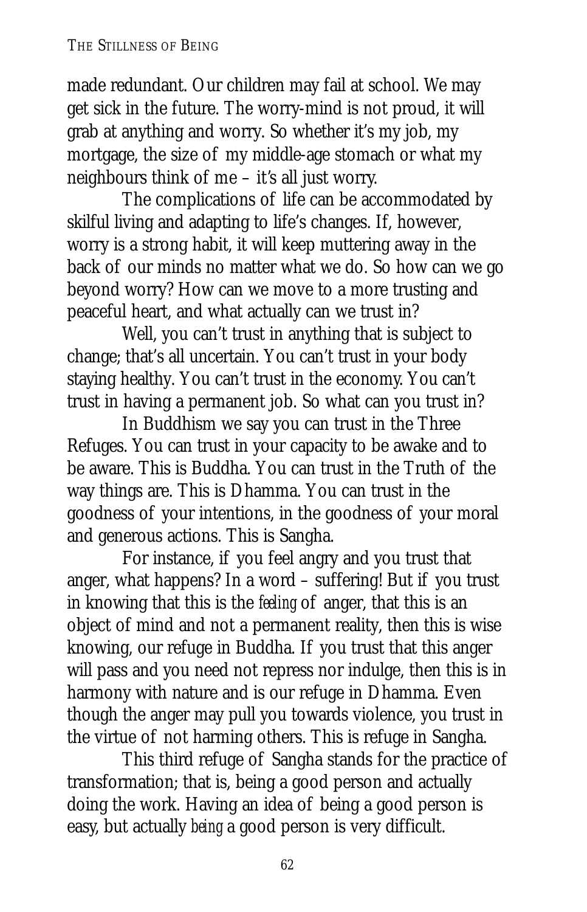made redundant. Our children may fail at school. We may get sick in the future. The worry-mind is not proud, it will grab at anything and worry. So whether it's my job, my mortgage, the size of my middle-age stomach or what my neighbours think of me – it's all just worry.

The complications of life can be accommodated by skilful living and adapting to life's changes. If, however, worry is a strong habit, it will keep muttering away in the back of our minds no matter what we do. So how can we go beyond worry? How can we move to a more trusting and peaceful heart, and what actually can we trust in?

Well, you can't trust in anything that is subject to change; that's all uncertain. You can't trust in your body staying healthy. You can't trust in the economy. You can't trust in having a permanent job. So what can you trust in?

In Buddhism we say you can trust in the Three Refuges. You can trust in your capacity to be awake and to be aware. This is Buddha. You can trust in the Truth of the way things are. This is Dhamma. You can trust in the goodness of your intentions, in the goodness of your moral and generous actions. This is Sangha.

For instance, if you feel angry and you trust that anger, what happens? In a word – suffering! But if you trust in knowing that this is the *feeling* of anger, that this is an object of mind and not a permanent reality, then this is wise knowing, our refuge in Buddha. If you trust that this anger will pass and you need not repress nor indulge, then this is in harmony with nature and is our refuge in Dhamma. Even though the anger may pull you towards violence, you trust in the virtue of not harming others. This is refuge in Sangha.

This third refuge of Sangha stands for the practice of transformation; that is, being a good person and actually doing the work. Having an idea of being a good person is easy, but actually *being* a good person is very difficult.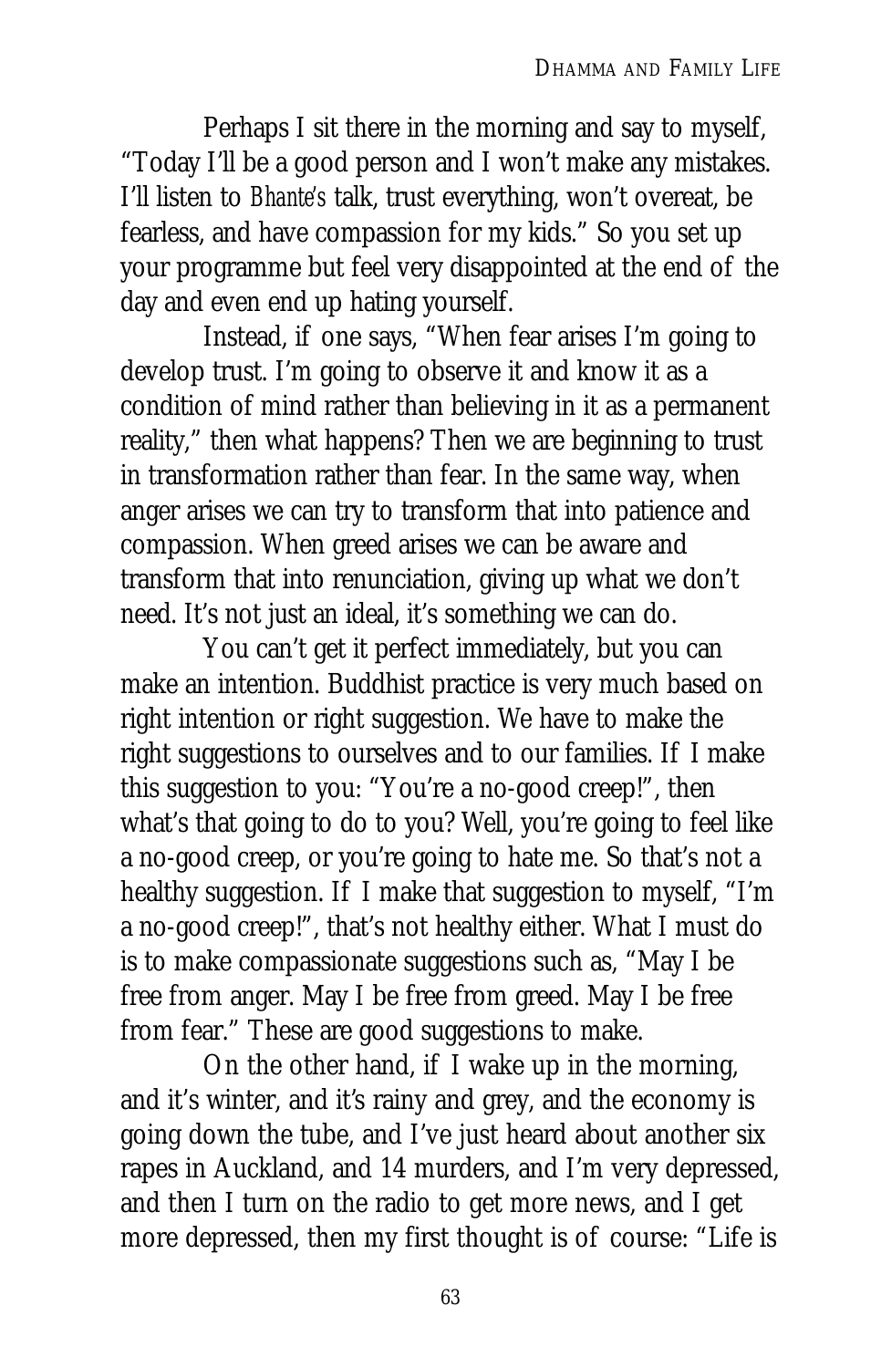Perhaps I sit there in the morning and say to myself, “Today I’ll be a good person and I won’t make any mistakes. I’ll listen to *Bhante’s* talk, trust everything, won’t overeat, be fearless, and have compassion for my kids.” So you set up your programme but feel very disappointed at the end of the day and even end up hating yourself.

Instead, if one says, “When fear arises I’m going to develop trust. I’m going to observe it and know it as a condition of mind rather than believing in it as a permanent reality,” then what happens? Then we are beginning to trust in transformation rather than fear. In the same way, when anger arises we can try to transform that into patience and compassion. When greed arises we can be aware and transform that into renunciation, giving up what we don’t need. It’s not just an ideal, it’s something we can do.

You can’t get it perfect immediately, but you can make an intention. Buddhist practice is very much based on right intention or right suggestion. We have to make the right suggestions to ourselves and to our families. If I make this suggestion to you: “You’re a no-good creep!”, then what’s that going to do to you? Well, you’re going to feel like a no-good creep, or you’re going to hate me. So that’s not a healthy suggestion. If I make that suggestion to myself, “I’m a no-good creep!”, that’s not healthy either. What I must do is to make compassionate suggestions such as, “May I be free from anger. May I be free from greed. May I be free from fear.” These are good suggestions to make.

On the other hand, if I wake up in the morning, and it’s winter, and it’s rainy and grey, and the economy is going down the tube, and I’ve just heard about another six rapes in Auckland, and 14 murders, and I’m very depressed, and then I turn on the radio to get more news, and I get more depressed, then my first thought is of course: “Life is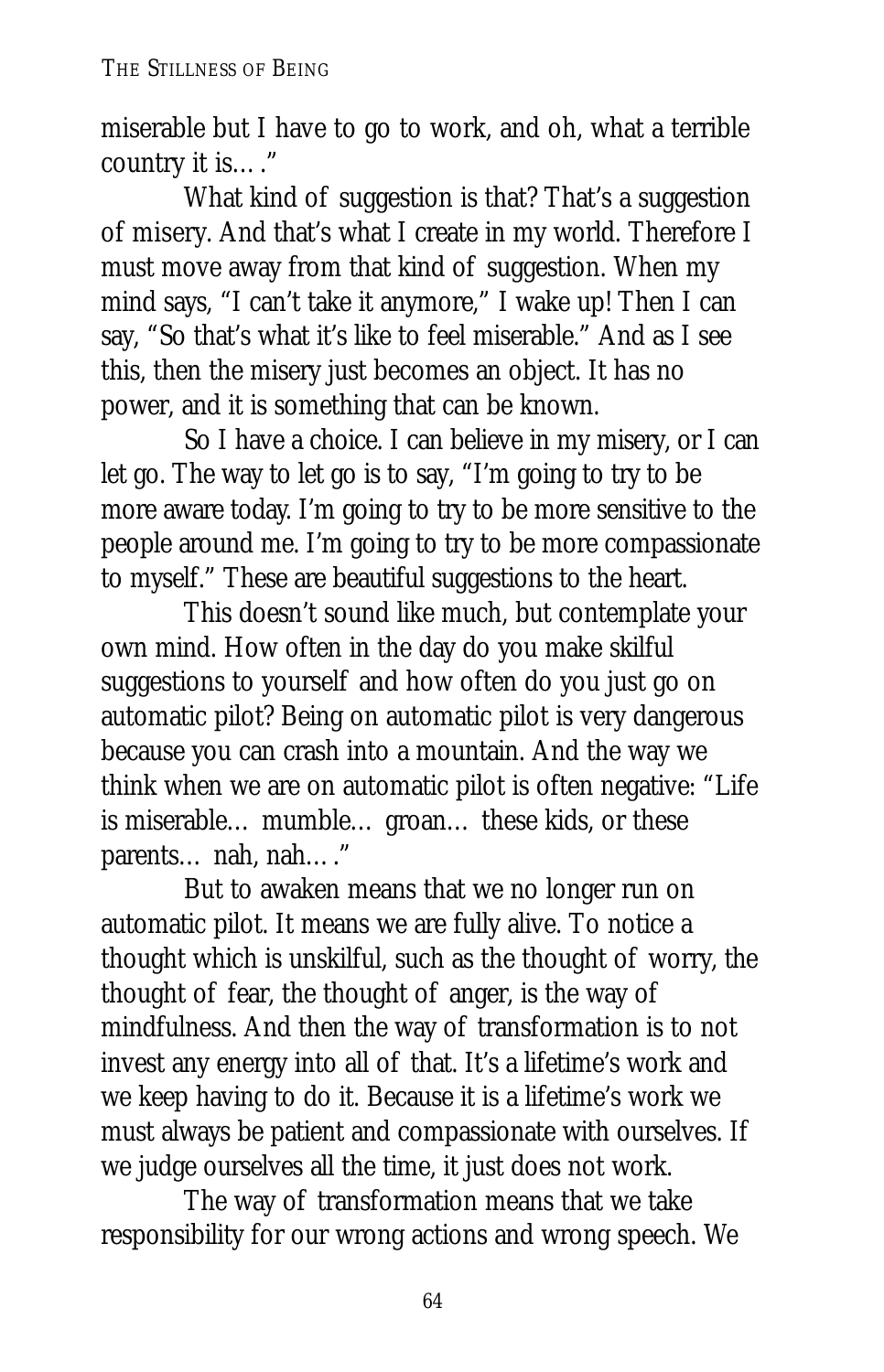miserable but I have to go to work, and oh, what a terrible country it is… ."

What kind of suggestion is that? That's a suggestion of misery. And that's what I create in my world. Therefore I must move away from that kind of suggestion. When my mind says, "I can't take it anymore," I wake up! Then I can say, "So that's what it's like to feel miserable." And as I see this, then the misery just becomes an object. It has no power, and it is something that can be known.

So I have a choice. I can believe in my misery, or I can let go. The way to let go is to say, "I'm going to try to be more aware today. I'm going to try to be more sensitive to the people around me. I'm going to try to be more compassionate to myself." These are beautiful suggestions to the heart.

This doesn't sound like much, but contemplate your own mind. How often in the day do you make skilful suggestions to yourself and how often do you just go on automatic pilot? Being on automatic pilot is very dangerous because you can crash into a mountain. And the way we think when we are on automatic pilot is often negative: "Life is miserable… mumble… groan… these kids, or these parents… nah, nah… ."

But to awaken means that we no longer run on automatic pilot. It means we are fully alive. To notice a thought which is unskilful, such as the thought of worry, the thought of fear, the thought of anger, is the way of mindfulness. And then the way of transformation is to not invest any energy into all of that. It's a lifetime's work and we keep having to do it. Because it is a lifetime's work we must always be patient and compassionate with ourselves. If we judge ourselves all the time, it just does not work.

The way of transformation means that we take responsibility for our wrong actions and wrong speech. We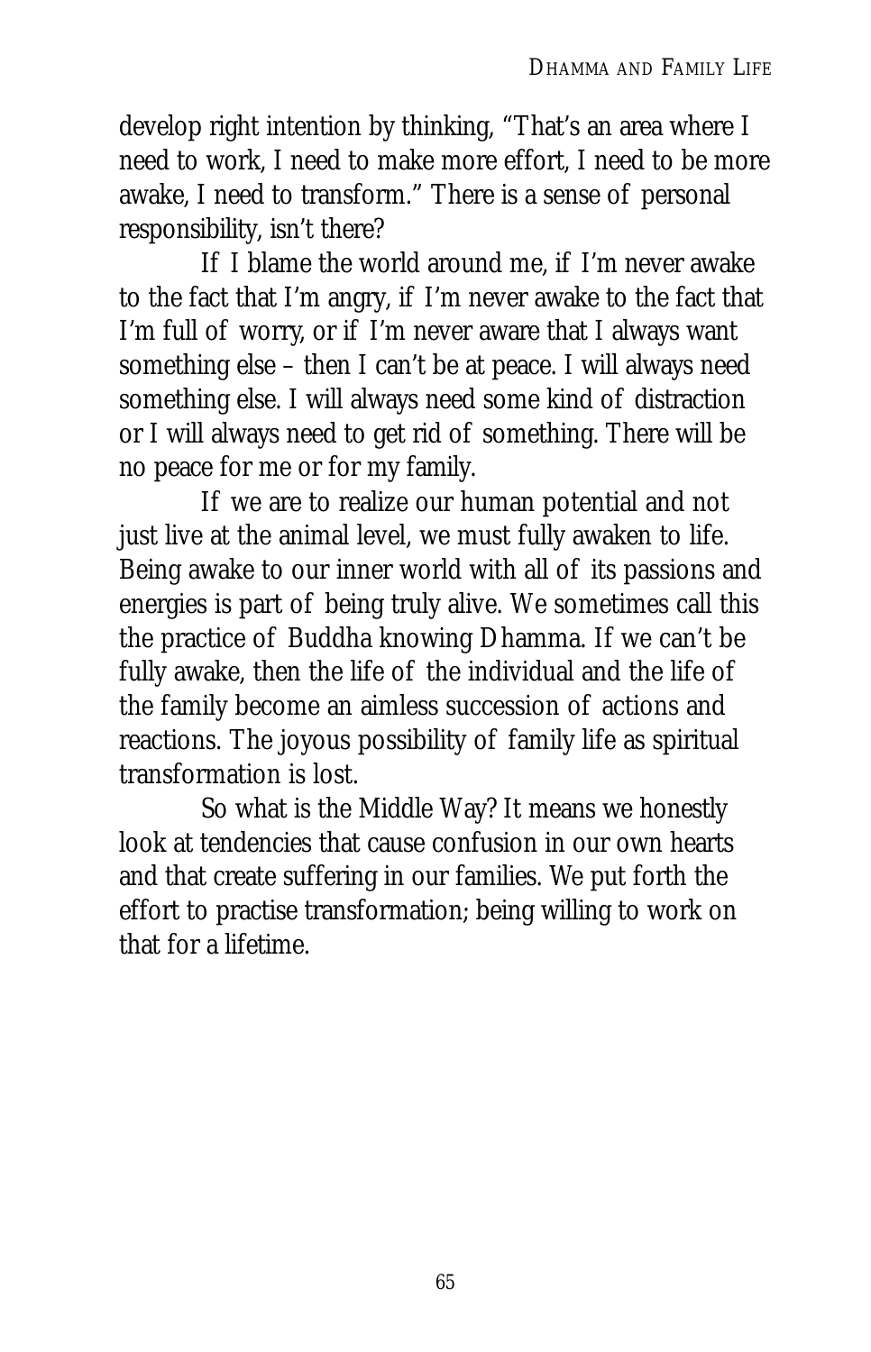develop right intention by thinking, "That's an area where I need to work, I need to make more effort, I need to be more awake, I need to transform." There is a sense of personal responsibility, isn't there?

If I blame the world around me, if I'm never awake to the fact that I'm angry, if I'm never awake to the fact that I'm full of worry, or if I'm never aware that I always want something else – then I can't be at peace. I will always need something else. I will always need some kind of distraction or I will always need to get rid of something. There will be no peace for me or for my family.

If we are to realize our human potential and not just live at the animal level, we must fully awaken to life. Being awake to our inner world with all of its passions and energies is part of being truly alive. We sometimes call this the practice of Buddha knowing Dhamma. If we can't be fully awake, then the life of the individual and the life of the family become an aimless succession of actions and reactions. The joyous possibility of family life as spiritual transformation is lost.

So what is the Middle Way? It means we honestly look at tendencies that cause confusion in our own hearts and that create suffering in our families. We put forth the effort to practise transformation; being willing to work on that for a lifetime.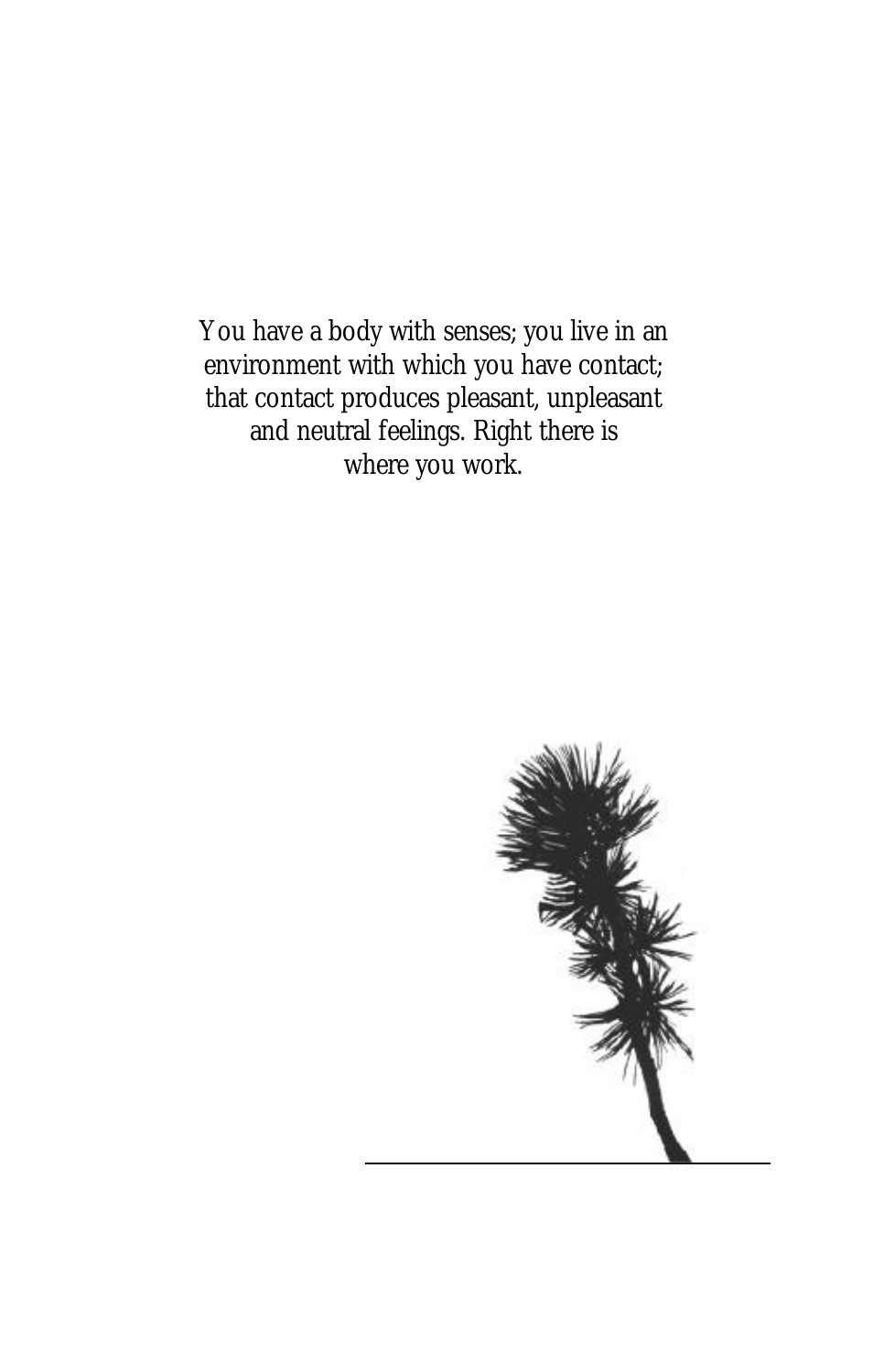You have a body with senses; you live in an environment with which you have contact; that contact produces pleasant, unpleasant and neutral feelings. Right there is where you work.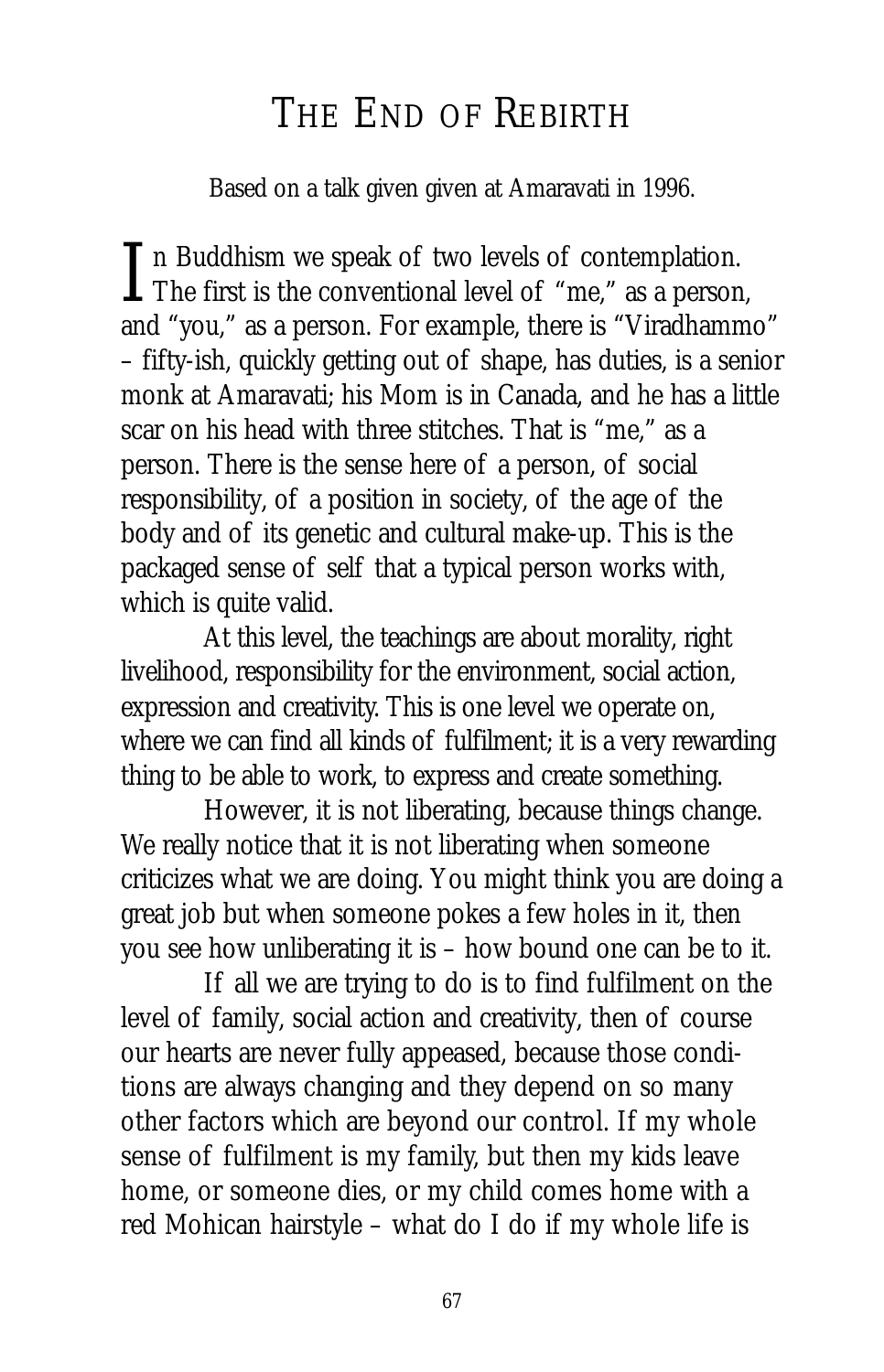# THE END OF REBIRTH

Based on a talk given given at Amaravati in 1996.

In Buddhism we speak of two levels of contemplation. The first is the conventional level of "me," as a person, and "you," as a person. For example, there is "Viradhammo" – fifty-ish, quickly getting out of shape, has duties, is a senior monk at Amaravati; his Mom is in Canada, and he has a little scar on his head with three stitches. That is "me," as a person. There is the sense here of a person, of social responsibility, of a position in society, of the age of the body and of its genetic and cultural make-up. This is the packaged sense of self that a typical person works with, which is quite valid.

At this level, the teachings are about morality, right livelihood, responsibility for the environment, social action, expression and creativity. This is one level we operate on, where we can find all kinds of fulfilment; it is a very rewarding thing to be able to work, to express and create something.

However, it is not liberating, because things change. We really notice that it is not liberating when someone criticizes what we are doing. You might think you are doing a great job but when someone pokes a few holes in it, then you see how unliberating it is – how bound one can be to it.

If all we are trying to do is to find fulfilment on the level of family, social action and creativity, then of course our hearts are never fully appeased, because those conditions are always changing and they depend on so many other factors which are beyond our control. If my whole sense of fulfilment is my family, but then my kids leave home, or someone dies, or my child comes home with a red Mohican hairstyle – what do I do if my whole life is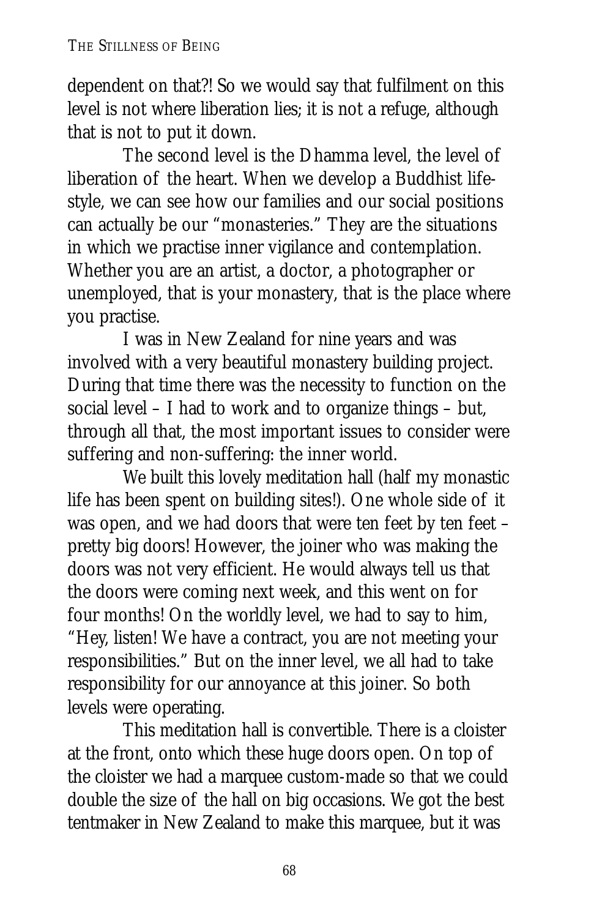dependent on that?! So we would say that fulfilment on this level is not where liberation lies; it is not a refuge, although that is not to put it down.

The second level is the Dhamma level, the level of liberation of the heart. When we develop a Buddhist life-style, we can see how our families and our social positions can actually be our "monasteries." They are the situations in which we practise inner vigilance and contemplation. Whether you are an artist, a doctor, a photographer or unemployed, that is your monastery, that is the place where you practise.

I was in New Zealand for nine years and was involved with a very beautiful monastery building project. During that time there was the necessity to function on the social level – I had to work and to organize things – but, through all that, the most important issues to consider were suffering and non-suffering: the inner world.

We built this lovely meditation hall (half my monastic life has been spent on building sites!). One whole side of it was open, and we had doors that were ten feet by ten feet – pretty big doors! However, the joiner who was making the doors was not very efficient. He would always tell us that the doors were coming next week, and this went on for four months! On the worldly level, we had to say to him, "Hey, listen! We have a contract, you are not meeting your responsibilities." But on the inner level, we all had to take responsibility for our annoyance at this joiner. So both levels were operating.

This meditation hall is convertible. There is a cloister at the front, onto which these huge doors open. On top of the cloister we had a marquee custom-made so that we could double the size of the hall on big occasions. We got the best tentmaker in New Zealand to make this marquee, but it was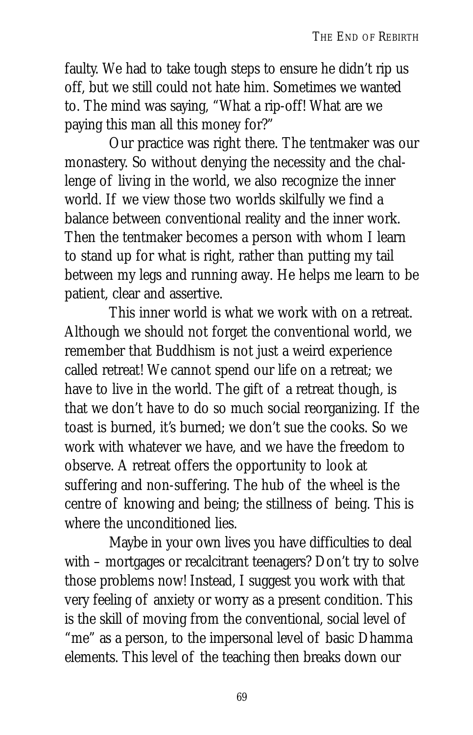faulty. We had to take tough steps to ensure he didn't rip us off, but we still could not hate him. Sometimes we wanted to. The mind was saying, "What a rip-off! What are we paying this man all this money for?"

Our practice was right there. The tentmaker was our monastery. So without denying the necessity and the challenge of living in the world, we also recognize the inner world. If we view those two worlds skilfully we find a balance between conventional reality and the inner work. Then the tentmaker becomes a person with whom I learn to stand up for what is right, rather than putting my tail between my legs and running away. He helps me learn to be patient, clear and assertive.

This inner world is what we work with on a retreat. Although we should not forget the conventional world, we remember that Buddhism is not just a weird experience called retreat! We cannot spend our life on a retreat; we have to live in the world. The gift of a retreat though, is that we don't have to do so much social reorganizing. If the toast is burned, it's burned; we don't sue the cooks. So we work with whatever we have, and we have the freedom to observe. A retreat offers the opportunity to look at suffering and non-suffering. The hub of the wheel is the centre of knowing and being; the stillness of being. This is where the unconditioned lies.

Maybe in your own lives you have difficulties to deal with – mortgages or recalcitrant teenagers? Don't try to solve those problems now! Instead, I suggest you work with that very feeling of anxiety or worry as a present condition. This is the skill of moving from the conventional, social level of "me" as a person, to the impersonal level of basic Dhamma elements. This level of the teaching then breaks down our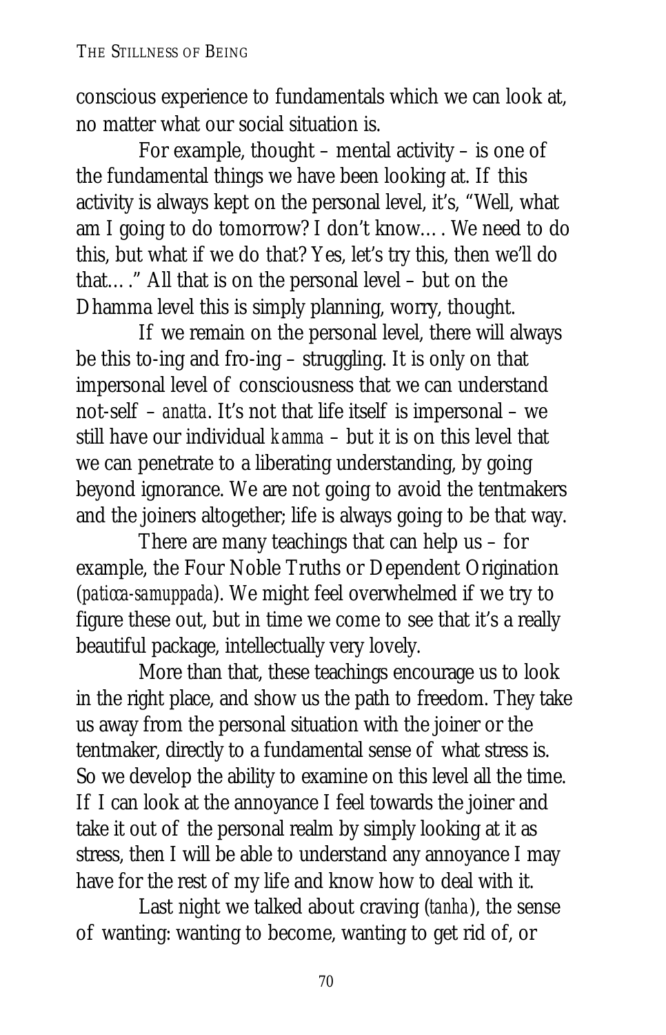conscious experience to fundamentals which we can look at, no matter what our social situation is.

For example, thought – mental activity – is one of the fundamental things we have been looking at. If this activity is always kept on the personal level, it's, "Well, what am I going to do tomorrow? I don't know…. We need to do this, but what if we do that? Yes, let's try this, then we'll do that…." All that is on the personal level – but on the Dhamma level this is simply planning, worry, thought.

If we remain on the personal level, there will always be this to-ing and fro-ing – struggling. It is only on that impersonal level of consciousness that we can understand not-self – *anatta*. It's not that life itself is impersonal – we still have our individual *kamma* – but it is on this level that we can penetrate to a liberating understanding, by going beyond ignorance. We are not going to avoid the tentmakers and the joiners altogether; life is always going to be that way.

There are many teachings that can help us – for example, the Four Noble Truths or Dependent Origination (*paticca-samuppada*). We might feel overwhelmed if we try to figure these out, but in time we come to see that it's a really beautiful package, intellectually very lovely.

More than that, these teachings encourage us to look in the right place, and show us the path to freedom. They take us away from the personal situation with the joiner or the tentmaker, directly to a fundamental sense of what stress is. So we develop the ability to examine on this level all the time. If I can look at the annoyance I feel towards the joiner and take it out of the personal realm by simply looking at it as stress, then I will be able to understand any annoyance I may have for the rest of my life and know how to deal with it.

Last night we talked about craving (*tanha*), the sense of wanting: wanting to become, wanting to get rid of, or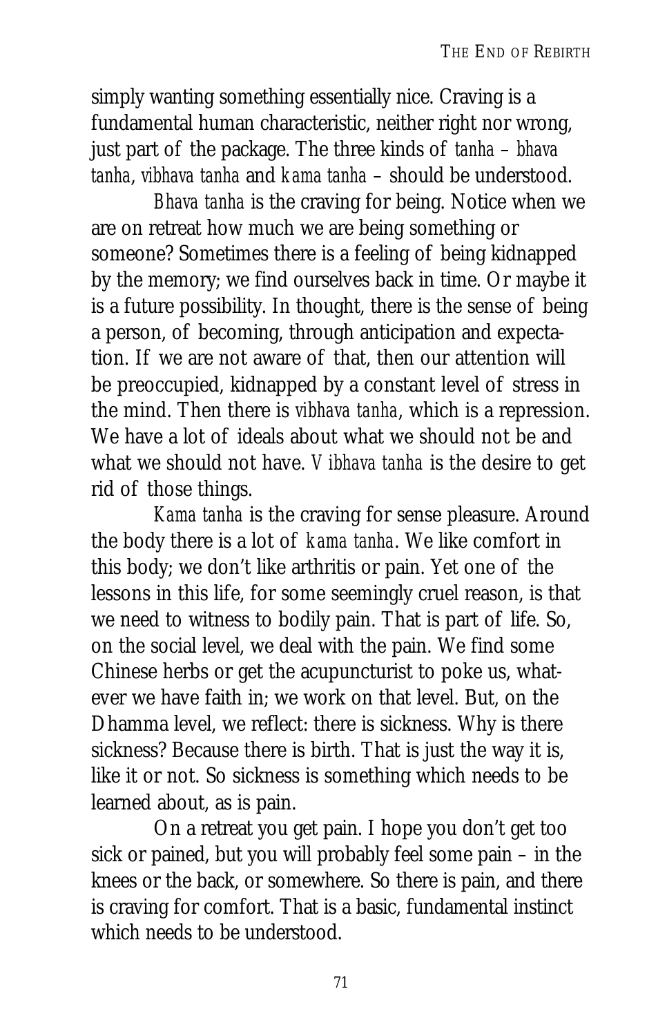simply wanting something essentially nice. Craving is a fundamental human characteristic, neither right nor wrong, just part of the package. The three kinds of *tanha* – *bhava tanha*, *vibhava tanha* and *kama tanha* – should be understood.

*Bhava tanha* is the craving for being. Notice when we are on retreat how much we are being something or someone? Sometimes there is a feeling of being kidnapped by the memory; we find ourselves back in time. Or maybe it is a future possibility. In thought, there is the sense of being a person, of becoming, through anticipation and expectation. If we are not aware of that, then our attention will be preoccupied, kidnapped by a constant level of stress in the mind. Then there is *vibhava tanha*, which is a repression. We have a lot of ideals about what we should not be and what we should not have. *Vibhava tanha* is the desire to get rid of those things.

*Kama tanha* is the craving for sense pleasure. Around the body there is a lot of *kama tanha*. We like comfort in this body; we don't like arthritis or pain. Yet one of the lessons in this life, for some seemingly cruel reason, is that we need to witness to bodily pain. That is part of life. So, on the social level, we deal with the pain. We find some Chinese herbs or get the acupuncturist to poke us, whatever we have faith in; we work on that level. But, on the Dhamma level, we reflect: there is sickness. Why is there sickness? Because there is birth. That is just the way it is, like it or not. So sickness is something which needs to be learned about, as is pain.

On a retreat you get pain. I hope you don't get too sick or pained, but you will probably feel some pain – in the knees or the back, or somewhere. So there is pain, and there is craving for comfort. That is a basic, fundamental instinct which needs to be understood.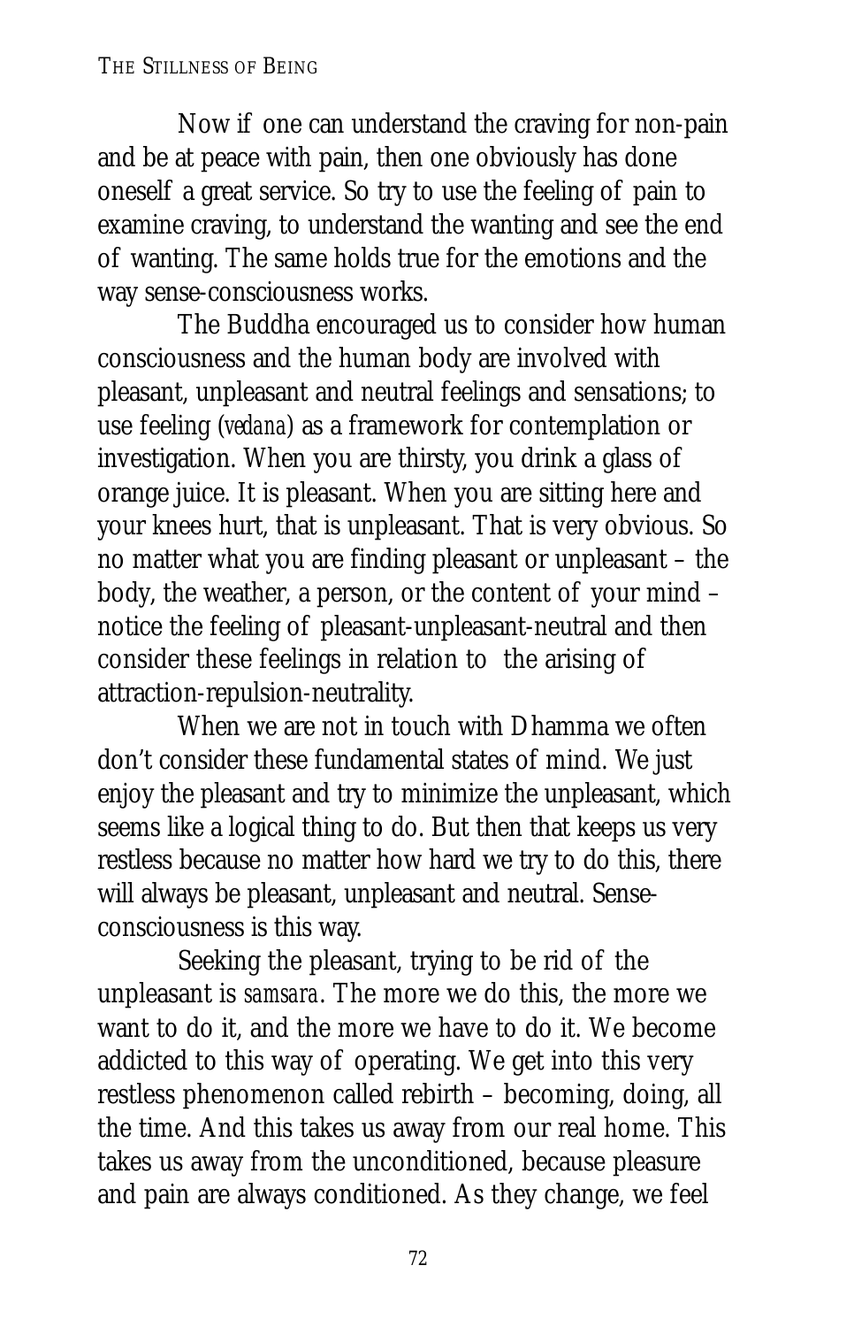Now if one can understand the craving for non-pain and be at peace with pain, then one obviously has done oneself a great service. So try to use the feeling of pain to examine craving, to understand the wanting and see the end of wanting. The same holds true for the emotions and the way sense-consciousness works.

The Buddha encouraged us to consider how human consciousness and the human body are involved with pleasant, unpleasant and neutral feelings and sensations; to use feeling (*vedana*) as a framework for contemplation or investigation. When you are thirsty, you drink a glass of orange juice. It is pleasant. When you are sitting here and your knees hurt, that is unpleasant. That is very obvious. So no matter what you are finding pleasant or unpleasant – the body, the weather, a person, or the content of your mind – notice the feeling of pleasant-unpleasant-neutral and then consider these feelings in relation to the arising of attraction-repulsion-neutrality.

When we are not in touch with Dhamma we often don't consider these fundamental states of mind. We just enjoy the pleasant and try to minimize the unpleasant, which seems like a logical thing to do. But then that keeps us very restless because no matter how hard we try to do this, there will always be pleasant, unpleasant and neutral. Sense-consciousness is this way.

Seeking the pleasant, trying to be rid of the unpleasant is *samsara*. The more we do this, the more we want to do it, and the more we have to do it. We become addicted to this way of operating. We get into this very restless phenomenon called rebirth – becoming, doing, all the time. And this takes us away from our real home. This takes us away from the unconditioned, because pleasure and pain are always conditioned. As they change, we feel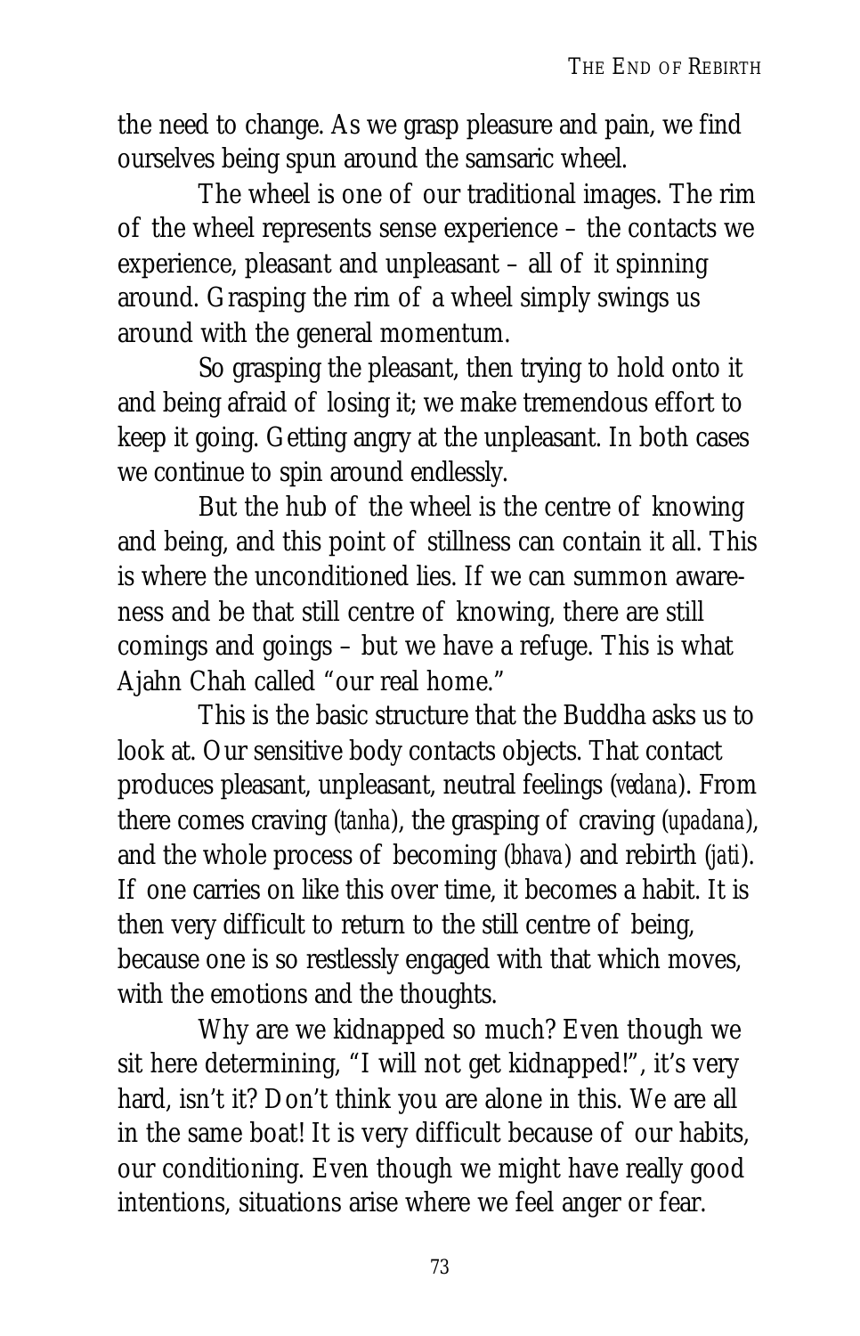the need to change. As we grasp pleasure and pain, we find ourselves being spun around the samsaric wheel.

The wheel is one of our traditional images. The rim of the wheel represents sense experience – the contacts we experience, pleasant and unpleasant – all of it spinning around. Grasping the rim of a wheel simply swings us around with the general momentum.

So grasping the pleasant, then trying to hold onto it and being afraid of losing it; we make tremendous effort to keep it going. Getting angry at the unpleasant. In both cases we continue to spin around endlessly.

But the hub of the wheel is the centre of knowing and being, and this point of stillness can contain it all. This is where the unconditioned lies. If we can summon awareness and be that still centre of knowing, there are still comings and goings – but we have a refuge. This is what Ajahn Chah called "our real home."

This is the basic structure that the Buddha asks us to look at. Our sensitive body contacts objects. That contact produces pleasant, unpleasant, neutral feelings (*vedana*). From there comes craving (*tanha*), the grasping of craving (*upadana*), and the whole process of becoming (*bhava*) and rebirth (*jati*). If one carries on like this over time, it becomes a habit. It is then very difficult to return to the still centre of being, because one is so restlessly engaged with that which moves, with the emotions and the thoughts.

Why are we kidnapped so much? Even though we sit here determining, "I will not get kidnapped!", it's very hard, isn't it? Don't think you are alone in this. We are all in the same boat! It is very difficult because of our habits, our conditioning. Even though we might have really good intentions, situations arise where we feel anger or fear.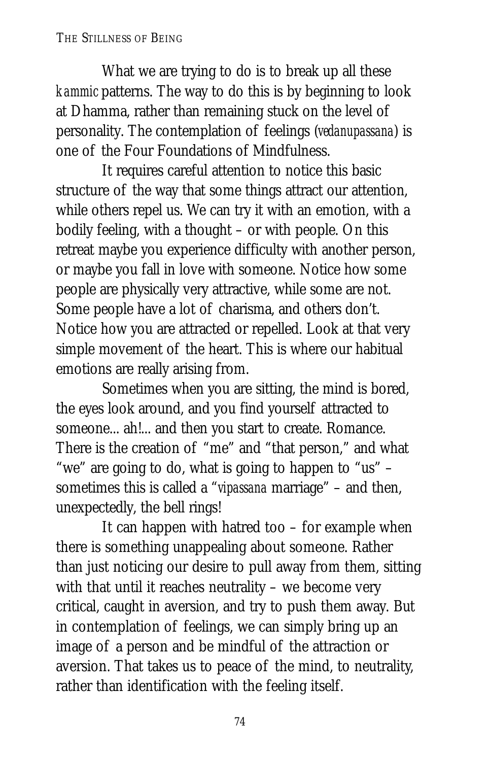What we are trying to do is to break up all these *kammic* patterns. The way to do this is by beginning to look at Dhamma, rather than remaining stuck on the level of personality. The contemplation of feelings (*vedanupassana*) is one of the Four Foundations of Mindfulness.

It requires careful attention to notice this basic structure of the way that some things attract our attention, while others repel us. We can try it with an emotion, with a bodily feeling, with a thought – or with people. On this retreat maybe you experience difficulty with another person, or maybe you fall in love with someone. Notice how some people are physically very attractive, while some are not. Some people have a lot of charisma, and others don't. Notice how you are attracted or repelled. Look at that very simple movement of the heart. This is where our habitual emotions are really arising from.

Sometimes when you are sitting, the mind is bored, the eyes look around, and you find yourself attracted to someone... ah!... and then you start to create. Romance. There is the creation of "me" and "that person," and what "we" are going to do, what is going to happen to "us" – sometimes this is called a "*vipassana* marriage" – and then, unexpectedly, the bell rings!

It can happen with hatred too – for example when there is something unappealing about someone. Rather than just noticing our desire to pull away from them, sitting with that until it reaches neutrality – we become very critical, caught in aversion, and try to push them away. But in contemplation of feelings, we can simply bring up an image of a person and be mindful of the attraction or aversion. That takes us to peace of the mind, to neutrality, rather than identification with the feeling itself.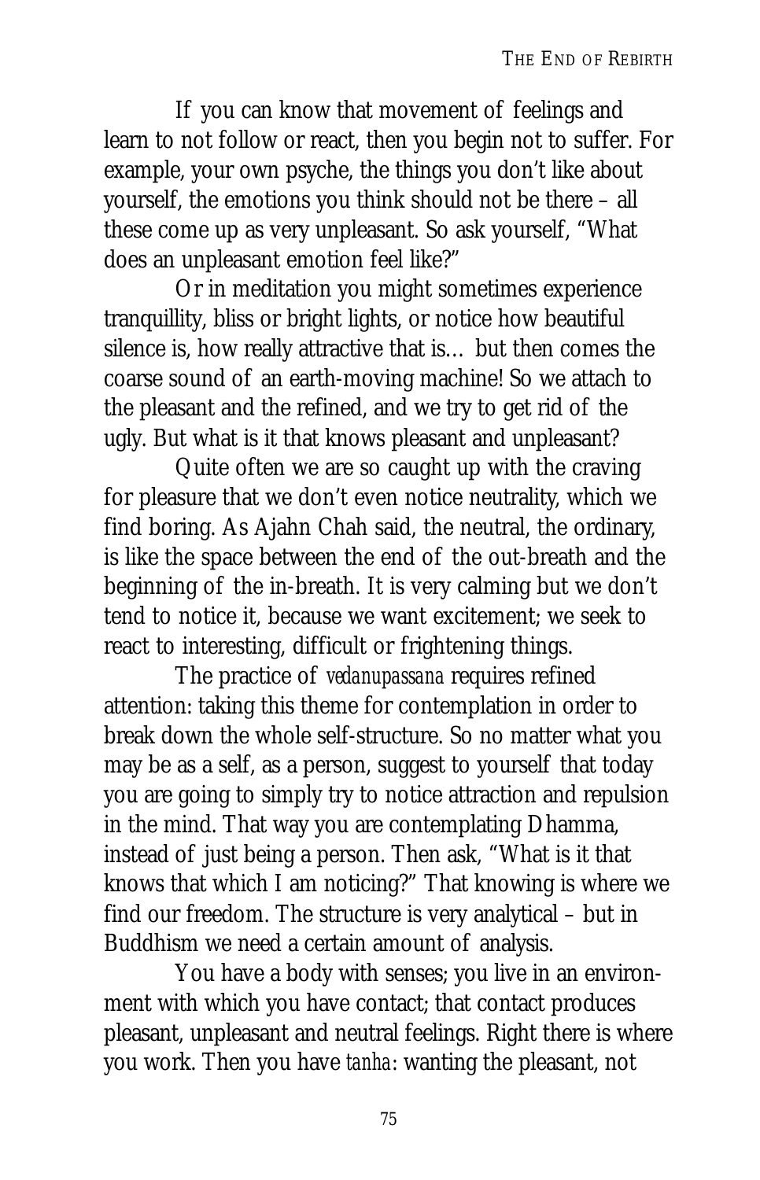If you can know that movement of feelings and learn to not follow or react, then you begin not to suffer. For example, your own psyche, the things you don't like about yourself, the emotions you think should not be there – all these come up as very unpleasant. So ask yourself, "What does an unpleasant emotion feel like?"

Or in meditation you might sometimes experience tranquillity, bliss or bright lights, or notice how beautiful silence is, how really attractive that is… but then comes the coarse sound of an earth-moving machine! So we attach to the pleasant and the refined, and we try to get rid of the ugly. But what is it that knows pleasant and unpleasant?

Quite often we are so caught up with the craving for pleasure that we don't even notice neutrality, which we find boring. As Ajahn Chah said, the neutral, the ordinary, is like the space between the end of the out-breath and the beginning of the in-breath. It is very calming but we don't tend to notice it, because we want excitement; we seek to react to interesting, difficult or frightening things.

The practice of *vedanupassana* requires refined attention: taking this theme for contemplation in order to break down the whole self-structure. So no matter what you may be as a self, as a person, suggest to yourself that today you are going to simply try to notice attraction and repulsion in the mind. That way you are contemplating Dhamma, instead of just being a person. Then ask, "What is it that knows that which I am noticing?" That knowing is where we find our freedom. The structure is very analytical – but in Buddhism we need a certain amount of analysis.

You have a body with senses; you live in an environment with which you have contact; that contact produces pleasant, unpleasant and neutral feelings. Right there is where you work. Then you have *tanha*: wanting the pleasant, not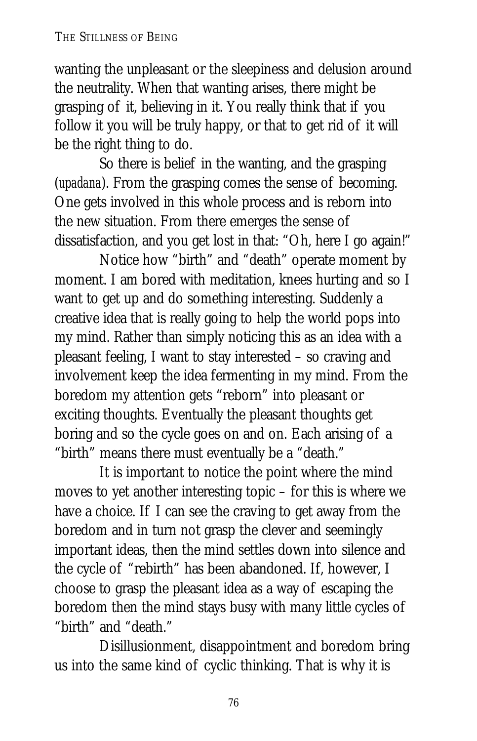wanting the unpleasant or the sleepiness and delusion around the neutrality. When that wanting arises, there might be grasping of it, believing in it. You really think that if you follow it you will be truly happy, or that to get rid of it will be the right thing to do.

So there is belief in the wanting, and the grasping (*upadana*). From the grasping comes the sense of becoming. One gets involved in this whole process and is reborn into the new situation. From there emerges the sense of dissatisfaction, and you get lost in that: "Oh, here I go again!"

Notice how "birth" and "death" operate moment by moment. I am bored with meditation, knees hurting and so I want to get up and do something interesting. Suddenly a creative idea that is really going to help the world pops into my mind. Rather than simply noticing this as an idea with a pleasant feeling, I want to stay interested – so craving and involvement keep the idea fermenting in my mind. From the boredom my attention gets "reborn" into pleasant or exciting thoughts. Eventually the pleasant thoughts get boring and so the cycle goes on and on. Each arising of a "birth" means there must eventually be a "death."

It is important to notice the point where the mind moves to yet another interesting topic – for this is where we have a choice. If I can see the craving to get away from the boredom and in turn not grasp the clever and seemingly important ideas, then the mind settles down into silence and the cycle of "rebirth" has been abandoned. If, however, I choose to grasp the pleasant idea as a way of escaping the boredom then the mind stays busy with many little cycles of "birth" and "death."

Disillusionment, disappointment and boredom bring us into the same kind of cyclic thinking. That is why it is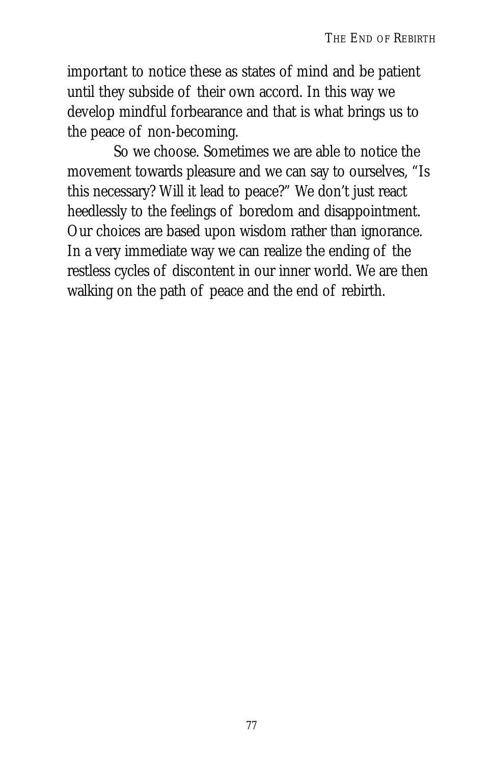important to notice these as states of mind and be patient until they subside of their own accord. In this way we develop mindful forbearance and that is what brings us to the peace of non-becoming.

So we choose. Sometimes we are able to notice the movement towards pleasure and we can say to ourselves, "Is this necessary? Will it lead to peace?" We don't just react heedlessly to the feelings of boredom and disappointment. Our choices are based upon wisdom rather than ignorance. In a very immediate way we can realize the ending of the restless cycles of discontent in our inner world. We are then walking on the path of peace and the end of rebirth.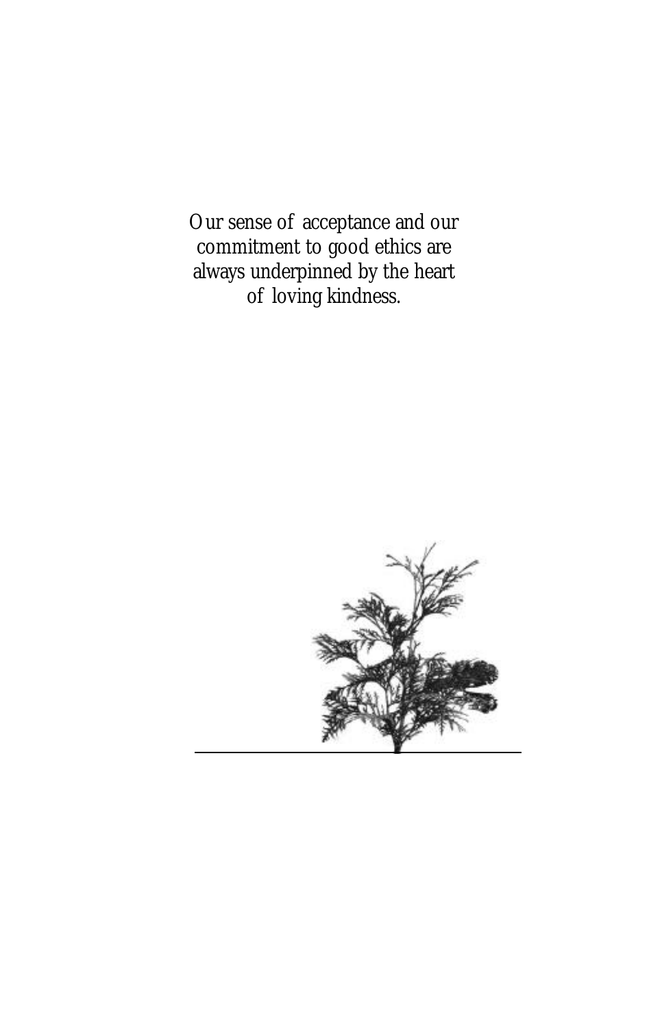Our sense of acceptance and our commitment to good ethics are always underpinned by the heart of loving kindness.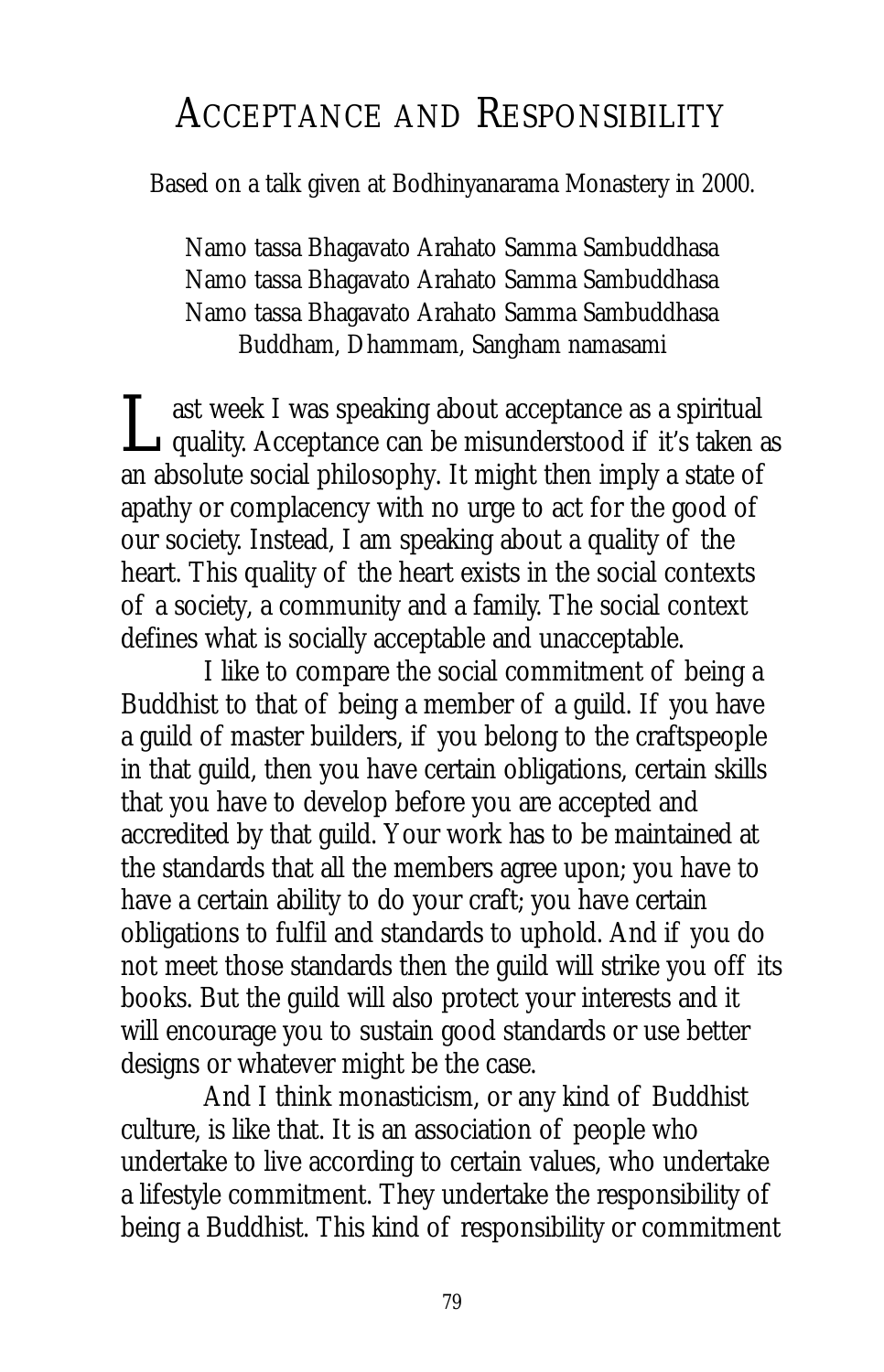# Acceptance and Responsibility

Based on a talk given at Bodhinyanarama Monastery in 2000.

Namo tassa Bhagavato Arahato Samma Sambuddhasa
Namo tassa Bhagavato Arahato Samma Sambuddhasa
Namo tassa Bhagavato Arahato Samma Sambuddhasa
Buddham, Dhammam, Sangham namasami

Last week I was speaking about acceptance as a spiritual quality. Acceptance can be misunderstood if it's taken as an absolute social philosophy. It might then imply a state of apathy or complacency with no urge to act for the good of our society. Instead, I am speaking about a quality of the heart. This quality of the heart exists in the social contexts of a society, a community and a family. The social context defines what is socially acceptable and unacceptable.

I like to compare the social commitment of being a Buddhist to that of being a member of a guild. If you have a guild of master builders, if you belong to the craftspeople in that guild, then you have certain obligations, certain skills that you have to develop before you are accepted and accredited by that guild. Your work has to be maintained at the standards that all the members agree upon; you have to have a certain ability to do your craft; you have certain obligations to fulfil and standards to uphold. And if you do not meet those standards then the guild will strike you off its books. But the guild will also protect your interests and it will encourage you to sustain good standards or use better designs or whatever might be the case.

And I think monasticism, or any kind of Buddhist culture, is like that. It is an association of people who undertake to live according to certain values, who undertake a lifestyle commitment. They undertake the responsibility of being a Buddhist. This kind of responsibility or commitment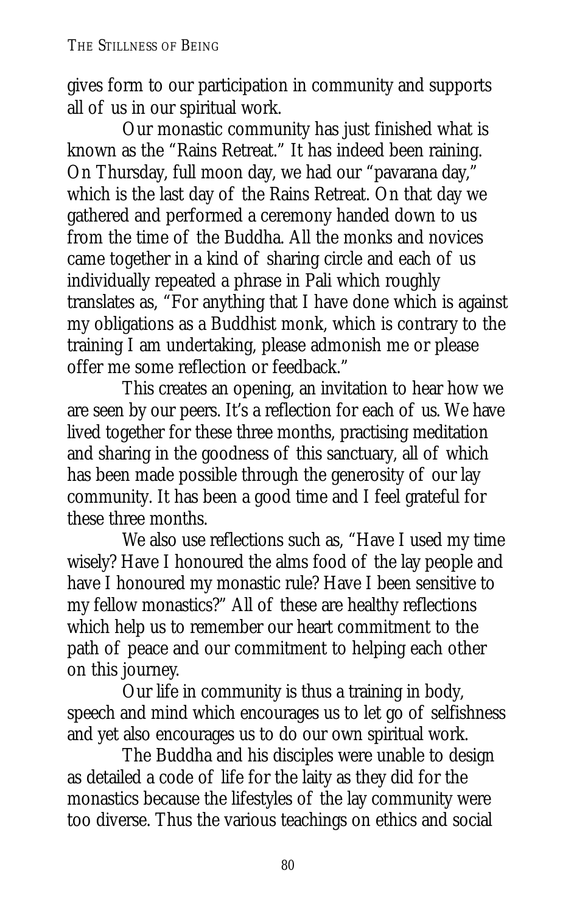gives form to our participation in community and supports all of us in our spiritual work.

Our monastic community has just finished what is known as the "Rains Retreat." It has indeed been raining. On Thursday, full moon day, we had our "pavarana day," which is the last day of the Rains Retreat. On that day we gathered and performed a ceremony handed down to us from the time of the Buddha. All the monks and novices came together in a kind of sharing circle and each of us individually repeated a phrase in Pali which roughly translates as, "For anything that I have done which is against my obligations as a Buddhist monk, which is contrary to the training I am undertaking, please admonish me or please offer me some reflection or feedback."

This creates an opening, an invitation to hear how we are seen by our peers. It's a reflection for each of us. We have lived together for these three months, practising meditation and sharing in the goodness of this sanctuary, all of which has been made possible through the generosity of our lay community. It has been a good time and I feel grateful for these three months.

We also use reflections such as, "Have I used my time wisely? Have I honoured the alms food of the lay people and have I honoured my monastic rule? Have I been sensitive to my fellow monastics?" All of these are healthy reflections which help us to remember our heart commitment to the path of peace and our commitment to helping each other on this journey.

Our life in community is thus a training in body, speech and mind which encourages us to let go of selfishness and yet also encourages us to do our own spiritual work.

The Buddha and his disciples were unable to design as detailed a code of life for the laity as they did for the monastics because the lifestyles of the lay community were too diverse. Thus the various teachings on ethics and social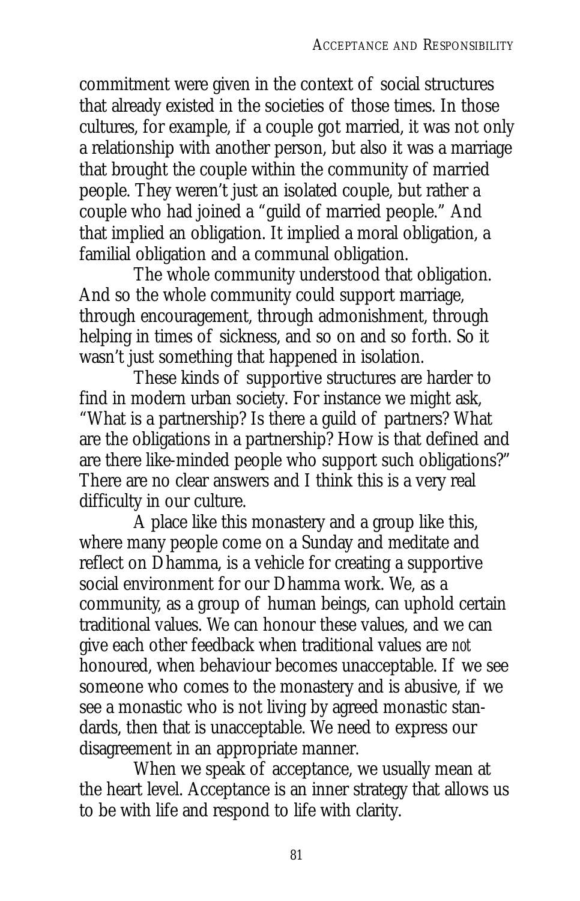commitment were given in the context of social structures that already existed in the societies of those times. In those cultures, for example, if a couple got married, it was not only a relationship with another person, but also it was a marriage that brought the couple within the community of married people. They weren't just an isolated couple, but rather a couple who had joined a "guild of married people." And that implied an obligation. It implied a moral obligation, a familial obligation and a communal obligation.

The whole community understood that obligation. And so the whole community could support marriage, through encouragement, through admonishment, through helping in times of sickness, and so on and so forth. So it wasn't just something that happened in isolation.

These kinds of supportive structures are harder to find in modern urban society. For instance we might ask, "What is a partnership? Is there a guild of partners? What are the obligations in a partnership? How is that defined and are there like-minded people who support such obligations?" There are no clear answers and I think this is a very real difficulty in our culture.

A place like this monastery and a group like this, where many people come on a Sunday and meditate and reflect on Dhamma, is a vehicle for creating a supportive social environment for our Dhamma work. We, as a community, as a group of human beings, can uphold certain traditional values. We can honour these values, and we can give each other feedback when traditional values are *not* honoured, when behaviour becomes unacceptable. If we see someone who comes to the monastery and is abusive, if we see a monastic who is not living by agreed monastic standards, then that is unacceptable. We need to express our disagreement in an appropriate manner.

When we speak of acceptance, we usually mean at the heart level. Acceptance is an inner strategy that allows us to be with life and respond to life with clarity.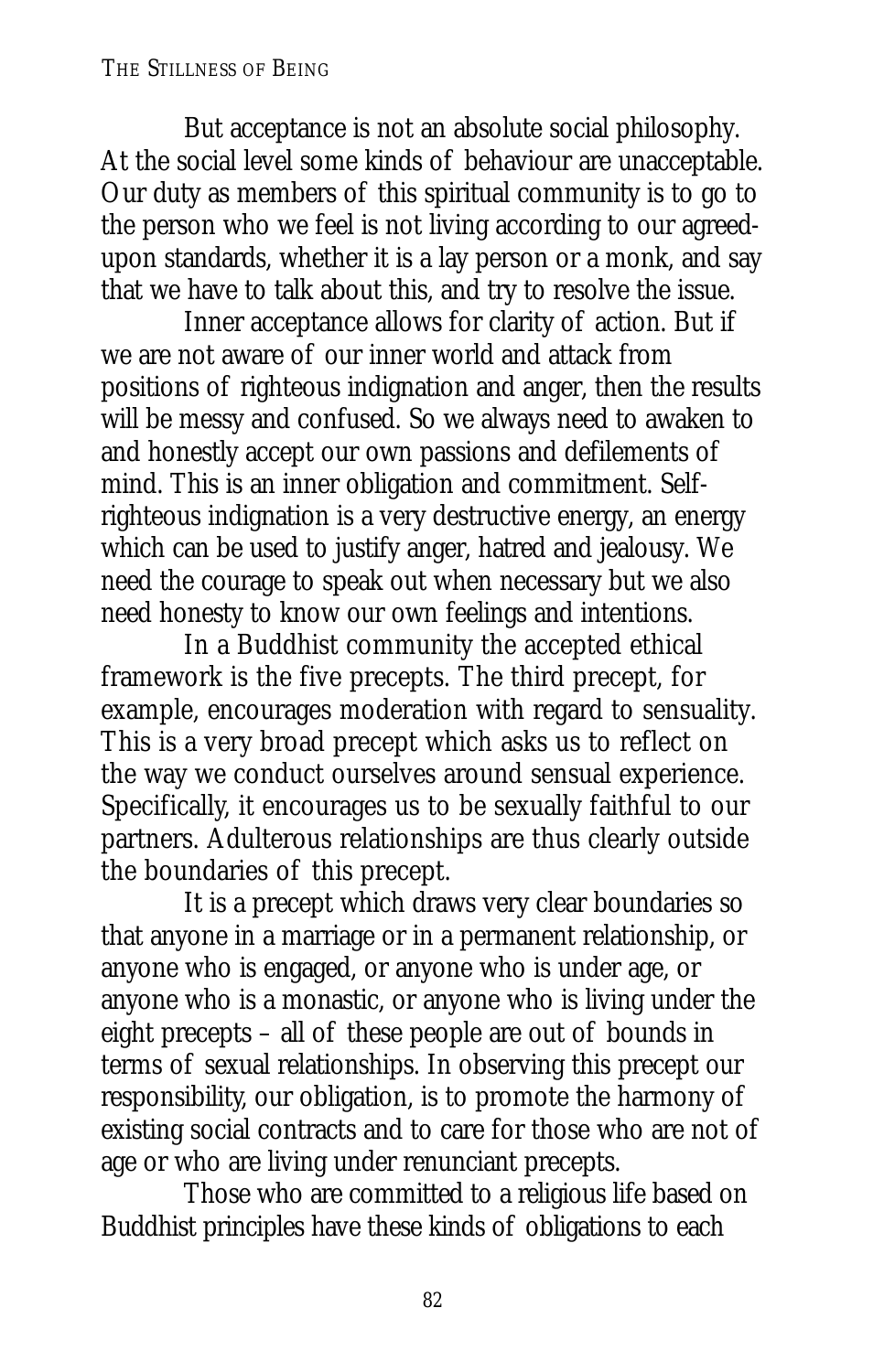But acceptance is not an absolute social philosophy. At the social level some kinds of behaviour are unacceptable. Our duty as members of this spiritual community is to go to the person who we feel is not living according to our agreed-upon standards, whether it is a lay person or a monk, and say that we have to talk about this, and try to resolve the issue.

Inner acceptance allows for clarity of action. But if we are not aware of our inner world and attack from positions of righteous indignation and anger, then the results will be messy and confused. So we always need to awaken to and honestly accept our own passions and defilements of mind. This is an inner obligation and commitment. Self-righteous indignation is a very destructive energy, an energy which can be used to justify anger, hatred and jealousy. We need the courage to speak out when necessary but we also need honesty to know our own feelings and intentions.

In a Buddhist community the accepted ethical framework is the five precepts. The third precept, for example, encourages moderation with regard to sensuality. This is a very broad precept which asks us to reflect on the way we conduct ourselves around sensual experience. Specifically, it encourages us to be sexually faithful to our partners. Adulterous relationships are thus clearly outside the boundaries of this precept.

It is a precept which draws very clear boundaries so that anyone in a marriage or in a permanent relationship, or anyone who is engaged, or anyone who is under age, or anyone who is a monastic, or anyone who is living under the eight precepts – all of these people are out of bounds in terms of sexual relationships. In observing this precept our responsibility, our obligation, is to promote the harmony of existing social contracts and to care for those who are not of age or who are living under renunciant precepts.

Those who are committed to a religious life based on Buddhist principles have these kinds of obligations to each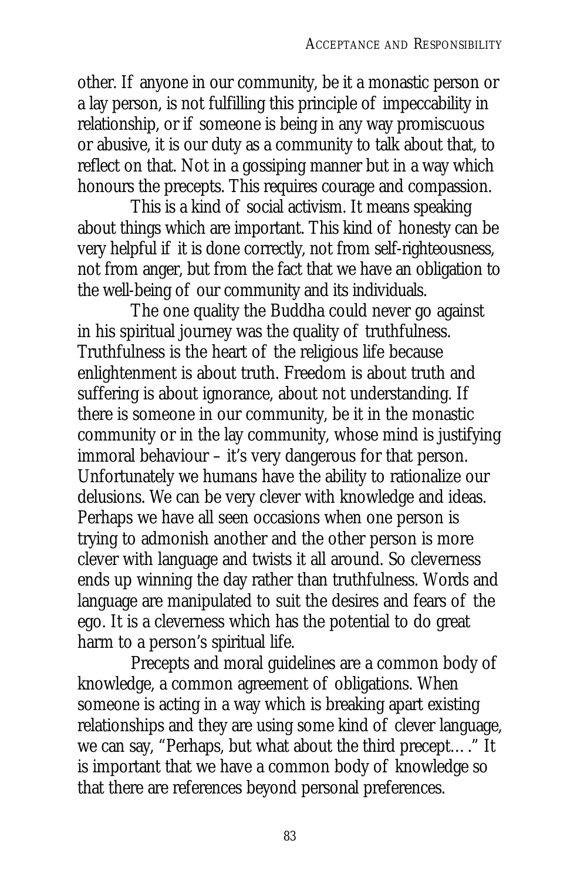other. If anyone in our community, be it a monastic person or a lay person, is not fulfilling this principle of impeccability in relationship, or if someone is being in any way promiscuous or abusive, it is our duty as a community to talk about that, to reflect on that. Not in a gossiping manner but in a way which honours the precepts. This requires courage and compassion.

This is a kind of social activism. It means speaking about things which are important. This kind of honesty can be very helpful if it is done correctly, not from self-righteousness, not from anger, but from the fact that we have an obligation to the well-being of our community and its individuals.

The one quality the Buddha could never go against in his spiritual journey was the quality of truthfulness. Truthfulness is the heart of the religious life because enlightenment is about truth. Freedom is about truth and suffering is about ignorance, about not understanding. If there is someone in our community, be it in the monastic community or in the lay community, whose mind is justifying immoral behaviour – it's very dangerous for that person. Unfortunately we humans have the ability to rationalize our delusions. We can be very clever with knowledge and ideas. Perhaps we have all seen occasions when one person is trying to admonish another and the other person is more clever with language and twists it all around. So cleverness ends up winning the day rather than truthfulness. Words and language are manipulated to suit the desires and fears of the ego. It is a cleverness which has the potential to do great harm to a person's spiritual life.

Precepts and moral guidelines are a common body of knowledge, a common agreement of obligations. When someone is acting in a way which is breaking apart existing relationships and they are using some kind of clever language, we can say, "Perhaps, but what about the third precept… ." It is important that we have a common body of knowledge so that there are references beyond personal preferences.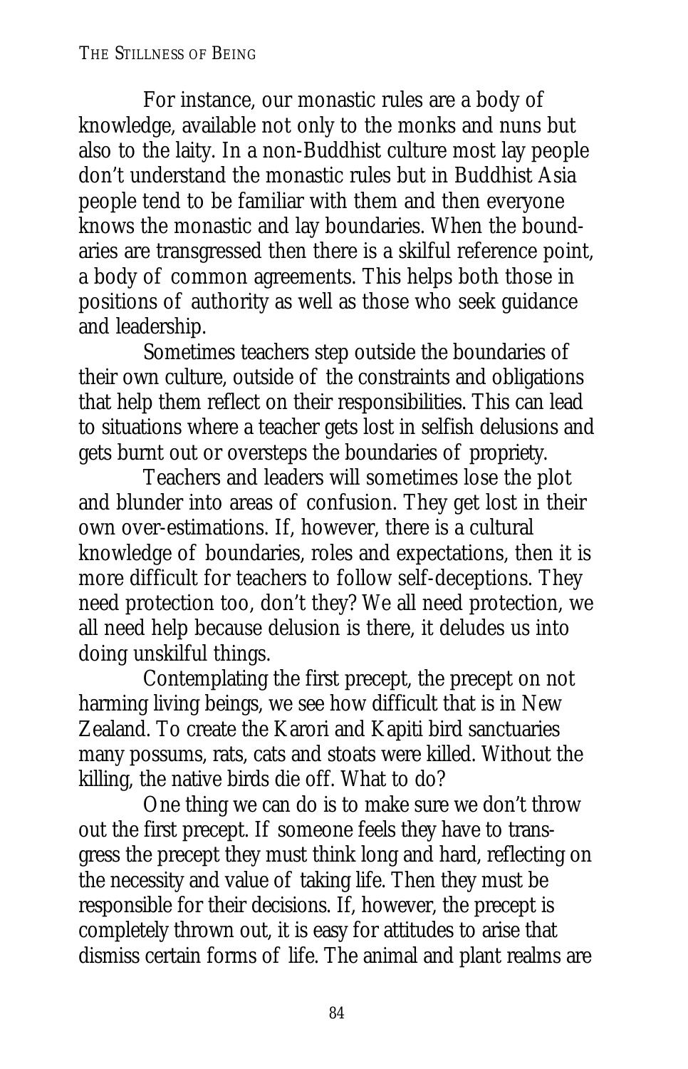For instance, our monastic rules are a body of knowledge, available not only to the monks and nuns but also to the laity. In a non-Buddhist culture most lay people don't understand the monastic rules but in Buddhist Asia people tend to be familiar with them and then everyone knows the monastic and lay boundaries. When the boundaries are transgressed then there is a skilful reference point, a body of common agreements. This helps both those in positions of authority as well as those who seek guidance and leadership.

Sometimes teachers step outside the boundaries of their own culture, outside of the constraints and obligations that help them reflect on their responsibilities. This can lead to situations where a teacher gets lost in selfish delusions and gets burnt out or oversteps the boundaries of propriety.

Teachers and leaders will sometimes lose the plot and blunder into areas of confusion. They get lost in their own over-estimations. If, however, there is a cultural knowledge of boundaries, roles and expectations, then it is more difficult for teachers to follow self-deceptions. They need protection too, don't they? We all need protection, we all need help because delusion is there, it deludes us into doing unskilful things.

Contemplating the first precept, the precept on not harming living beings, we see how difficult that is in New Zealand. To create the Karori and Kapiti bird sanctuaries many possums, rats, cats and stoats were killed. Without the killing, the native birds die off. What to do?

One thing we can do is to make sure we don't throw out the first precept. If someone feels they have to transgress the precept they must think long and hard, reflecting on the necessity and value of taking life. Then they must be responsible for their decisions. If, however, the precept is completely thrown out, it is easy for attitudes to arise that dismiss certain forms of life. The animal and plant realms are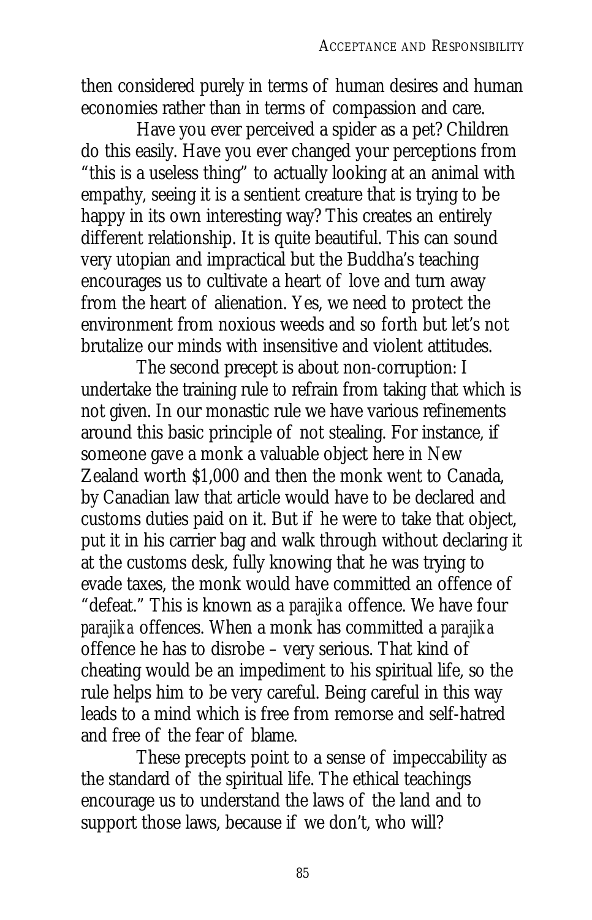then considered purely in terms of human desires and human economies rather than in terms of compassion and care.

Have you ever perceived a spider as a pet? Children do this easily. Have you ever changed your perceptions from "this is a useless thing" to actually looking at an animal with empathy, seeing it is a sentient creature that is trying to be happy in its own interesting way? This creates an entirely different relationship. It is quite beautiful. This can sound very utopian and impractical but the Buddha's teaching encourages us to cultivate a heart of love and turn away from the heart of alienation. Yes, we need to protect the environment from noxious weeds and so forth but let's not brutalize our minds with insensitive and violent attitudes.

The second precept is about non-corruption: I undertake the training rule to refrain from taking that which is not given. In our monastic rule we have various refinements around this basic principle of not stealing. For instance, if someone gave a monk a valuable object here in New Zealand worth $1,000 and then the monk went to Canada, by Canadian law that article would have to be declared and customs duties paid on it. But if he were to take that object, put it in his carrier bag and walk through without declaring it at the customs desk, fully knowing that he was trying to evade taxes, the monk would have committed an offence of "defeat." This is known as a *parajika* offence. We have four *parajika* offences. When a monk has committed a *parajika* offence he has to disrobe – very serious. That kind of cheating would be an impediment to his spiritual life, so the rule helps him to be very careful. Being careful in this way leads to a mind which is free from remorse and self-hatred and free of the fear of blame.

These precepts point to a sense of impeccability as the standard of the spiritual life. The ethical teachings encourage us to understand the laws of the land and to support those laws, because if we don't, who will?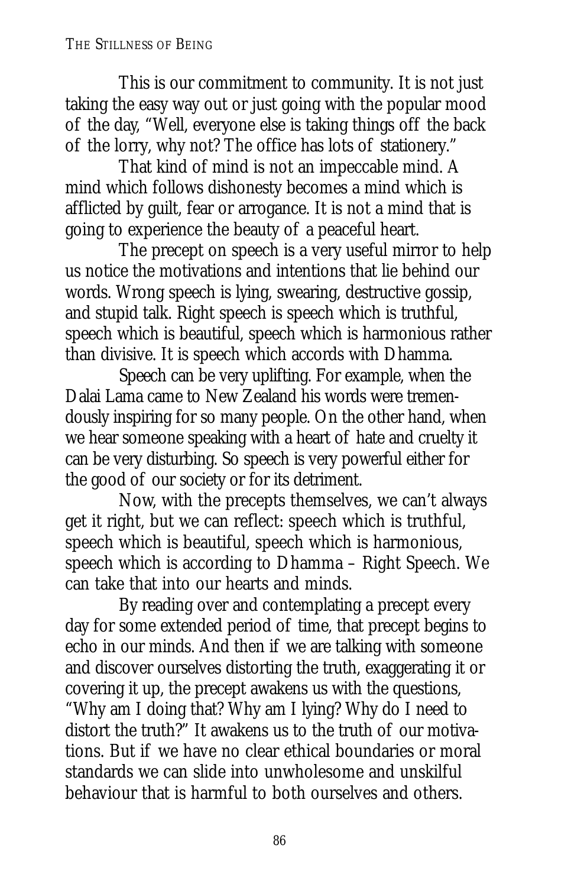This is our commitment to community. It is not just taking the easy way out or just going with the popular mood of the day, "Well, everyone else is taking things off the back of the lorry, why not? The office has lots of stationery."

That kind of mind is not an impeccable mind. A mind which follows dishonesty becomes a mind which is afflicted by guilt, fear or arrogance. It is not a mind that is going to experience the beauty of a peaceful heart.

The precept on speech is a very useful mirror to help us notice the motivations and intentions that lie behind our words. Wrong speech is lying, swearing, destructive gossip, and stupid talk. Right speech is speech which is truthful, speech which is beautiful, speech which is harmonious rather than divisive. It is speech which accords with Dhamma.

Speech can be very uplifting. For example, when the Dalai Lama came to New Zealand his words were tremendously inspiring for so many people. On the other hand, when we hear someone speaking with a heart of hate and cruelty it can be very disturbing. So speech is very powerful either for the good of our society or for its detriment.

Now, with the precepts themselves, we can't always get it right, but we can reflect: speech which is truthful, speech which is beautiful, speech which is harmonious, speech which is according to Dhamma – Right Speech. We can take that into our hearts and minds.

By reading over and contemplating a precept every day for some extended period of time, that precept begins to echo in our minds. And then if we are talking with someone and discover ourselves distorting the truth, exaggerating it or covering it up, the precept awakens us with the questions, "Why am I doing that? Why am I lying? Why do I need to distort the truth?" It awakens us to the truth of our motivations. But if we have no clear ethical boundaries or moral standards we can slide into unwholesome and unskilful behaviour that is harmful to both ourselves and others.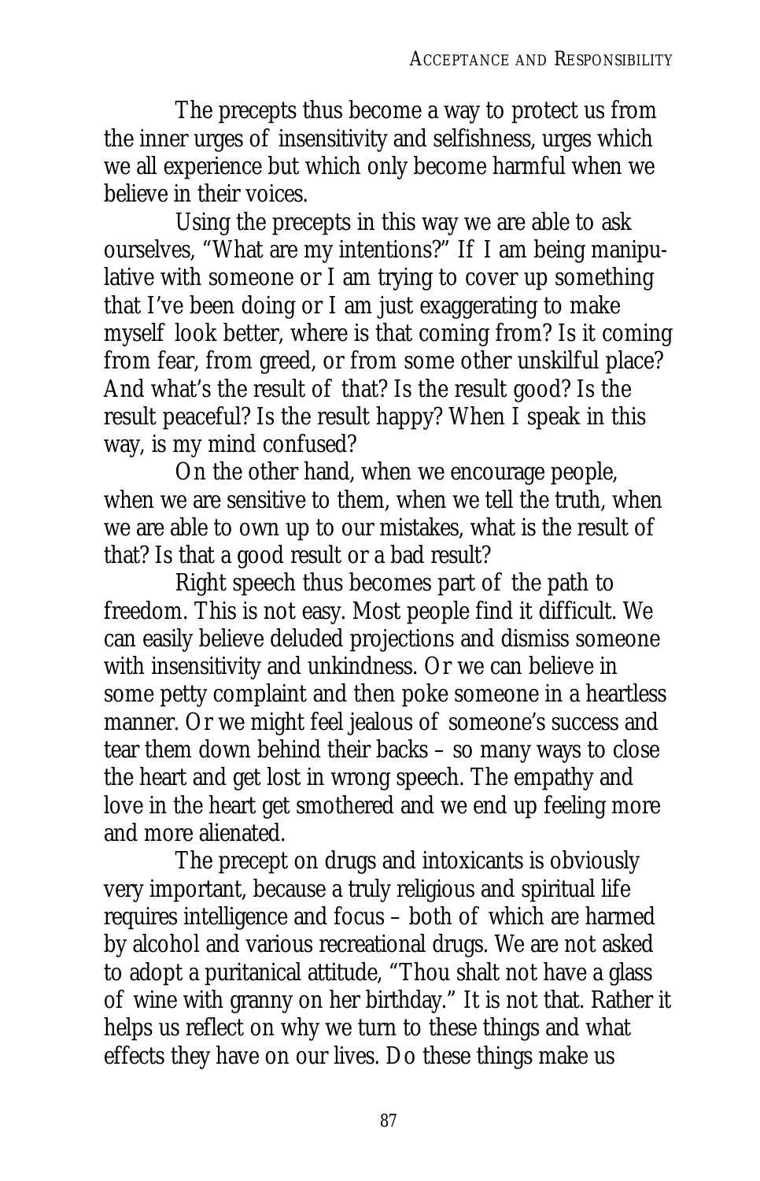The precepts thus become a way to protect us from the inner urges of insensitivity and selfishness, urges which we all experience but which only become harmful when we believe in their voices.

Using the precepts in this way we are able to ask ourselves, "What are my intentions?" If I am being manipulative with someone or I am trying to cover up something that I've been doing or I am just exaggerating to make myself look better, where is that coming from? Is it coming from fear, from greed, or from some other unskilful place? And what's the result of that? Is the result good? Is the result peaceful? Is the result happy? When I speak in this way, is my mind confused?

On the other hand, when we encourage people, when we are sensitive to them, when we tell the truth, when we are able to own up to our mistakes, what is the result of that? Is that a good result or a bad result?

Right speech thus becomes part of the path to freedom. This is not easy. Most people find it difficult. We can easily believe deluded projections and dismiss someone with insensitivity and unkindness. Or we can believe in some petty complaint and then poke someone in a heartless manner. Or we might feel jealous of someone's success and tear them down behind their backs – so many ways to close the heart and get lost in wrong speech. The empathy and love in the heart get smothered and we end up feeling more and more alienated.

The precept on drugs and intoxicants is obviously very important, because a truly religious and spiritual life requires intelligence and focus – both of which are harmed by alcohol and various recreational drugs. We are not asked to adopt a puritanical attitude, "Thou shalt not have a glass of wine with granny on her birthday." It is not that. Rather it helps us reflect on why we turn to these things and what effects they have on our lives. Do these things make us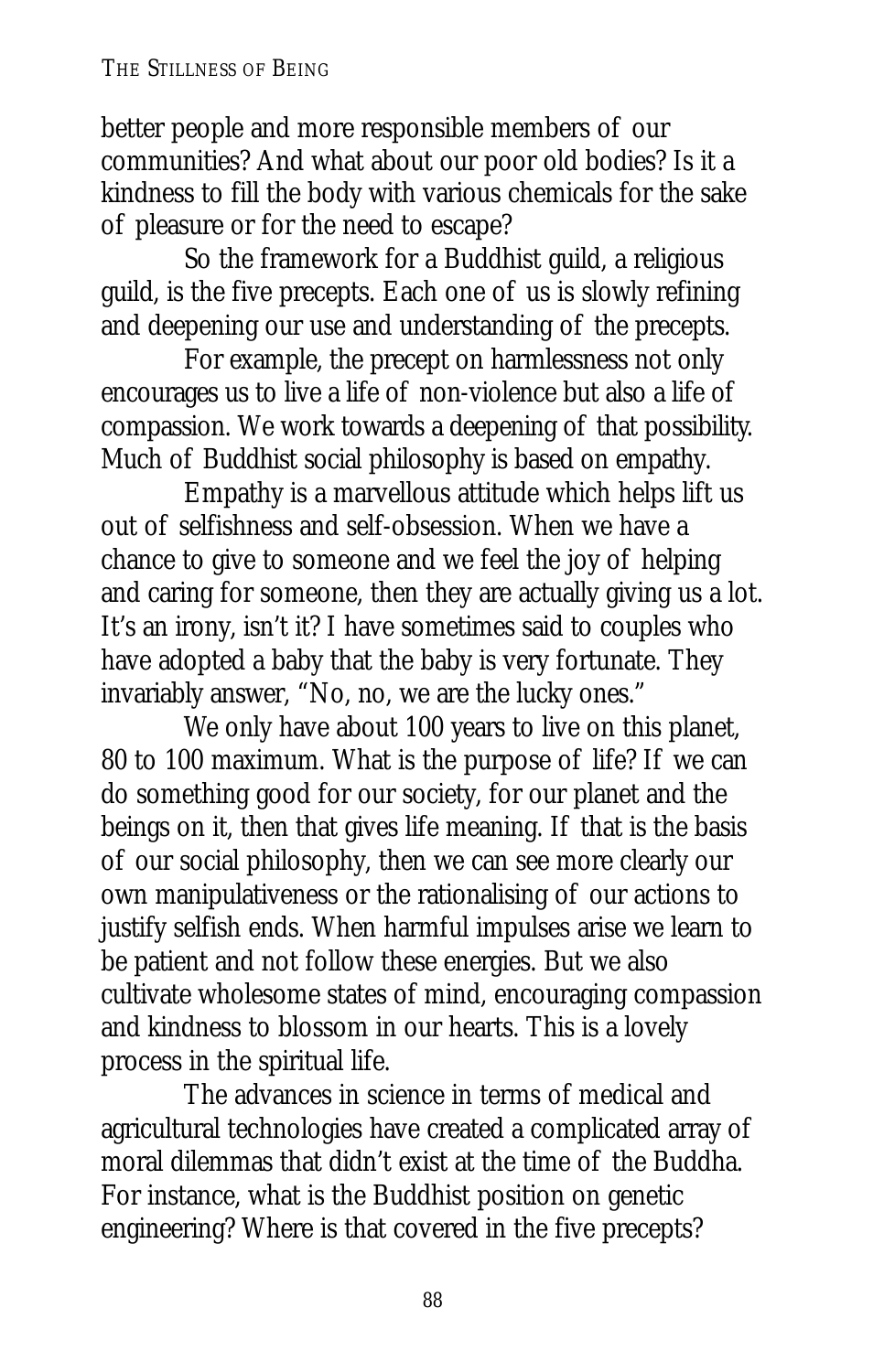better people and more responsible members of our communities? And what about our poor old bodies? Is it a kindness to fill the body with various chemicals for the sake of pleasure or for the need to escape?

So the framework for a Buddhist guild, a religious guild, is the five precepts. Each one of us is slowly refining and deepening our use and understanding of the precepts.

For example, the precept on harmlessness not only encourages us to live a life of non-violence but also a life of compassion. We work towards a deepening of that possibility. Much of Buddhist social philosophy is based on empathy.

Empathy is a marvellous attitude which helps lift us out of selfishness and self-obsession. When we have a chance to give to someone and we feel the joy of helping and caring for someone, then they are actually giving us a lot. It's an irony, isn't it? I have sometimes said to couples who have adopted a baby that the baby is very fortunate. They invariably answer, "No, no, we are the lucky ones."

We only have about 100 years to live on this planet, 80 to 100 maximum. What is the purpose of life? If we can do something good for our society, for our planet and the beings on it, then that gives life meaning. If that is the basis of our social philosophy, then we can see more clearly our own manipulativeness or the rationalising of our actions to justify selfish ends. When harmful impulses arise we learn to be patient and not follow these energies. But we also cultivate wholesome states of mind, encouraging compassion and kindness to blossom in our hearts. This is a lovely process in the spiritual life.

The advances in science in terms of medical and agricultural technologies have created a complicated array of moral dilemmas that didn't exist at the time of the Buddha. For instance, what is the Buddhist position on genetic engineering? Where is that covered in the five precepts?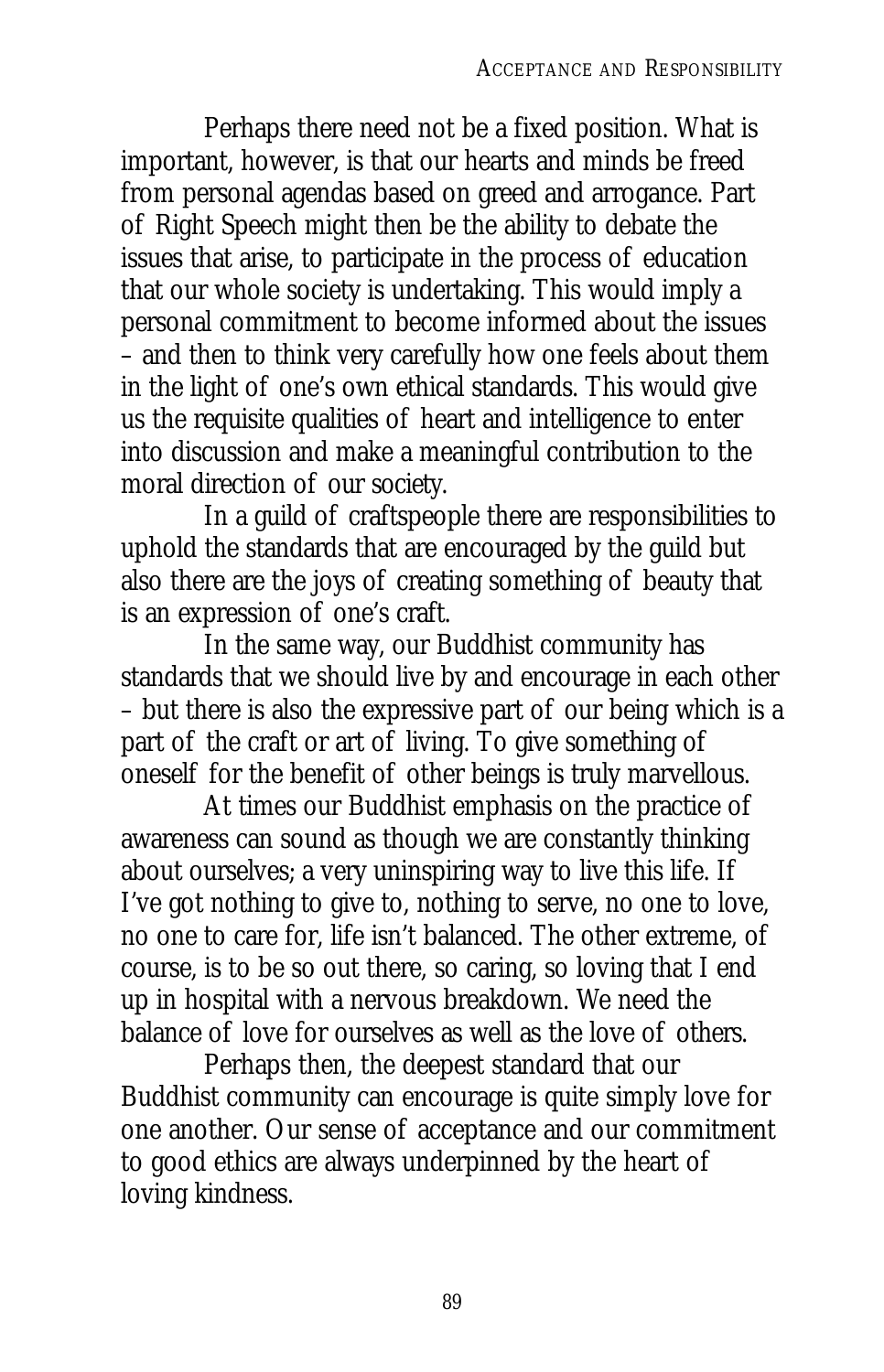Perhaps there need not be a fixed position. What is important, however, is that our hearts and minds be freed from personal agendas based on greed and arrogance. Part of Right Speech might then be the ability to debate the issues that arise, to participate in the process of education that our whole society is undertaking. This would imply a personal commitment to become informed about the issues – and then to think very carefully how one feels about them in the light of one's own ethical standards. This would give us the requisite qualities of heart and intelligence to enter into discussion and make a meaningful contribution to the moral direction of our society.

In a guild of craftspeople there are responsibilities to uphold the standards that are encouraged by the guild but also there are the joys of creating something of beauty that is an expression of one's craft.

In the same way, our Buddhist community has standards that we should live by and encourage in each other – but there is also the expressive part of our being which is a part of the craft or art of living. To give something of oneself for the benefit of other beings is truly marvellous.

At times our Buddhist emphasis on the practice of awareness can sound as though we are constantly thinking about ourselves; a very uninspiring way to live this life. If I've got nothing to give to, nothing to serve, no one to love, no one to care for, life isn't balanced. The other extreme, of course, is to be so out there, so caring, so loving that I end up in hospital with a nervous breakdown. We need the balance of love for ourselves as well as the love of others.

Perhaps then, the deepest standard that our Buddhist community can encourage is quite simply love for one another. Our sense of acceptance and our commitment to good ethics are always underpinned by the heart of loving kindness.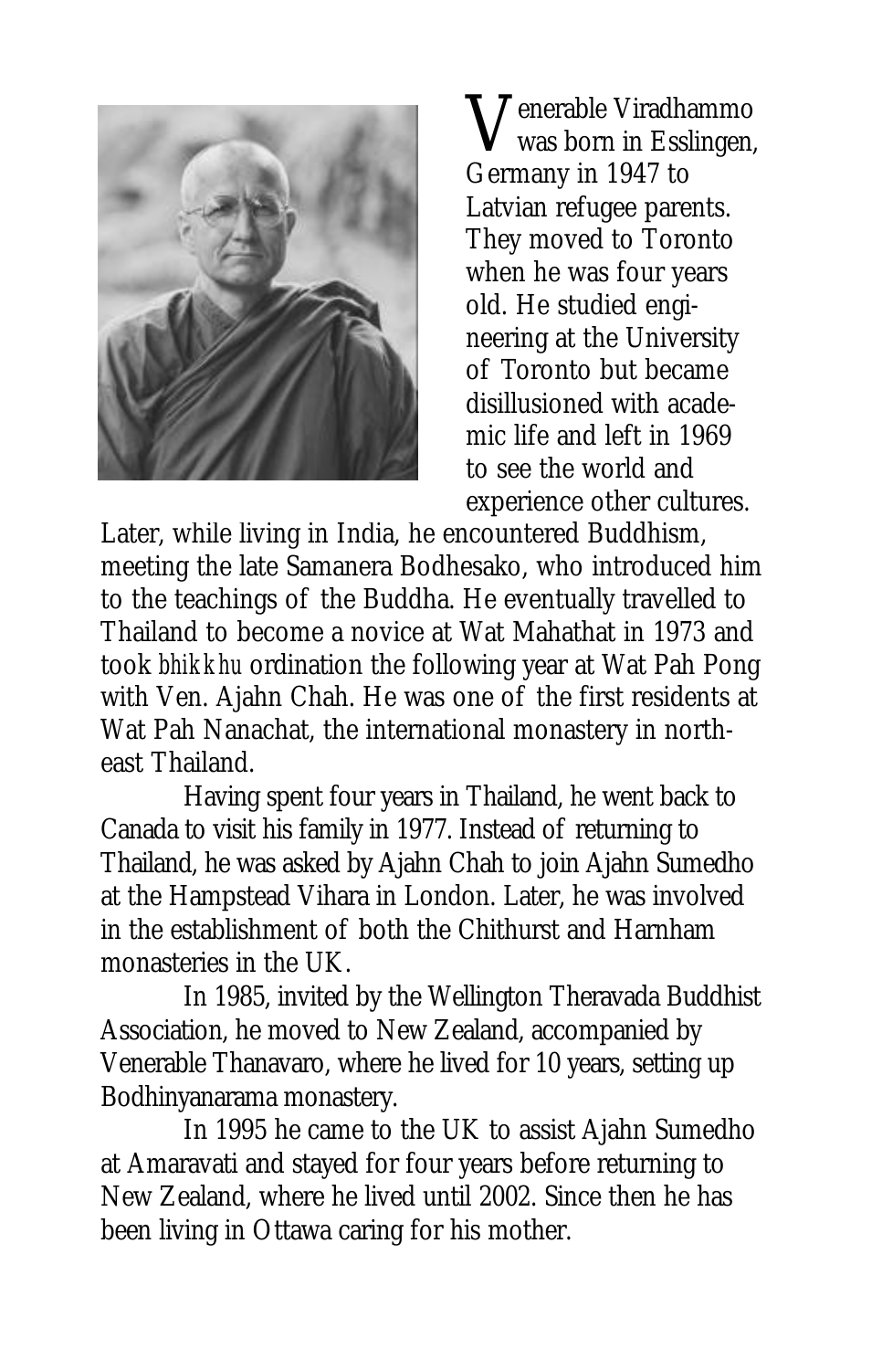Venerable Viradhammo was born in Esslingen, Germany in 1947 to Latvian refugee parents. They moved to Toronto when he was four years old. He studied engineering at the University of Toronto but became disillusioned with academic life and left in 1969 to see the world and experience other cultures. Later, while living in India, he encountered Buddhism, meeting the late Samanera Bodhesako, who introduced him to the teachings of the Buddha. He eventually travelled to Thailand to become a novice at Wat Mahathat in 1973 and took *bhikkhu* ordination the following year at Wat Pah Pong with Ven. Ajahn Chah. He was one of the first residents at Wat Pah Nanachat, the international monastery in northeast Thailand.

Having spent four years in Thailand, he went back to Canada to visit his family in 1977. Instead of returning to Thailand, he was asked by Ajahn Chah to join Ajahn Sumedho at the Hampstead Vihara in London. Later, he was involved in the establishment of both the Chithurst and Harnham monasteries in the UK.

In 1985, invited by the Wellington Theravada Buddhist Association, he moved to New Zealand, accompanied by Venerable Thanavaro, where he lived for 10 years, setting up Bodhinyanarama monastery.

In 1995 he came to the UK to assist Ajahn Sumedho at Amaravati and stayed for four years before returning to New Zealand, where he lived until 2002. Since then he has been living in Ottawa caring for his mother.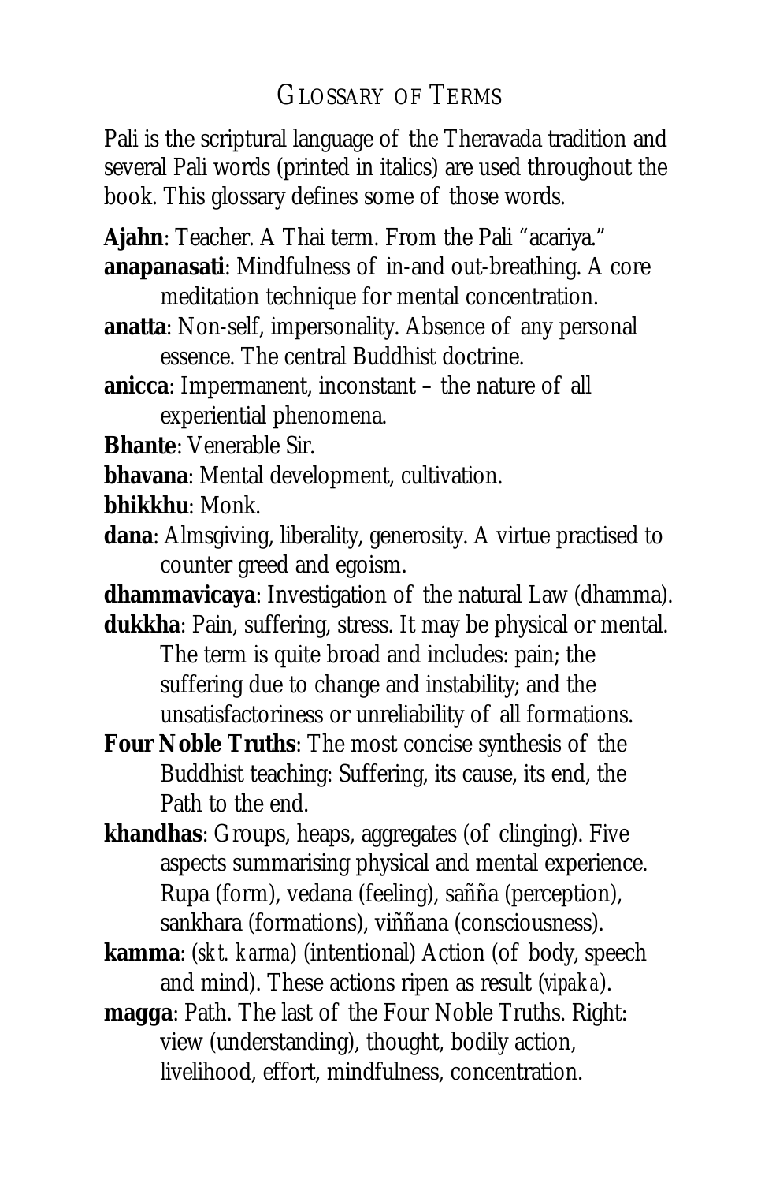## Glossary of Terms

Pali is the scriptural language of the Theravada tradition and several Pali words (printed in italics) are used throughout the book. This glossary defines some of those words.

**Ajahn**: Teacher. A Thai term. From the Pali "acariya."

**anapanasati**: Mindfulness of in-and out-breathing. A core meditation technique for mental concentration.

**anatta**: Non-self, impersonality. Absence of any personal essence. The central Buddhist doctrine.

**anicca**: Impermanent, inconstant – the nature of all experiential phenomena.

**Bhante**: Venerable Sir.

**bhavana**: Mental development, cultivation.

**bhikkhu**: Monk.

**dana**: Almsgiving, liberality, generosity. A virtue practised to counter greed and egoism.

**dhammavicaya**: Investigation of the natural Law (dhamma).

**dukkha**: Pain, suffering, stress. It may be physical or mental. The term is quite broad and includes: pain; the suffering due to change and instability; and the unsatisfactoriness or unreliability of all formations.

**Four Noble Truths**: The most concise synthesis of the Buddhist teaching: Suffering, its cause, its end, the Path to the end.

**khandhas**: Groups, heaps, aggregates (of clinging). Five aspects summarising physical and mental experience. Rupa (form), vedana (feeling), sañña (perception), sankhara (formations), viññana (consciousness).

**kamma**: (*skt. karma*) (intentional) Action (of body, speech and mind). These actions ripen as result (*vipaka*).

**magga**: Path. The last of the Four Noble Truths. Right: view (understanding), thought, bodily action, livelihood, effort, mindfulness, concentration.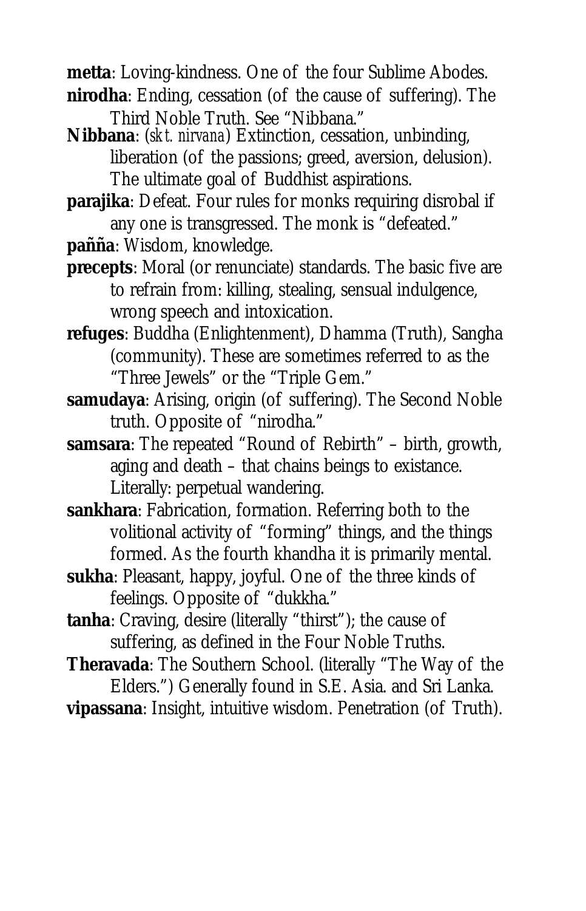**metta**: Loving-kindness. One of the four Sublime Abodes.

**nirodha**: Ending, cessation (of the cause of suffering). The Third Noble Truth. See "Nibbana."

**Nibbana**: (*skt. nirvana*) Extinction, cessation, unbinding, liberation (of the passions; greed, aversion, delusion). The ultimate goal of Buddhist aspirations.

**parajika**: Defeat. Four rules for monks requiring disrobal if any one is transgressed. The monk is "defeated."

**pañña**: Wisdom, knowledge.

**precepts**: Moral (or renunciate) standards. The basic five are to refrain from: killing, stealing, sensual indulgence, wrong speech and intoxication.

**refuges**: Buddha (Enlightenment), Dhamma (Truth), Sangha (community). These are sometimes referred to as the "Three Jewels" or the "Triple Gem."

**samudaya**: Arising, origin (of suffering). The Second Noble truth. Opposite of "nirodha."

**samsara**: The repeated "Round of Rebirth" – birth, growth, aging and death – that chains beings to existance. Literally: perpetual wandering.

**sankhara**: Fabrication, formation. Referring both to the volitional activity of "forming" things, and the things formed. As the fourth khandha it is primarily mental.

**sukha**: Pleasant, happy, joyful. One of the three kinds of feelings. Opposite of "dukkha."

**tanha**: Craving, desire (literally "thirst"); the cause of suffering, as defined in the Four Noble Truths.

**Theravada**: The Southern School. (literally "The Way of the Elders.") Generally found in S.E. Asia. and Sri Lanka.

**vipassana**: Insight, intuitive wisdom. Penetration (of Truth).